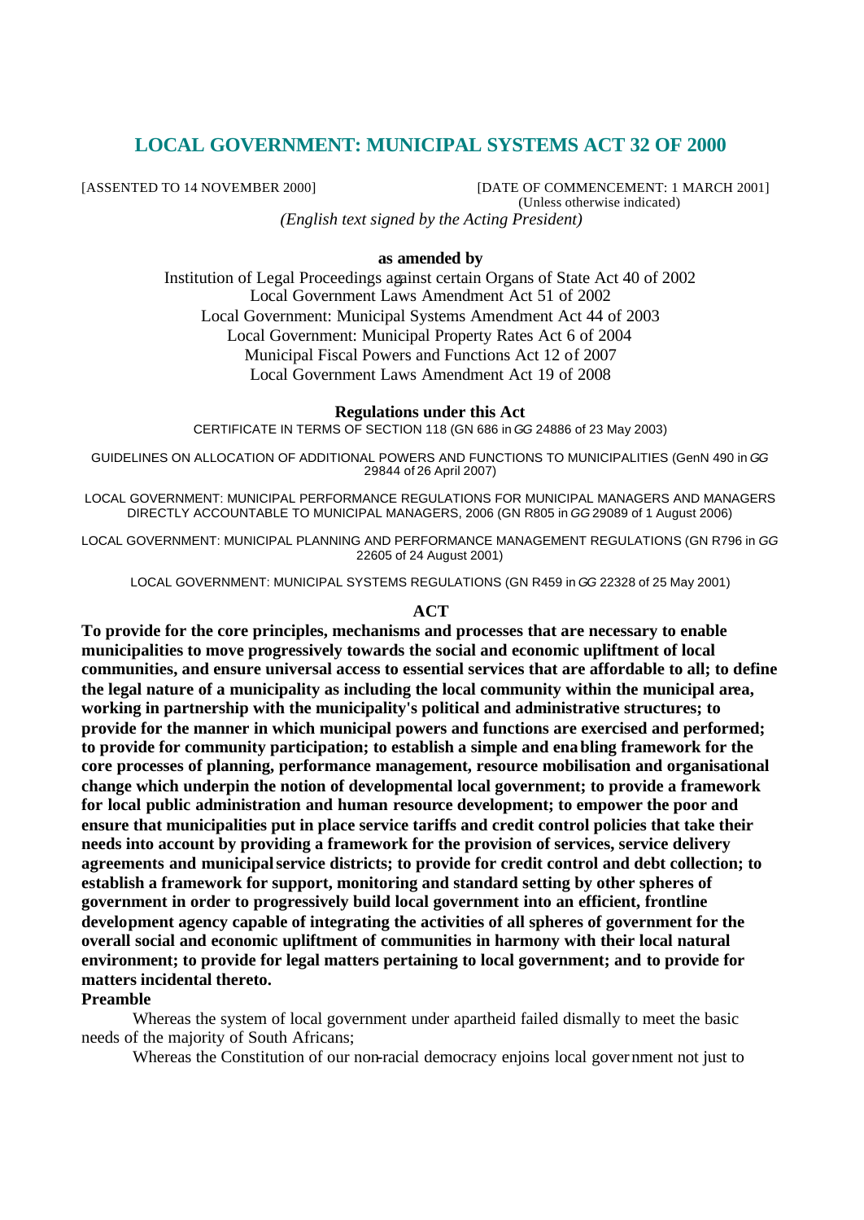# LOCAL GOVERNMENT: MUNICIPAL SYSTEMS ACT 32 OF 2000

[ASSENTED TO 14 NOVEMBER 2000] [DATE OF COMMENCEMENT: 1 MARCH 2001]
(Unless otherwise indicated)

*(English text signed by the Acting President)*

**as amended by**

Institution of Legal Proceedings against certain Organs of State Act 40 of 2002
Local Government Laws Amendment Act 51 of 2002
Local Government: Municipal Systems Amendment Act 44 of 2003
Local Government: Municipal Property Rates Act 6 of 2004
Municipal Fiscal Powers and Functions Act 12 of 2007
Local Government Laws Amendment Act 19 of 2008

**Regulations under this Act**

CERTIFICATE IN TERMS OF SECTION 118 (GN 686 in *GG* 24886 of 23 May 2003)

GUIDELINES ON ALLOCATION OF ADDITIONAL POWERS AND FUNCTIONS TO MUNICIPALITIES (GenN 490 in *GG* 29844 of 26 April 2007)

LOCAL GOVERNMENT: MUNICIPAL PERFORMANCE REGULATIONS FOR MUNICIPAL MANAGERS AND MANAGERS DIRECTLY ACCOUNTABLE TO MUNICIPAL MANAGERS, 2006 (GN R805 in *GG* 29089 of 1 August 2006)

LOCAL GOVERNMENT: MUNICIPAL PLANNING AND PERFORMANCE MANAGEMENT REGULATIONS (GN R796 in *GG* 22605 of 24 August 2001)

LOCAL GOVERNMENT: MUNICIPAL SYSTEMS REGULATIONS (GN R459 in *GG* 22328 of 25 May 2001)

## ACT

**To provide for the core principles, mechanisms and processes that are necessary to enable municipalities to move progressively towards the social and economic upliftment of local communities, and ensure universal access to essential services that are affordable to all; to define the legal nature of a municipality as including the local community within the municipal area, working in partnership with the municipality's political and administrative structures; to provide for the manner in which municipal powers and functions are exercised and performed; to provide for community participation; to establish a simple and enabling framework for the core processes of planning, performance management, resource mobilisation and organisational change which underpin the notion of developmental local government; to provide a framework for local public administration and human resource development; to empower the poor and ensure that municipalities put in place service tariffs and credit control policies that take their needs into account by providing a framework for the provision of services, service delivery agreements and municipal service districts; to provide for credit control and debt collection; to establish a framework for support, monitoring and standard setting by other spheres of government in order to progressively build local government into an efficient, frontline development agency capable of integrating the activities of all spheres of government for the overall social and economic upliftment of communities in harmony with their local natural environment; to provide for legal matters pertaining to local government; and to provide for matters incidental thereto.**

**Preamble**

Whereas the system of local government under apartheid failed dismally to meet the basic needs of the majority of South Africans;

Whereas the Constitution of our non-racial democracy enjoins local government not just to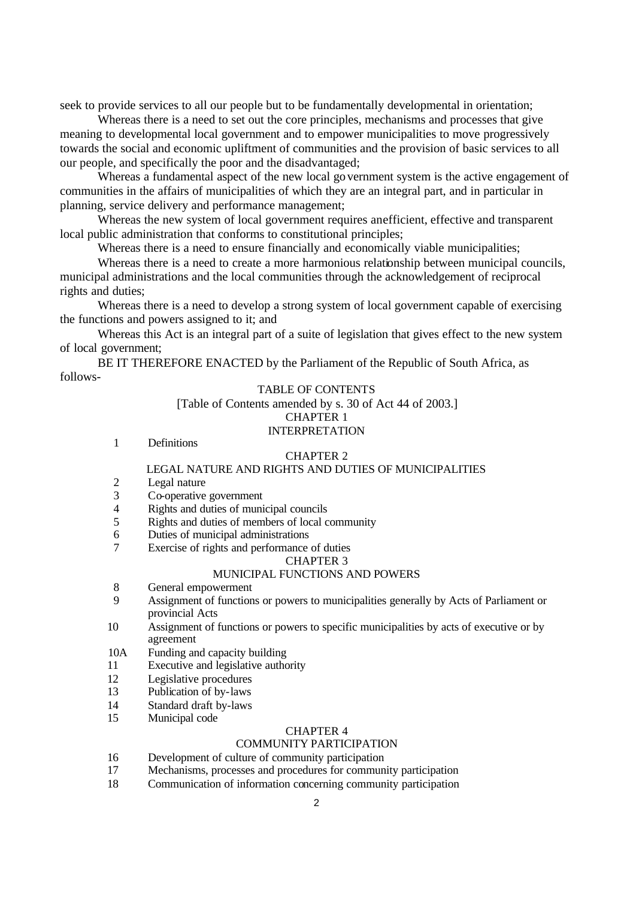seek to provide services to all our people but to be fundamentally developmental in orientation;

Whereas there is a need to set out the core principles, mechanisms and processes that give meaning to developmental local government and to empower municipalities to move progressively towards the social and economic upliftment of communities and the provision of basic services to all our people, and specifically the poor and the disadvantaged;

Whereas a fundamental aspect of the new local government system is the active engagement of communities in the affairs of municipalities of which they are an integral part, and in particular in planning, service delivery and performance management;

Whereas the new system of local government requires anefficient, effective and transparent local public administration that conforms to constitutional principles;

Whereas there is a need to ensure financially and economically viable municipalities;

Whereas there is a need to create a more harmonious relationship between municipal councils, municipal administrations and the local communities through the acknowledgement of reciprocal rights and duties;

Whereas there is a need to develop a strong system of local government capable of exercising the functions and powers assigned to it; and

Whereas this Act is an integral part of a suite of legislation that gives effect to the new system of local government;

BE IT THEREFORE ENACTED by the Parliament of the Republic of South Africa, as follows-

TABLE OF CONTENTS

[Table of Contents amended by s. 30 of Act 44 of 2003.]

CHAPTER 1

INTERPRETATION

1 Definitions

CHAPTER 2

LEGAL NATURE AND RIGHTS AND DUTIES OF MUNICIPALITIES

2 Legal nature
3 Co-operative government
4 Rights and duties of municipal councils
5 Rights and duties of members of local community
6 Duties of municipal administrations
7 Exercise of rights and performance of duties

CHAPTER 3

MUNICIPAL FUNCTIONS AND POWERS

8 General empowerment
9 Assignment of functions or powers to municipalities generally by Acts of Parliament or provincial Acts
10 Assignment of functions or powers to specific municipalities by acts of executive or by agreement
10A Funding and capacity building
11 Executive and legislative authority
12 Legislative procedures
13 Publication of by-laws
14 Standard draft by-laws
15 Municipal code

CHAPTER 4

COMMUNITY PARTICIPATION

16 Development of culture of community participation
17 Mechanisms, processes and procedures for community participation
18 Communication of information concerning community participation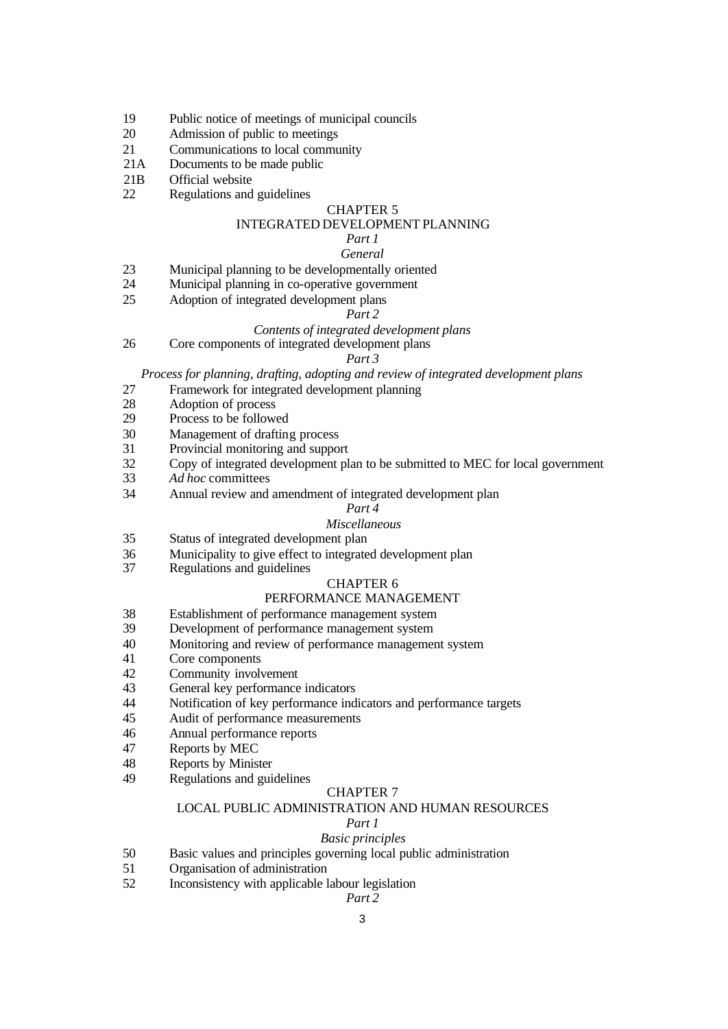19 Public notice of meetings of municipal councils
20 Admission of public to meetings
21 Communications to local community
21A Documents to be made public
21B Official website
22 Regulations and guidelines

CHAPTER 5

INTEGRATED DEVELOPMENT PLANNING

*Part 1*

*General*

23 Municipal planning to be developmentally oriented
24 Municipal planning in co-operative government
25 Adoption of integrated development plans

*Part 2*

*Contents of integrated development plans*

26 Core components of integrated development plans

*Part 3*

*Process for planning, drafting, adopting and review of integrated development plans*

27 Framework for integrated development planning
28 Adoption of process
29 Process to be followed
30 Management of drafting process
31 Provincial monitoring and support
32 Copy of integrated development plan to be submitted to MEC for local government
33 *Ad hoc* committees
34 Annual review and amendment of integrated development plan

*Part 4*

*Miscellaneous*

35 Status of integrated development plan
36 Municipality to give effect to integrated development plan
37 Regulations and guidelines

CHAPTER 6

PERFORMANCE MANAGEMENT

38 Establishment of performance management system
39 Development of performance management system
40 Monitoring and review of performance management system
41 Core components
42 Community involvement
43 General key performance indicators
44 Notification of key performance indicators and performance targets
45 Audit of performance measurements
46 Annual performance reports
47 Reports by MEC
48 Reports by Minister
49 Regulations and guidelines

CHAPTER 7

LOCAL PUBLIC ADMINISTRATION AND HUMAN RESOURCES

*Part 1*

*Basic principles*

50 Basic values and principles governing local public administration
51 Organisation of administration
52 Inconsistency with applicable labour legislation

*Part 2*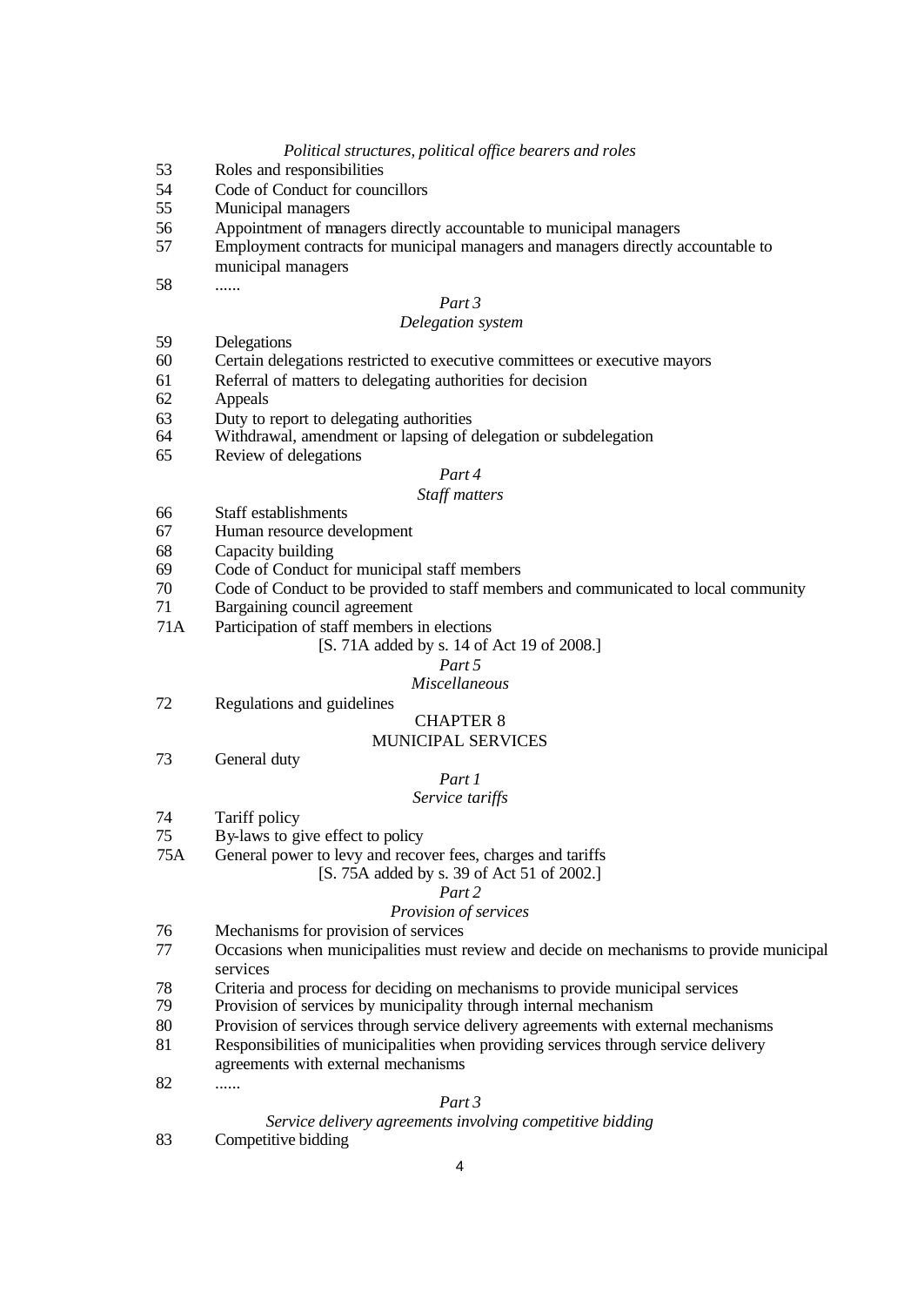*Political structures, political office bearers and roles*

53 Roles and responsibilities
54 Code of Conduct for councillors
55 Municipal managers
56 Appointment of managers directly accountable to municipal managers
57 Employment contracts for municipal managers and managers directly accountable to municipal managers
58 ......

*Part 3*

*Delegation system*

59 Delegations
60 Certain delegations restricted to executive committees or executive mayors
61 Referral of matters to delegating authorities for decision
62 Appeals
63 Duty to report to delegating authorities
64 Withdrawal, amendment or lapsing of delegation or subdelegation
65 Review of delegations

*Part 4*

*Staff matters*

66 Staff establishments
67 Human resource development
68 Capacity building
69 Code of Conduct for municipal staff members
70 Code of Conduct to be provided to staff members and communicated to local community
71 Bargaining council agreement
71A Participation of staff members in elections

[S. 71A added by s. 14 of Act 19 of 2008.]

*Part 5*

*Miscellaneous*

72 Regulations and guidelines

CHAPTER 8

MUNICIPAL SERVICES

73 General duty

*Part 1*

*Service tariffs*

74 Tariff policy
75 By-laws to give effect to policy
75A General power to levy and recover fees, charges and tariffs

[S. 75A added by s. 39 of Act 51 of 2002.]

*Part 2*

*Provision of services*

76 Mechanisms for provision of services
77 Occasions when municipalities must review and decide on mechanisms to provide municipal services
78 Criteria and process for deciding on mechanisms to provide municipal services
79 Provision of services by municipality through internal mechanism
80 Provision of services through service delivery agreements with external mechanisms
81 Responsibilities of municipalities when providing services through service delivery agreements with external mechanisms
82 ......

*Part 3*

*Service delivery agreements involving competitive bidding*

83 Competitive bidding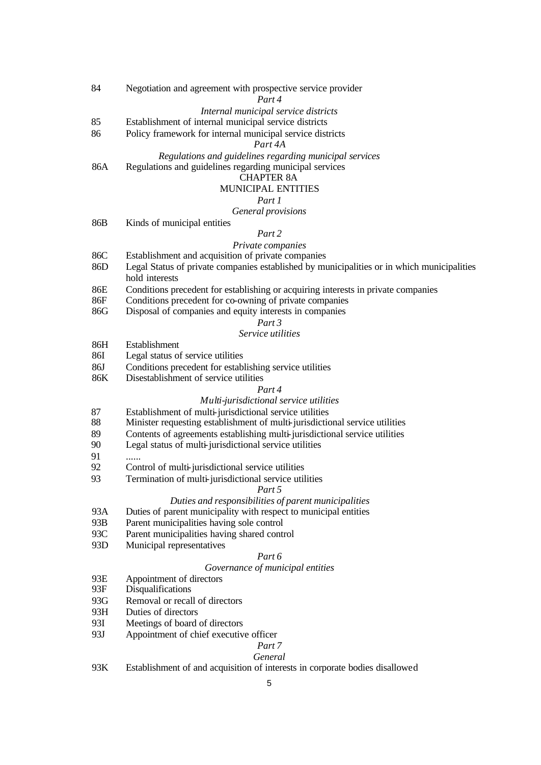84 Negotiation and agreement with prospective service provider

*Part 4*

*Internal municipal service districts*

85 Establishment of internal municipal service districts

86 Policy framework for internal municipal service districts

*Part 4A*

*Regulations and guidelines regarding municipal services*

86A Regulations and guidelines regarding municipal services

CHAPTER 8A

MUNICIPAL ENTITIES

*Part 1*

*General provisions*

86B Kinds of municipal entities

*Part 2*

*Private companies*

86C Establishment and acquisition of private companies

86D Legal Status of private companies established by municipalities or in which municipalities hold interests

86E Conditions precedent for establishing or acquiring interests in private companies

86F Conditions precedent for co-owning of private companies

86G Disposal of companies and equity interests in companies

*Part 3*

*Service utilities*

86H Establishment

86I Legal status of service utilities

86J Conditions precedent for establishing service utilities

86K Disestablishment of service utilities

*Part 4*

*Multi-jurisdictional service utilities*

87 Establishment of multi-jurisdictional service utilities

88 Minister requesting establishment of multi-jurisdictional service utilities

89 Contents of agreements establishing multi-jurisdictional service utilities

90 Legal status of multi-jurisdictional service utilities

91 ......

92 Control of multi-jurisdictional service utilities

93 Termination of multi-jurisdictional service utilities

*Part 5*

*Duties and responsibilities of parent municipalities*

93A Duties of parent municipality with respect to municipal entities

93B Parent municipalities having sole control

93C Parent municipalities having shared control

93D Municipal representatives

*Part 6*

*Governance of municipal entities*

93E Appointment of directors

93F Disqualifications

93G Removal or recall of directors

93H Duties of directors

93I Meetings of board of directors

93J Appointment of chief executive officer

*Part 7*

*General*

93K Establishment of and acquisition of interests in corporate bodies disallowed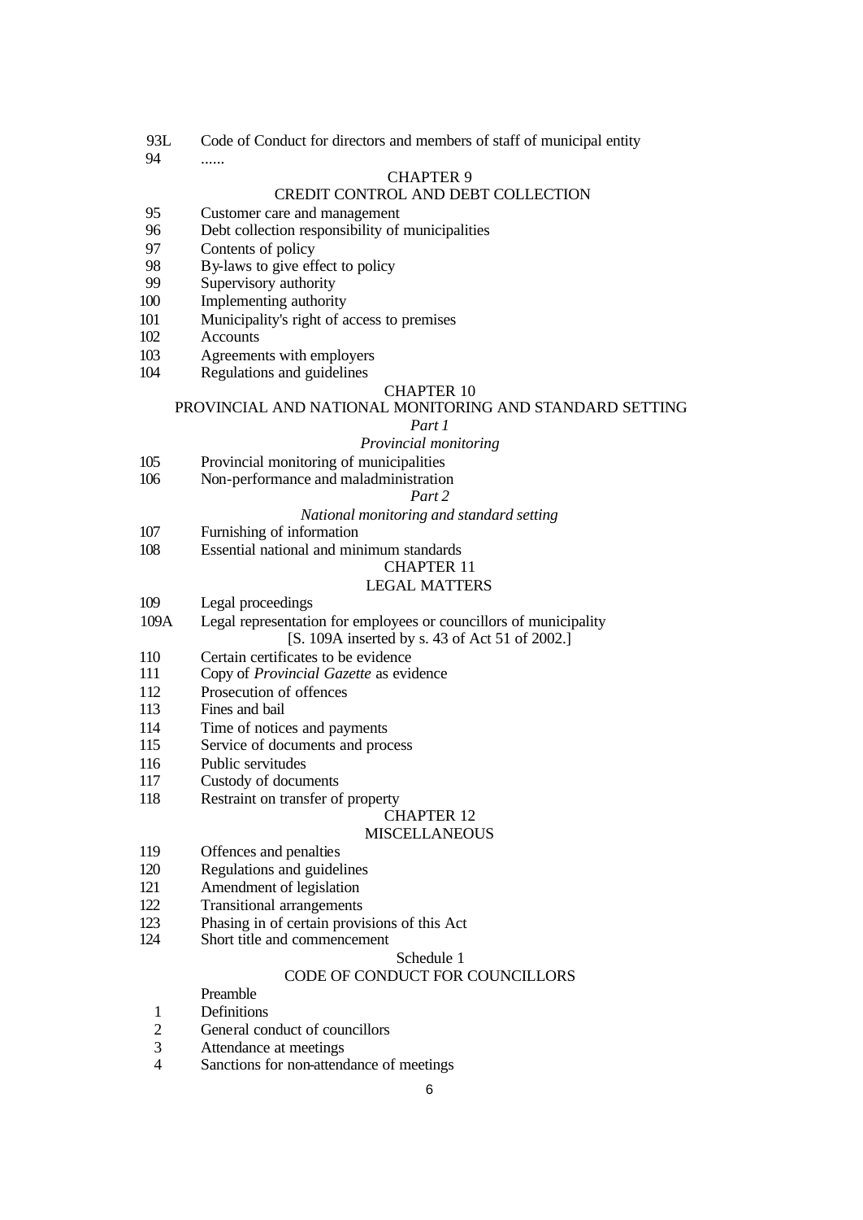93L Code of Conduct for directors and members of staff of municipal entity

94 ......

## CHAPTER 9

## CREDIT CONTROL AND DEBT COLLECTION

95 Customer care and management

96 Debt collection responsibility of municipalities

97 Contents of policy

98 By-laws to give effect to policy

99 Supervisory authority

100 Implementing authority

101 Municipality's right of access to premises

102 Accounts

103 Agreements with employers

104 Regulations and guidelines

## CHAPTER 10

## PROVINCIAL AND NATIONAL MONITORING AND STANDARD SETTING

### *Part 1*

### *Provincial monitoring*

105 Provincial monitoring of municipalities

106 Non-performance and maladministration

### *Part 2*

### *National monitoring and standard setting*

107 Furnishing of information

108 Essential national and minimum standards

## CHAPTER 11

## LEGAL MATTERS

109 Legal proceedings

109A Legal representation for employees or councillors of municipality

[S. 109A inserted by s. 43 of Act 51 of 2002.]

110 Certain certificates to be evidence

111 Copy of *Provincial Gazette* as evidence

112 Prosecution of offences

113 Fines and bail

114 Time of notices and payments

115 Service of documents and process

116 Public servitudes

117 Custody of documents

118 Restraint on transfer of property

## CHAPTER 12

## MISCELLANEOUS

119 Offences and penalties

120 Regulations and guidelines

121 Amendment of legislation

122 Transitional arrangements

123 Phasing in of certain provisions of this Act

124 Short title and commencement

## Schedule 1

## CODE OF CONDUCT FOR COUNCILLORS

Preamble

1 Definitions

2 General conduct of councillors

3 Attendance at meetings

4 Sanctions for non-attendance of meetings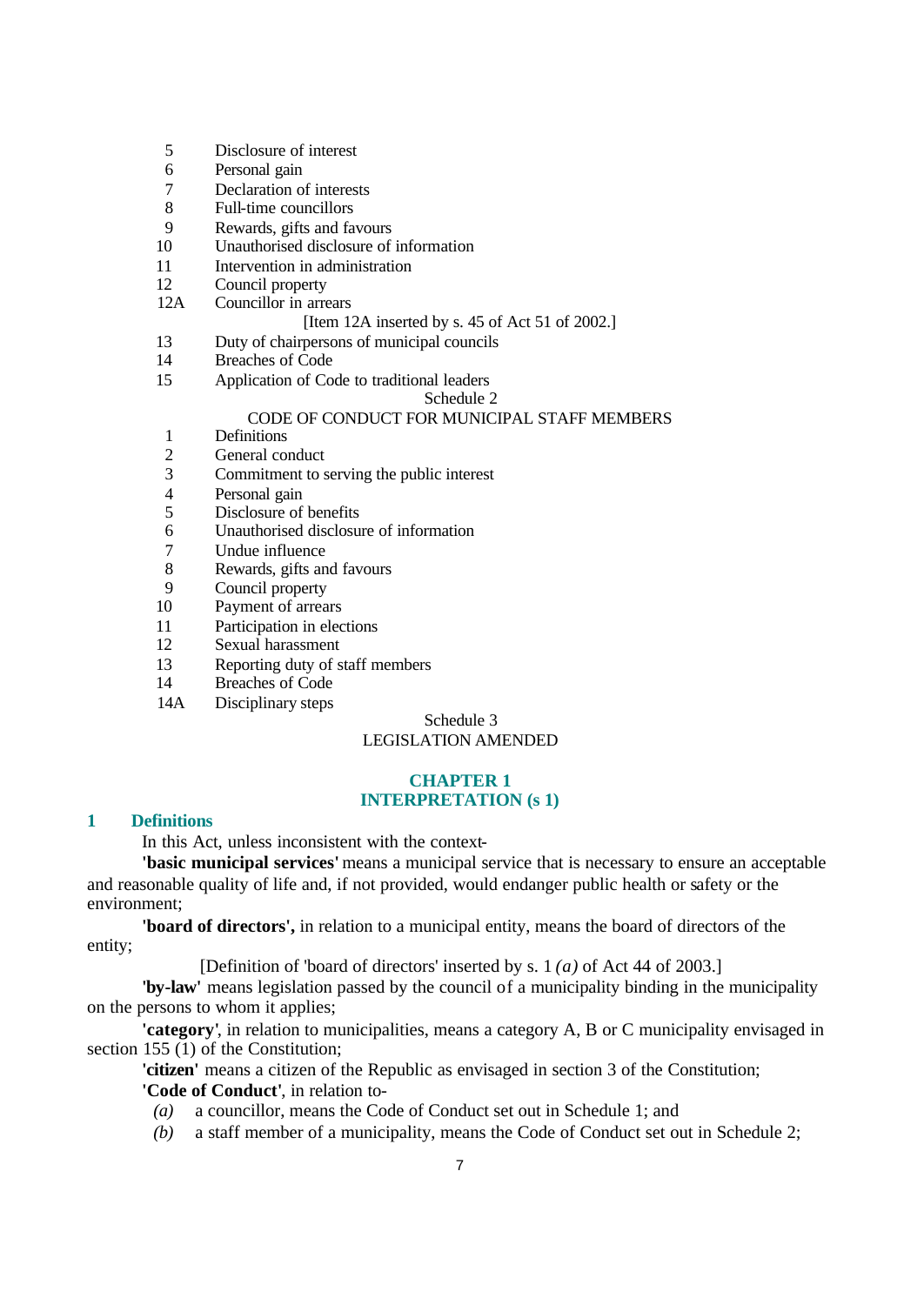5 Disclosure of interest
6 Personal gain
7 Declaration of interests
8 Full-time councillors
9 Rewards, gifts and favours
10 Unauthorised disclosure of information
11 Intervention in administration
12 Council property
12A Councillor in arrears

[Item 12A inserted by s. 45 of Act 51 of 2002.]

13 Duty of chairpersons of municipal councils
14 Breaches of Code
15 Application of Code to traditional leaders

Schedule 2

CODE OF CONDUCT FOR MUNICIPAL STAFF MEMBERS

1 Definitions
2 General conduct
3 Commitment to serving the public interest
4 Personal gain
5 Disclosure of benefits
6 Unauthorised disclosure of information
7 Undue influence
8 Rewards, gifts and favours
9 Council property
10 Payment of arrears
11 Participation in elections
12 Sexual harassment
13 Reporting duty of staff members
14 Breaches of Code
14A Disciplinary steps

Schedule 3

LEGISLATION AMENDED

## CHAPTER 1
## INTERPRETATION (s 1)

### 1 Definitions

In this Act, unless inconsistent with the context-

**'basic municipal services'** means a municipal service that is necessary to ensure an acceptable and reasonable quality of life and, if not provided, would endanger public health or safety or the environment;

**'board of directors',** in relation to a municipal entity, means the board of directors of the entity;

[Definition of 'board of directors' inserted by s. 1 *(a)* of Act 44 of 2003.]

**'by-law'** means legislation passed by the council of a municipality binding in the municipality on the persons to whom it applies;

**'category'**, in relation to municipalities, means a category A, B or C municipality envisaged in section 155 (1) of the Constitution;

**'citizen'** means a citizen of the Republic as envisaged in section 3 of the Constitution;

**'Code of Conduct'**, in relation to-

*(a)* a councillor, means the Code of Conduct set out in Schedule 1; and

*(b)* a staff member of a municipality, means the Code of Conduct set out in Schedule 2;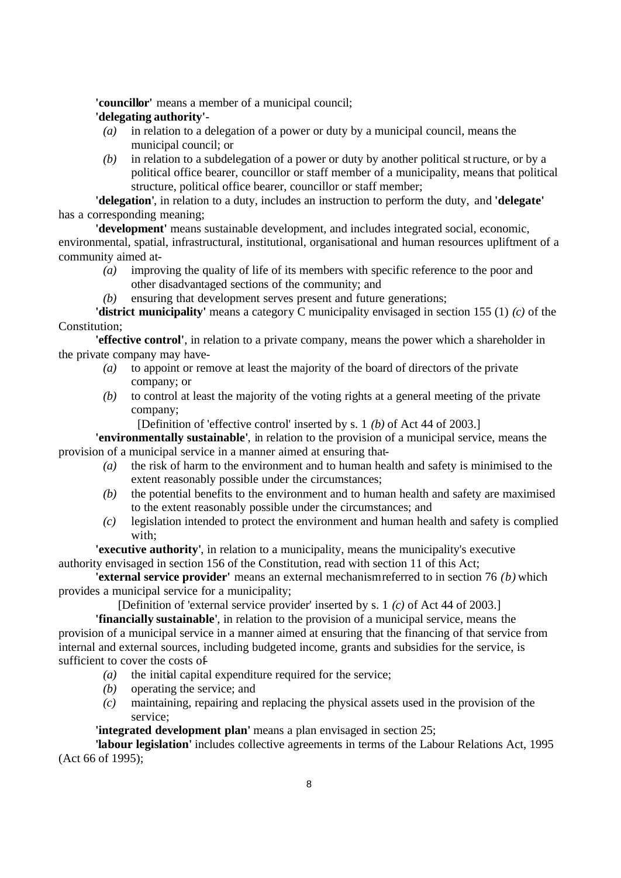**'councillor'** means a member of a municipal council;

**'delegating authority'**-

- *(a)* in relation to a delegation of a power or duty by a municipal council, means the municipal council; or
- *(b)* in relation to a subdelegation of a power or duty by another political structure, or by a political office bearer, councillor or staff member of a municipality, means that political structure, political office bearer, councillor or staff member;

**'delegation'**, in relation to a duty, includes an instruction to perform the duty, and **'delegate'** has a corresponding meaning;

**'development'** means sustainable development, and includes integrated social, economic, environmental, spatial, infrastructural, institutional, organisational and human resources upliftment of a community aimed at-

- *(a)* improving the quality of life of its members with specific reference to the poor and other disadvantaged sections of the community; and
- *(b)* ensuring that development serves present and future generations;

**'district municipality'** means a category C municipality envisaged in section 155 (1) *(c)* of the Constitution;

**'effective control'**, in relation to a private company, means the power which a shareholder in the private company may have-

- *(a)* to appoint or remove at least the majority of the board of directors of the private company; or
- *(b)* to control at least the majority of the voting rights at a general meeting of the private company;

[Definition of 'effective control' inserted by s. 1 *(b)* of Act 44 of 2003.]

**'environmentally sustainable'**, in relation to the provision of a municipal service, means the provision of a municipal service in a manner aimed at ensuring that-

- *(a)* the risk of harm to the environment and to human health and safety is minimised to the extent reasonably possible under the circumstances;
- *(b)* the potential benefits to the environment and to human health and safety are maximised to the extent reasonably possible under the circumstances; and
- *(c)* legislation intended to protect the environment and human health and safety is complied with;

**'executive authority'**, in relation to a municipality, means the municipality's executive authority envisaged in section 156 of the Constitution, read with section 11 of this Act;

**'external service provider'** means an external mechanism referred to in section 76 *(b)* which provides a municipal service for a municipality;

[Definition of 'external service provider' inserted by s. 1 *(c)* of Act 44 of 2003.]

**'financially sustainable'**, in relation to the provision of a municipal service, means the provision of a municipal service in a manner aimed at ensuring that the financing of that service from internal and external sources, including budgeted income, grants and subsidies for the service, is sufficient to cover the costs of-

- *(a)* the initial capital expenditure required for the service;
- *(b)* operating the service; and
- *(c)* maintaining, repairing and replacing the physical assets used in the provision of the service;

**'integrated development plan'** means a plan envisaged in section 25;

**'labour legislation'** includes collective agreements in terms of the Labour Relations Act, 1995 (Act 66 of 1995);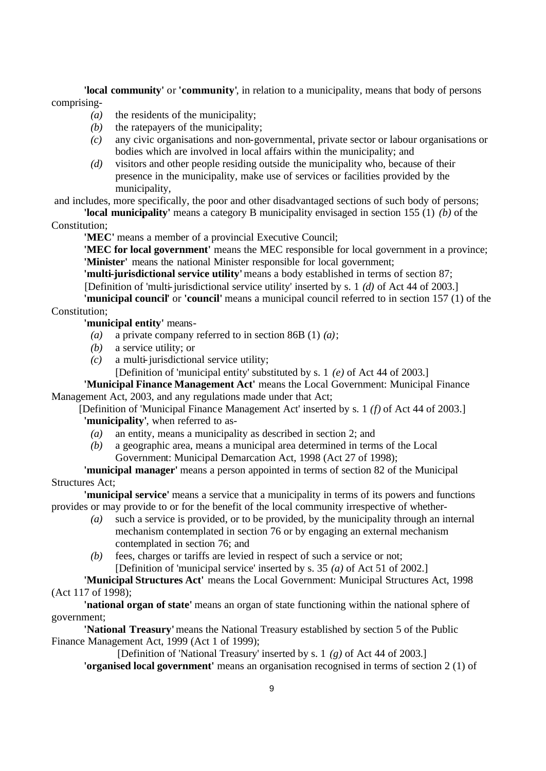**'local community'** or **'community'**, in relation to a municipality, means that body of persons comprising-

- *(a)* the residents of the municipality;
- *(b)* the ratepayers of the municipality;
- *(c)* any civic organisations and non-governmental, private sector or labour organisations or bodies which are involved in local affairs within the municipality; and
- *(d)* visitors and other people residing outside the municipality who, because of their presence in the municipality, make use of services or facilities provided by the municipality,

and includes, more specifically, the poor and other disadvantaged sections of such body of persons;

**'local municipality'** means a category B municipality envisaged in section 155 (1) *(b)* of the Constitution;

**'MEC'** means a member of a provincial Executive Council;

**'MEC for local government'** means the MEC responsible for local government in a province;

**'Minister'** means the national Minister responsible for local government;

**'multi-jurisdictional service utility'** means a body established in terms of section 87;

[Definition of 'multi-jurisdictional service utility' inserted by s. 1 *(d)* of Act 44 of 2003.]

**'municipal council'** or **'council'** means a municipal council referred to in section 157 (1) of the Constitution;

**'municipal entity'** means-

- *(a)* a private company referred to in section 86B (1) *(a)*;
- *(b)* a service utility; or
- *(c)* a multi-jurisdictional service utility;

[Definition of 'municipal entity' substituted by s. 1 *(e)* of Act 44 of 2003.]

**'Municipal Finance Management Act'** means the Local Government: Municipal Finance Management Act, 2003, and any regulations made under that Act;

[Definition of 'Municipal Finance Management Act' inserted by s. 1 *(f)* of Act 44 of 2003.]

**'municipality'**, when referred to as-

- *(a)* an entity, means a municipality as described in section 2; and
- *(b)* a geographic area, means a municipal area determined in terms of the Local Government: Municipal Demarcation Act, 1998 (Act 27 of 1998);

**'municipal manager'** means a person appointed in terms of section 82 of the Municipal Structures Act;

**'municipal service'** means a service that a municipality in terms of its powers and functions provides or may provide to or for the benefit of the local community irrespective of whether-

- *(a)* such a service is provided, or to be provided, by the municipality through an internal mechanism contemplated in section 76 or by engaging an external mechanism contemplated in section 76; and
- *(b)* fees, charges or tariffs are levied in respect of such a service or not;

[Definition of 'municipal service' inserted by s. 35 *(a)* of Act 51 of 2002.]

**'Municipal Structures Act'** means the Local Government: Municipal Structures Act, 1998 (Act 117 of 1998);

**'national organ of state'** means an organ of state functioning within the national sphere of government;

**'National Treasury'** means the National Treasury established by section 5 of the Public Finance Management Act, 1999 (Act 1 of 1999);

[Definition of 'National Treasury' inserted by s. 1 *(g)* of Act 44 of 2003.]

**'organised local government'** means an organisation recognised in terms of section 2 (1) of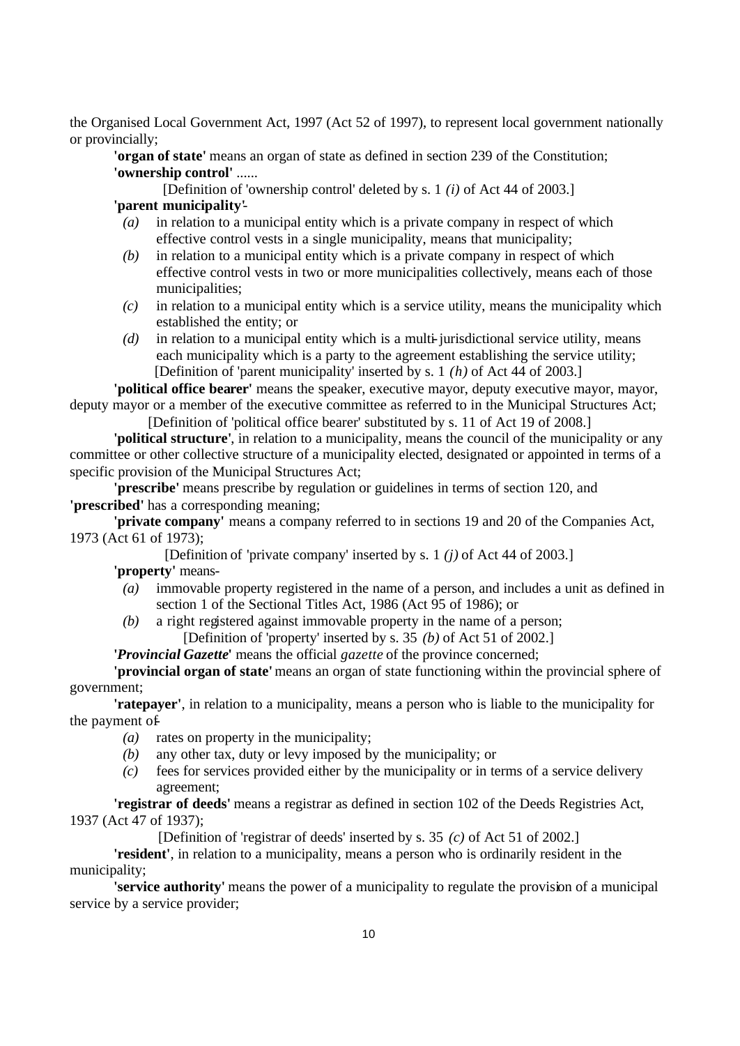the Organised Local Government Act, 1997 (Act 52 of 1997), to represent local government nationally or provincially;

**'organ of state'** means an organ of state as defined in section 239 of the Constitution;

**'ownership control'** ......

[Definition of 'ownership control' deleted by s. 1 *(i)* of Act 44 of 2003.]

**'parent municipality'**-

*(a)* in relation to a municipal entity which is a private company in respect of which effective control vests in a single municipality, means that municipality;

*(b)* in relation to a municipal entity which is a private company in respect of which effective control vests in two or more municipalities collectively, means each of those municipalities;

*(c)* in relation to a municipal entity which is a service utility, means the municipality which established the entity; or

*(d)* in relation to a municipal entity which is a multi-jurisdictional service utility, means each municipality which is a party to the agreement establishing the service utility;

[Definition of 'parent municipality' inserted by s. 1 *(h)* of Act 44 of 2003.]

**'political office bearer'** means the speaker, executive mayor, deputy executive mayor, mayor, deputy mayor or a member of the executive committee as referred to in the Municipal Structures Act;

[Definition of 'political office bearer' substituted by s. 11 of Act 19 of 2008.]

**'political structure'**, in relation to a municipality, means the council of the municipality or any committee or other collective structure of a municipality elected, designated or appointed in terms of a specific provision of the Municipal Structures Act;

**'prescribe'** means prescribe by regulation or guidelines in terms of section 120, and **'prescribed'** has a corresponding meaning;

**'private company'** means a company referred to in sections 19 and 20 of the Companies Act, 1973 (Act 61 of 1973);

[Definition of 'private company' inserted by s. 1 *(j)* of Act 44 of 2003.]

**'property'** means-

*(a)* immovable property registered in the name of a person, and includes a unit as defined in section 1 of the Sectional Titles Act, 1986 (Act 95 of 1986); or

*(b)* a right registered against immovable property in the name of a person;

[Definition of 'property' inserted by s. 35 *(b)* of Act 51 of 2002.]

**'*Provincial Gazette*'** means the official *gazette* of the province concerned;

**'provincial organ of state'** means an organ of state functioning within the provincial sphere of government;

**'ratepayer'**, in relation to a municipality, means a person who is liable to the municipality for the payment of-

*(a)* rates on property in the municipality;

*(b)* any other tax, duty or levy imposed by the municipality; or

*(c)* fees for services provided either by the municipality or in terms of a service delivery agreement;

**'registrar of deeds'** means a registrar as defined in section 102 of the Deeds Registries Act, 1937 (Act 47 of 1937);

[Definition of 'registrar of deeds' inserted by s. 35 *(c)* of Act 51 of 2002.]

**'resident'**, in relation to a municipality, means a person who is ordinarily resident in the municipality;

**'service authority'** means the power of a municipality to regulate the provision of a municipal service by a service provider;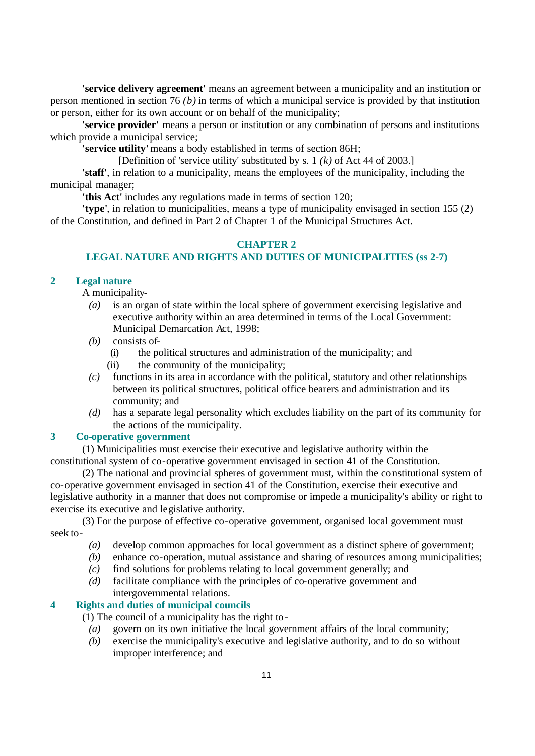**'service delivery agreement'** means an agreement between a municipality and an institution or person mentioned in section 76 *(b)* in terms of which a municipal service is provided by that institution or person, either for its own account or on behalf of the municipality;

**'service provider'** means a person or institution or any combination of persons and institutions which provide a municipal service;

**'service utility'** means a body established in terms of section 86H;

[Definition of 'service utility' substituted by s. 1 *(k)* of Act 44 of 2003.]

**'staff'**, in relation to a municipality, means the employees of the municipality, including the municipal manager;

**'this Act'** includes any regulations made in terms of section 120;

**'type'**, in relation to municipalities, means a type of municipality envisaged in section 155 (2) of the Constitution, and defined in Part 2 of Chapter 1 of the Municipal Structures Act.

## CHAPTER 2
## LEGAL NATURE AND RIGHTS AND DUTIES OF MUNICIPALITIES (ss 2-7)

### 2 Legal nature

A municipality-

*(a)* is an organ of state within the local sphere of government exercising legislative and executive authority within an area determined in terms of the Local Government: Municipal Demarcation Act, 1998;

*(b)* consists of-

(i) the political structures and administration of the municipality; and

(ii) the community of the municipality;

*(c)* functions in its area in accordance with the political, statutory and other relationships between its political structures, political office bearers and administration and its community; and

*(d)* has a separate legal personality which excludes liability on the part of its community for the actions of the municipality.

### 3 Co-operative government

(1) Municipalities must exercise their executive and legislative authority within the constitutional system of co-operative government envisaged in section 41 of the Constitution.

(2) The national and provincial spheres of government must, within the constitutional system of co-operative government envisaged in section 41 of the Constitution, exercise their executive and legislative authority in a manner that does not compromise or impede a municipality's ability or right to exercise its executive and legislative authority.

(3) For the purpose of effective co-operative government, organised local government must seek to-

*(a)* develop common approaches for local government as a distinct sphere of government;

*(b)* enhance co-operation, mutual assistance and sharing of resources among municipalities;

*(c)* find solutions for problems relating to local government generally; and

*(d)* facilitate compliance with the principles of co-operative government and intergovernmental relations.

### 4 Rights and duties of municipal councils

(1) The council of a municipality has the right to-

*(a)* govern on its own initiative the local government affairs of the local community;

*(b)* exercise the municipality's executive and legislative authority, and to do so without improper interference; and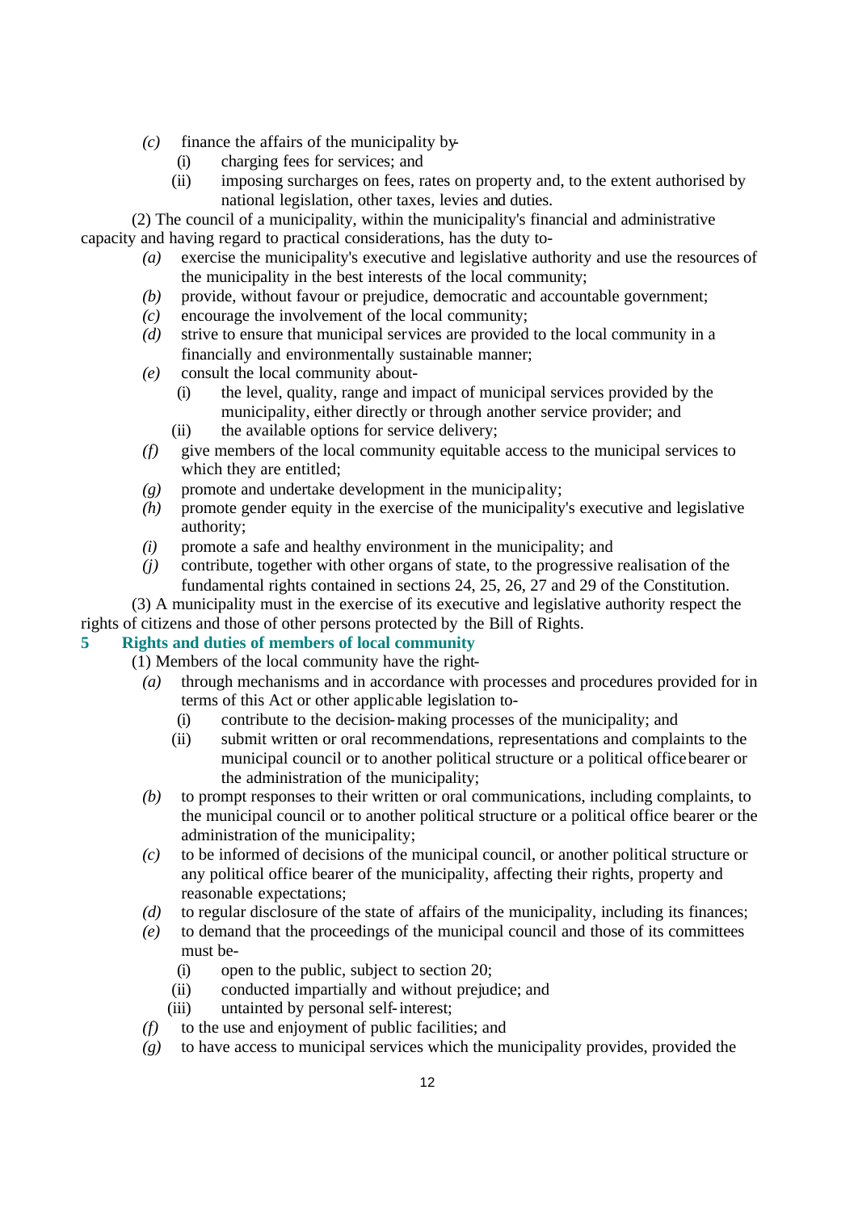*(c)* finance the affairs of the municipality by-

(i) charging fees for services; and

(ii) imposing surcharges on fees, rates on property and, to the extent authorised by national legislation, other taxes, levies and duties.

(2) The council of a municipality, within the municipality's financial and administrative capacity and having regard to practical considerations, has the duty to-

*(a)* exercise the municipality's executive and legislative authority and use the resources of the municipality in the best interests of the local community;

*(b)* provide, without favour or prejudice, democratic and accountable government;

*(c)* encourage the involvement of the local community;

*(d)* strive to ensure that municipal services are provided to the local community in a financially and environmentally sustainable manner;

*(e)* consult the local community about-

(i) the level, quality, range and impact of municipal services provided by the municipality, either directly or through another service provider; and

(ii) the available options for service delivery;

*(f)* give members of the local community equitable access to the municipal services to which they are entitled;

*(g)* promote and undertake development in the municipality;

*(h)* promote gender equity in the exercise of the municipality's executive and legislative authority;

*(i)* promote a safe and healthy environment in the municipality; and

*(j)* contribute, together with other organs of state, to the progressive realisation of the fundamental rights contained in sections 24, 25, 26, 27 and 29 of the Constitution.

(3) A municipality must in the exercise of its executive and legislative authority respect the rights of citizens and those of other persons protected by the Bill of Rights.

### 5 Rights and duties of members of local community

(1) Members of the local community have the right-

*(a)* through mechanisms and in accordance with processes and procedures provided for in terms of this Act or other applicable legislation to-

(i) contribute to the decision-making processes of the municipality; and

(ii) submit written or oral recommendations, representations and complaints to the municipal council or to another political structure or a political office bearer or the administration of the municipality;

*(b)* to prompt responses to their written or oral communications, including complaints, to the municipal council or to another political structure or a political office bearer or the administration of the municipality;

*(c)* to be informed of decisions of the municipal council, or another political structure or any political office bearer of the municipality, affecting their rights, property and reasonable expectations;

*(d)* to regular disclosure of the state of affairs of the municipality, including its finances;

*(e)* to demand that the proceedings of the municipal council and those of its committees must be-

(i) open to the public, subject to section 20;

(ii) conducted impartially and without prejudice; and

(iii) untainted by personal self-interest;

*(f)* to the use and enjoyment of public facilities; and

*(g)* to have access to municipal services which the municipality provides, provided the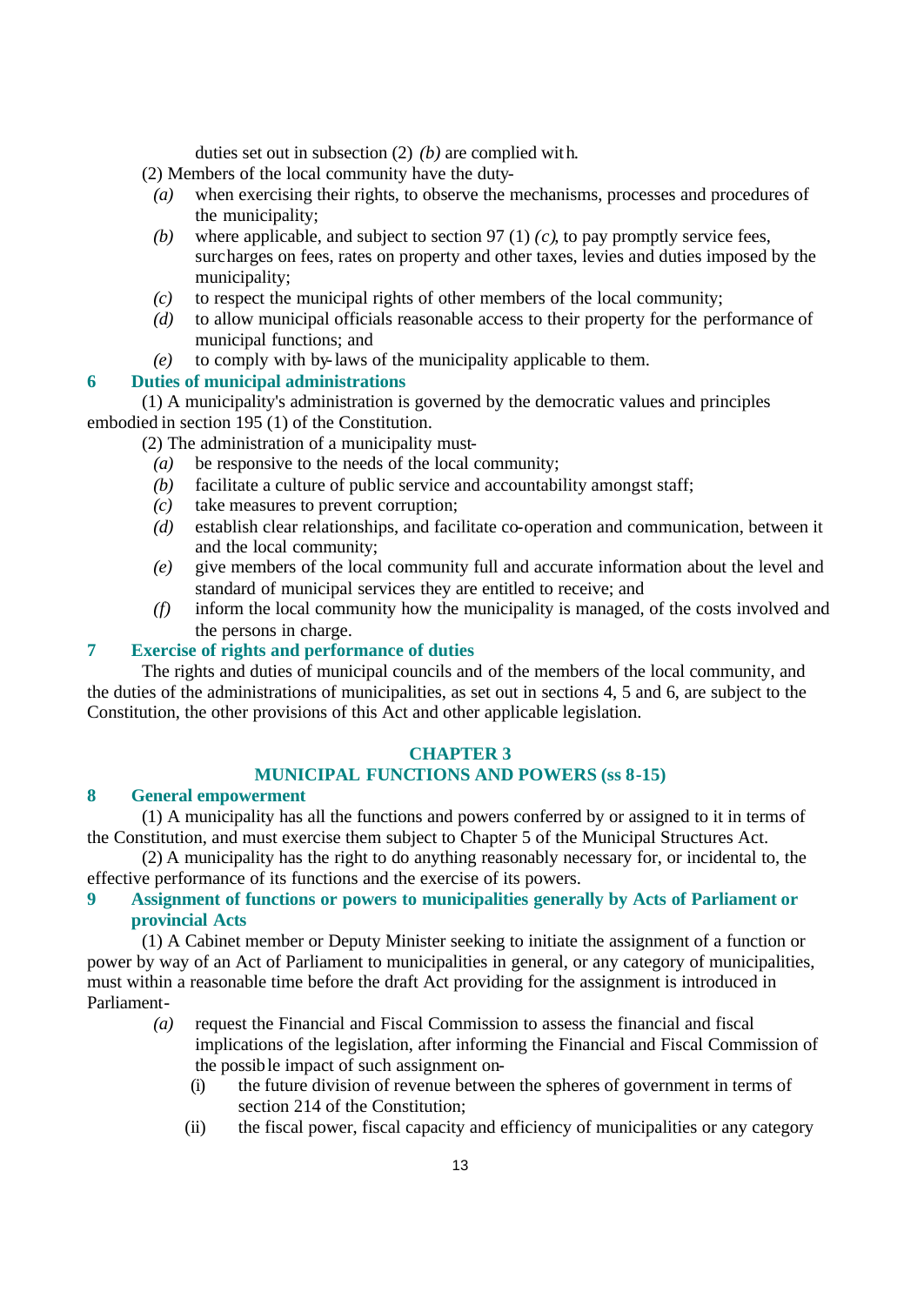duties set out in subsection (2) *(b)* are complied with.

(2) Members of the local community have the duty-

*(a)* when exercising their rights, to observe the mechanisms, processes and procedures of the municipality;

*(b)* where applicable, and subject to section 97 (1) *(c)*, to pay promptly service fees, surcharges on fees, rates on property and other taxes, levies and duties imposed by the municipality;

*(c)* to respect the municipal rights of other members of the local community;

*(d)* to allow municipal officials reasonable access to their property for the performance of municipal functions; and

*(e)* to comply with by-laws of the municipality applicable to them.

### 6 Duties of municipal administrations

(1) A municipality's administration is governed by the democratic values and principles embodied in section 195 (1) of the Constitution.

(2) The administration of a municipality must-

*(a)* be responsive to the needs of the local community;

*(b)* facilitate a culture of public service and accountability amongst staff;

*(c)* take measures to prevent corruption;

*(d)* establish clear relationships, and facilitate co-operation and communication, between it and the local community;

*(e)* give members of the local community full and accurate information about the level and standard of municipal services they are entitled to receive; and

*(f)* inform the local community how the municipality is managed, of the costs involved and the persons in charge.

### 7 Exercise of rights and performance of duties

The rights and duties of municipal councils and of the members of the local community, and the duties of the administrations of municipalities, as set out in sections 4, 5 and 6, are subject to the Constitution, the other provisions of this Act and other applicable legislation.

## CHAPTER 3
## MUNICIPAL FUNCTIONS AND POWERS (ss 8-15)

### 8 General empowerment

(1) A municipality has all the functions and powers conferred by or assigned to it in terms of the Constitution, and must exercise them subject to Chapter 5 of the Municipal Structures Act.

(2) A municipality has the right to do anything reasonably necessary for, or incidental to, the effective performance of its functions and the exercise of its powers.

### 9 Assignment of functions or powers to municipalities generally by Acts of Parliament or provincial Acts

(1) A Cabinet member or Deputy Minister seeking to initiate the assignment of a function or power by way of an Act of Parliament to municipalities in general, or any category of municipalities, must within a reasonable time before the draft Act providing for the assignment is introduced in Parliament-

*(a)* request the Financial and Fiscal Commission to assess the financial and fiscal implications of the legislation, after informing the Financial and Fiscal Commission of the possible impact of such assignment on-

(i) the future division of revenue between the spheres of government in terms of section 214 of the Constitution;

(ii) the fiscal power, fiscal capacity and efficiency of municipalities or any category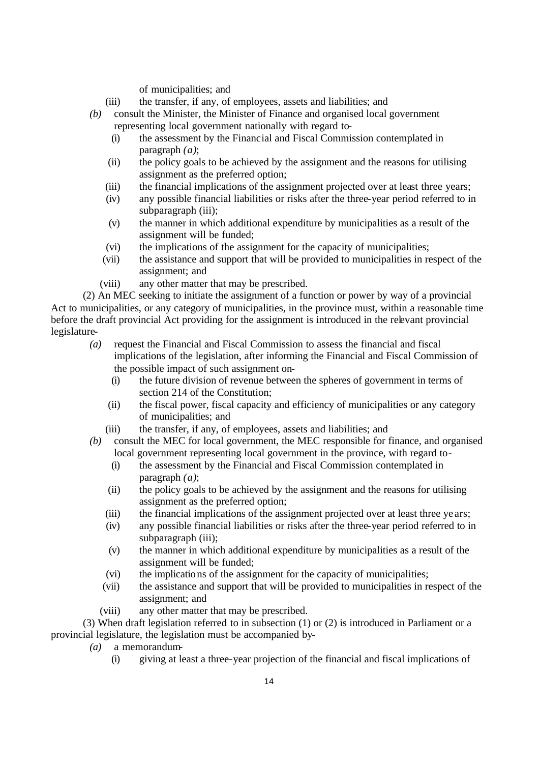of municipalities; and

(iii) the transfer, if any, of employees, assets and liabilities; and

*(b)* consult the Minister, the Minister of Finance and organised local government representing local government nationally with regard to-

(i) the assessment by the Financial and Fiscal Commission contemplated in paragraph *(a)*;

(ii) the policy goals to be achieved by the assignment and the reasons for utilising assignment as the preferred option;

(iii) the financial implications of the assignment projected over at least three years;

(iv) any possible financial liabilities or risks after the three-year period referred to in subparagraph (iii);

(v) the manner in which additional expenditure by municipalities as a result of the assignment will be funded;

(vi) the implications of the assignment for the capacity of municipalities;

(vii) the assistance and support that will be provided to municipalities in respect of the assignment; and

(viii) any other matter that may be prescribed.

(2) An MEC seeking to initiate the assignment of a function or power by way of a provincial Act to municipalities, or any category of municipalities, in the province must, within a reasonable time before the draft provincial Act providing for the assignment is introduced in the relevant provincial legislature-

*(a)* request the Financial and Fiscal Commission to assess the financial and fiscal implications of the legislation, after informing the Financial and Fiscal Commission of the possible impact of such assignment on-

(i) the future division of revenue between the spheres of government in terms of section 214 of the Constitution;

(ii) the fiscal power, fiscal capacity and efficiency of municipalities or any category of municipalities; and

(iii) the transfer, if any, of employees, assets and liabilities; and

*(b)* consult the MEC for local government, the MEC responsible for finance, and organised local government representing local government in the province, with regard to-

(i) the assessment by the Financial and Fiscal Commission contemplated in paragraph *(a)*;

(ii) the policy goals to be achieved by the assignment and the reasons for utilising assignment as the preferred option;

(iii) the financial implications of the assignment projected over at least three years;

(iv) any possible financial liabilities or risks after the three-year period referred to in subparagraph (iii);

(v) the manner in which additional expenditure by municipalities as a result of the assignment will be funded;

(vi) the implications of the assignment for the capacity of municipalities;

(vii) the assistance and support that will be provided to municipalities in respect of the assignment; and

(viii) any other matter that may be prescribed.

(3) When draft legislation referred to in subsection (1) or (2) is introduced in Parliament or a provincial legislature, the legislation must be accompanied by-

*(a)* a memorandum-

(i) giving at least a three-year projection of the financial and fiscal implications of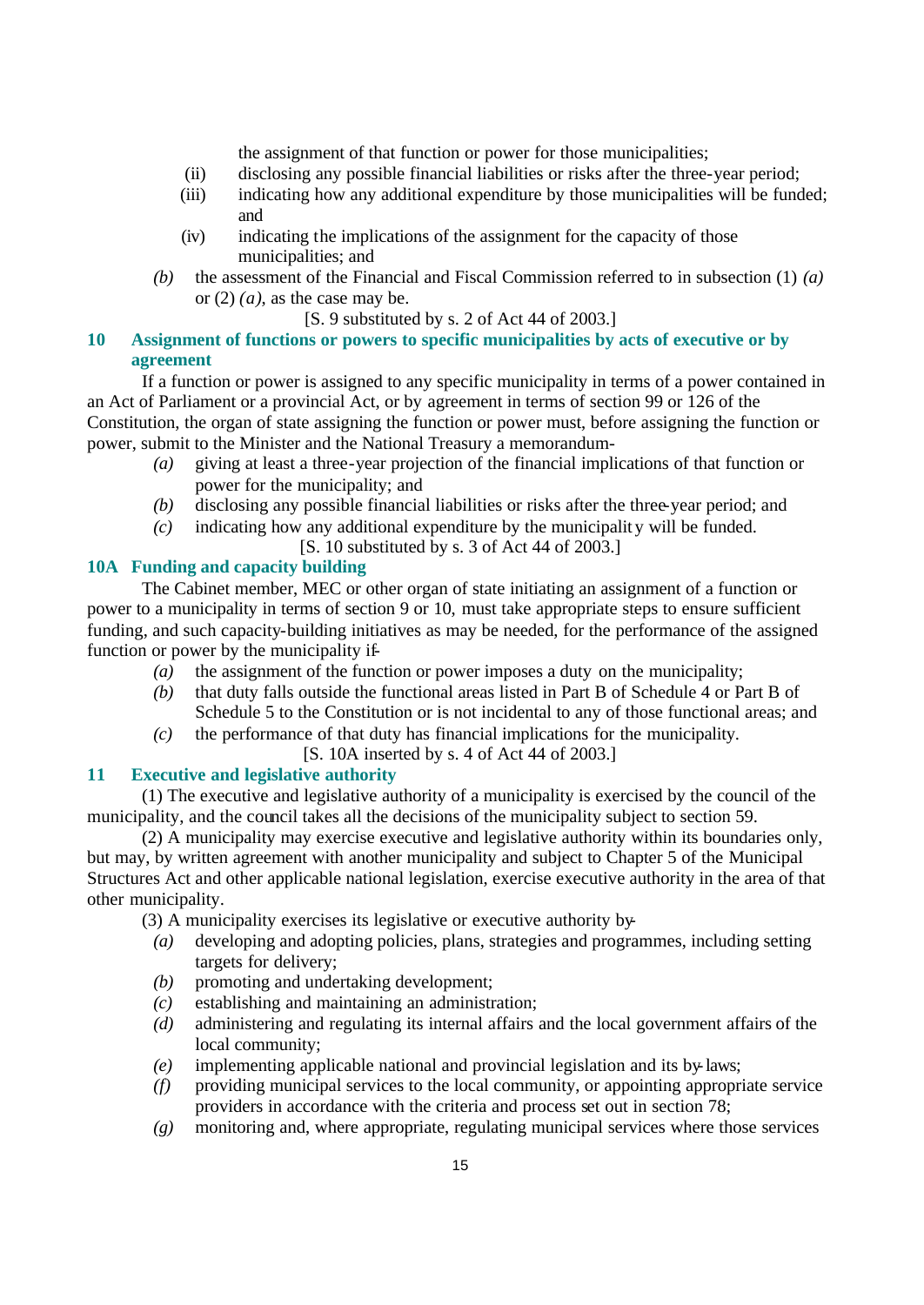the assignment of that function or power for those municipalities;

(ii) disclosing any possible financial liabilities or risks after the three-year period;

(iii) indicating how any additional expenditure by those municipalities will be funded; and

(iv) indicating the implications of the assignment for the capacity of those municipalities; and

*(b)* the assessment of the Financial and Fiscal Commission referred to in subsection (1) *(a)* or (2) *(a)*, as the case may be.

[S. 9 substituted by s. 2 of Act 44 of 2003.]

### 10 Assignment of functions or powers to specific municipalities by acts of executive or by agreement

If a function or power is assigned to any specific municipality in terms of a power contained in an Act of Parliament or a provincial Act, or by agreement in terms of section 99 or 126 of the Constitution, the organ of state assigning the function or power must, before assigning the function or power, submit to the Minister and the National Treasury a memorandum-

*(a)* giving at least a three-year projection of the financial implications of that function or power for the municipality; and

*(b)* disclosing any possible financial liabilities or risks after the three-year period; and

*(c)* indicating how any additional expenditure by the municipality will be funded.

[S. 10 substituted by s. 3 of Act 44 of 2003.]

### 10A Funding and capacity building

The Cabinet member, MEC or other organ of state initiating an assignment of a function or power to a municipality in terms of section 9 or 10, must take appropriate steps to ensure sufficient funding, and such capacity-building initiatives as may be needed, for the performance of the assigned function or power by the municipality if-

*(a)* the assignment of the function or power imposes a duty on the municipality;

*(b)* that duty falls outside the functional areas listed in Part B of Schedule 4 or Part B of Schedule 5 to the Constitution or is not incidental to any of those functional areas; and

*(c)* the performance of that duty has financial implications for the municipality.

[S. 10A inserted by s. 4 of Act 44 of 2003.]

### 11 Executive and legislative authority

(1) The executive and legislative authority of a municipality is exercised by the council of the municipality, and the council takes all the decisions of the municipality subject to section 59.

(2) A municipality may exercise executive and legislative authority within its boundaries only, but may, by written agreement with another municipality and subject to Chapter 5 of the Municipal Structures Act and other applicable national legislation, exercise executive authority in the area of that other municipality.

(3) A municipality exercises its legislative or executive authority by-

*(a)* developing and adopting policies, plans, strategies and programmes, including setting targets for delivery;

*(b)* promoting and undertaking development;

*(c)* establishing and maintaining an administration;

*(d)* administering and regulating its internal affairs and the local government affairs of the local community;

*(e)* implementing applicable national and provincial legislation and its by-laws;

*(f)* providing municipal services to the local community, or appointing appropriate service providers in accordance with the criteria and process set out in section 78;

*(g)* monitoring and, where appropriate, regulating municipal services where those services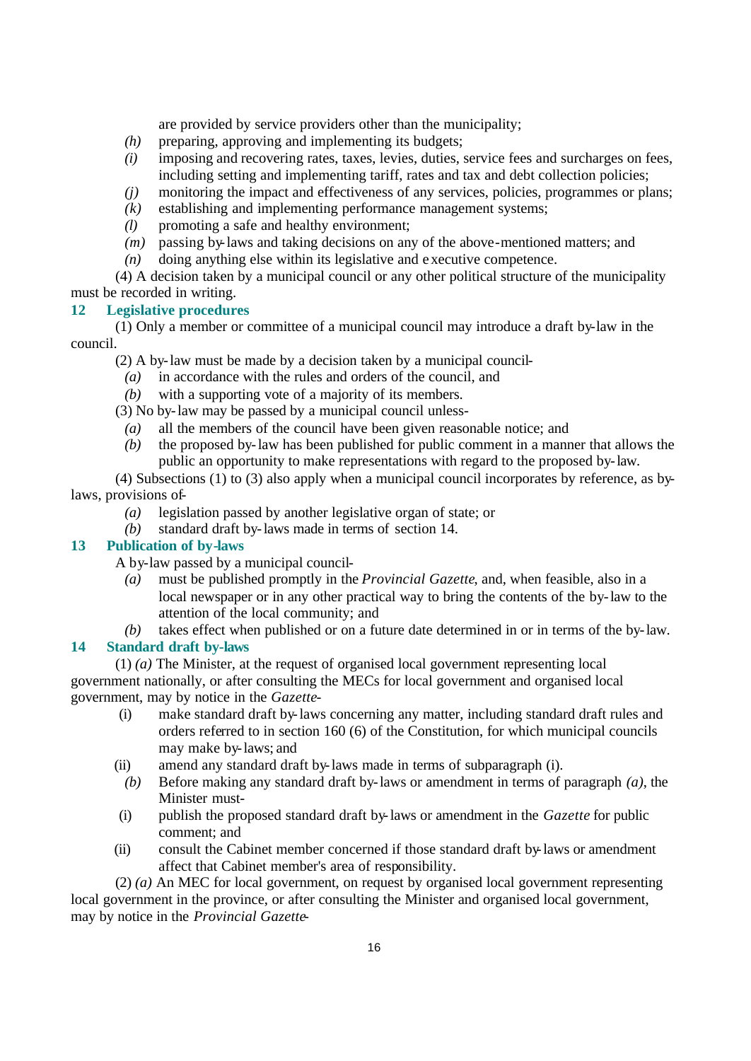are provided by service providers other than the municipality;

*(h)* preparing, approving and implementing its budgets;

*(i)* imposing and recovering rates, taxes, levies, duties, service fees and surcharges on fees, including setting and implementing tariff, rates and tax and debt collection policies;

*(j)* monitoring the impact and effectiveness of any services, policies, programmes or plans;

*(k)* establishing and implementing performance management systems;

*(l)* promoting a safe and healthy environment;

*(m)* passing by-laws and taking decisions on any of the above-mentioned matters; and

*(n)* doing anything else within its legislative and executive competence.

(4) A decision taken by a municipal council or any other political structure of the municipality must be recorded in writing.

## 12 Legislative procedures

(1) Only a member or committee of a municipal council may introduce a draft by-law in the council.

(2) A by-law must be made by a decision taken by a municipal council-

*(a)* in accordance with the rules and orders of the council, and

*(b)* with a supporting vote of a majority of its members.

(3) No by-law may be passed by a municipal council unless-

*(a)* all the members of the council have been given reasonable notice; and

*(b)* the proposed by-law has been published for public comment in a manner that allows the public an opportunity to make representations with regard to the proposed by-law.

(4) Subsections (1) to (3) also apply when a municipal council incorporates by reference, as by-laws, provisions of-

*(a)* legislation passed by another legislative organ of state; or

*(b)* standard draft by-laws made in terms of section 14.

## 13 Publication of by-laws

A by-law passed by a municipal council-

*(a)* must be published promptly in the *Provincial Gazette*, and, when feasible, also in a local newspaper or in any other practical way to bring the contents of the by-law to the attention of the local community; and

*(b)* takes effect when published or on a future date determined in or in terms of the by-law.

## 14 Standard draft by-laws

(1) *(a)* The Minister, at the request of organised local government representing local government nationally, or after consulting the MECs for local government and organised local government, may by notice in the *Gazette*-

(i) make standard draft by-laws concerning any matter, including standard draft rules and orders referred to in section 160 (6) of the Constitution, for which municipal councils may make by-laws; and

(ii) amend any standard draft by-laws made in terms of subparagraph (i).

*(b)* Before making any standard draft by-laws or amendment in terms of paragraph *(a)*, the Minister must-

(i) publish the proposed standard draft by-laws or amendment in the *Gazette* for public comment; and

(ii) consult the Cabinet member concerned if those standard draft by-laws or amendment affect that Cabinet member's area of responsibility.

(2) *(a)* An MEC for local government, on request by organised local government representing local government in the province, or after consulting the Minister and organised local government, may by notice in the *Provincial Gazette*-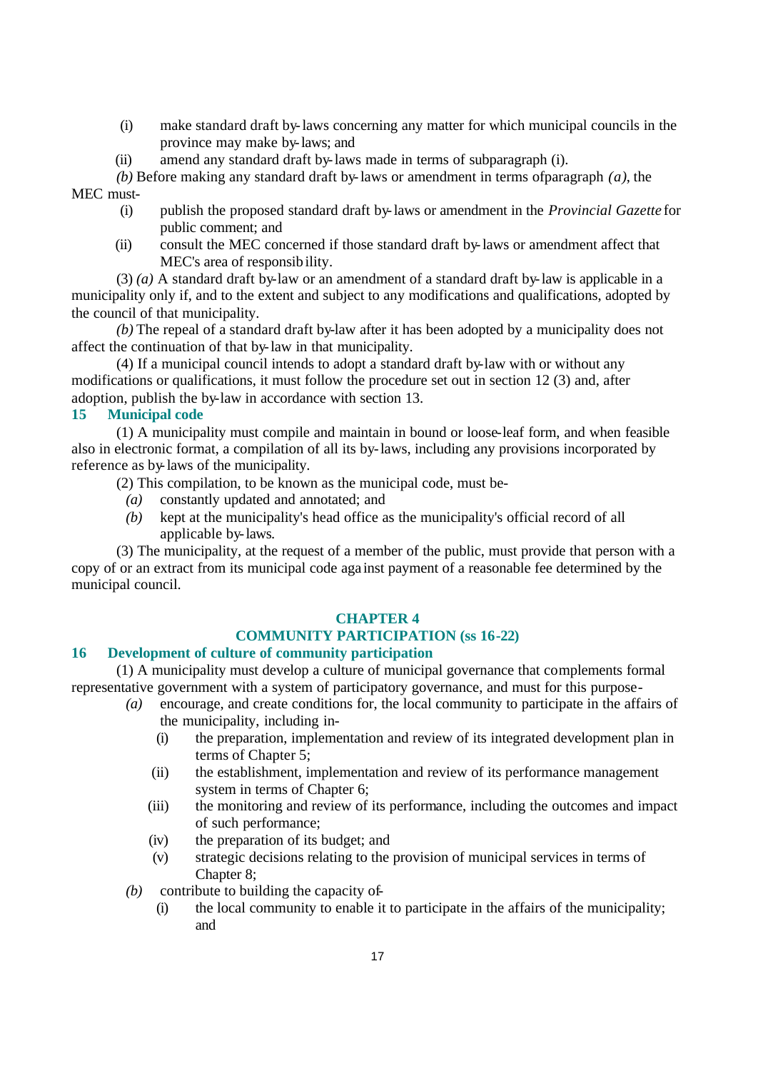(i) make standard draft by-laws concerning any matter for which municipal councils in the province may make by-laws; and

(ii) amend any standard draft by-laws made in terms of subparagraph (i).

*(b)* Before making any standard draft by-laws or amendment in terms ofparagraph *(a)*, the MEC must-

(i) publish the proposed standard draft by-laws or amendment in the *Provincial Gazette* for public comment; and

(ii) consult the MEC concerned if those standard draft by-laws or amendment affect that MEC's area of responsibility.

(3) *(a)* A standard draft by-law or an amendment of a standard draft by-law is applicable in a municipality only if, and to the extent and subject to any modifications and qualifications, adopted by the council of that municipality.

*(b)* The repeal of a standard draft by-law after it has been adopted by a municipality does not affect the continuation of that by-law in that municipality.

(4) If a municipal council intends to adopt a standard draft by-law with or without any modifications or qualifications, it must follow the procedure set out in section 12 (3) and, after adoption, publish the by-law in accordance with section 13.

### 15 Municipal code

(1) A municipality must compile and maintain in bound or loose-leaf form, and when feasible also in electronic format, a compilation of all its by-laws, including any provisions incorporated by reference as by-laws of the municipality.

(2) This compilation, to be known as the municipal code, must be-

*(a)* constantly updated and annotated; and

*(b)* kept at the municipality's head office as the municipality's official record of all applicable by-laws.

(3) The municipality, at the request of a member of the public, must provide that person with a copy of or an extract from its municipal code against payment of a reasonable fee determined by the municipal council.

## CHAPTER 4
## COMMUNITY PARTICIPATION (ss 16-22)

### 16 Development of culture of community participation

(1) A municipality must develop a culture of municipal governance that complements formal representative government with a system of participatory governance, and must for this purpose-

*(a)* encourage, and create conditions for, the local community to participate in the affairs of the municipality, including in-

(i) the preparation, implementation and review of its integrated development plan in terms of Chapter 5;

(ii) the establishment, implementation and review of its performance management system in terms of Chapter 6;

(iii) the monitoring and review of its performance, including the outcomes and impact of such performance;

(iv) the preparation of its budget; and

(v) strategic decisions relating to the provision of municipal services in terms of Chapter 8;

*(b)* contribute to building the capacity of-

(i) the local community to enable it to participate in the affairs of the municipality; and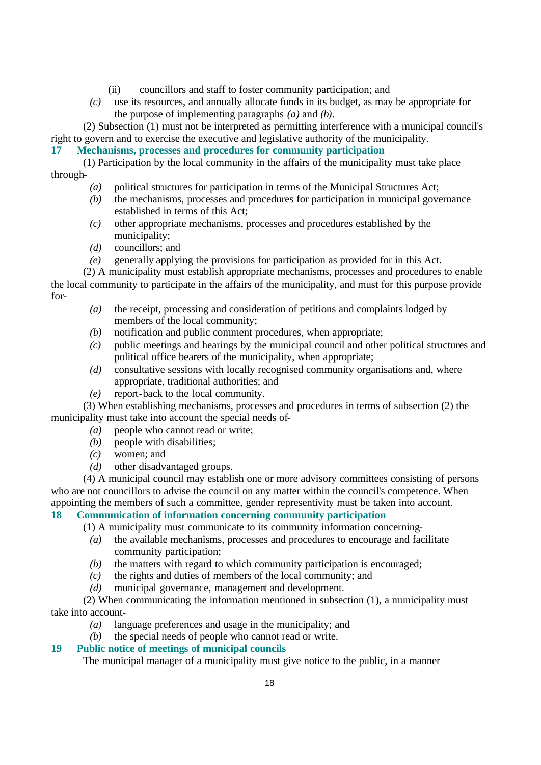(ii) councillors and staff to foster community participation; and

*(c)* use its resources, and annually allocate funds in its budget, as may be appropriate for the purpose of implementing paragraphs *(a)* and *(b)*.

(2) Subsection (1) must not be interpreted as permitting interference with a municipal council's right to govern and to exercise the executive and legislative authority of the municipality.

### 17 Mechanisms, processes and procedures for community participation

(1) Participation by the local community in the affairs of the municipality must take place through-

*(a)* political structures for participation in terms of the Municipal Structures Act;

*(b)* the mechanisms, processes and procedures for participation in municipal governance established in terms of this Act;

*(c)* other appropriate mechanisms, processes and procedures established by the municipality;

*(d)* councillors; and

*(e)* generally applying the provisions for participation as provided for in this Act.

(2) A municipality must establish appropriate mechanisms, processes and procedures to enable the local community to participate in the affairs of the municipality, and must for this purpose provide for-

*(a)* the receipt, processing and consideration of petitions and complaints lodged by members of the local community;

*(b)* notification and public comment procedures, when appropriate;

*(c)* public meetings and hearings by the municipal council and other political structures and political office bearers of the municipality, when appropriate;

*(d)* consultative sessions with locally recognised community organisations and, where appropriate, traditional authorities; and

*(e)* report-back to the local community.

(3) When establishing mechanisms, processes and procedures in terms of subsection (2) the municipality must take into account the special needs of-

*(a)* people who cannot read or write;

*(b)* people with disabilities;

*(c)* women; and

*(d)* other disadvantaged groups.

(4) A municipal council may establish one or more advisory committees consisting of persons who are not councillors to advise the council on any matter within the council's competence. When appointing the members of such a committee, gender representivity must be taken into account.

### 18 Communication of information concerning community participation

(1) A municipality must communicate to its community information concerning-

*(a)* the available mechanisms, processes and procedures to encourage and facilitate community participation;

*(b)* the matters with regard to which community participation is encouraged;

*(c)* the rights and duties of members of the local community; and

*(d)* municipal governance, management and development.

(2) When communicating the information mentioned in subsection (1), a municipality must take into account-

*(a)* language preferences and usage in the municipality; and

*(b)* the special needs of people who cannot read or write.

### 19 Public notice of meetings of municipal councils

The municipal manager of a municipality must give notice to the public, in a manner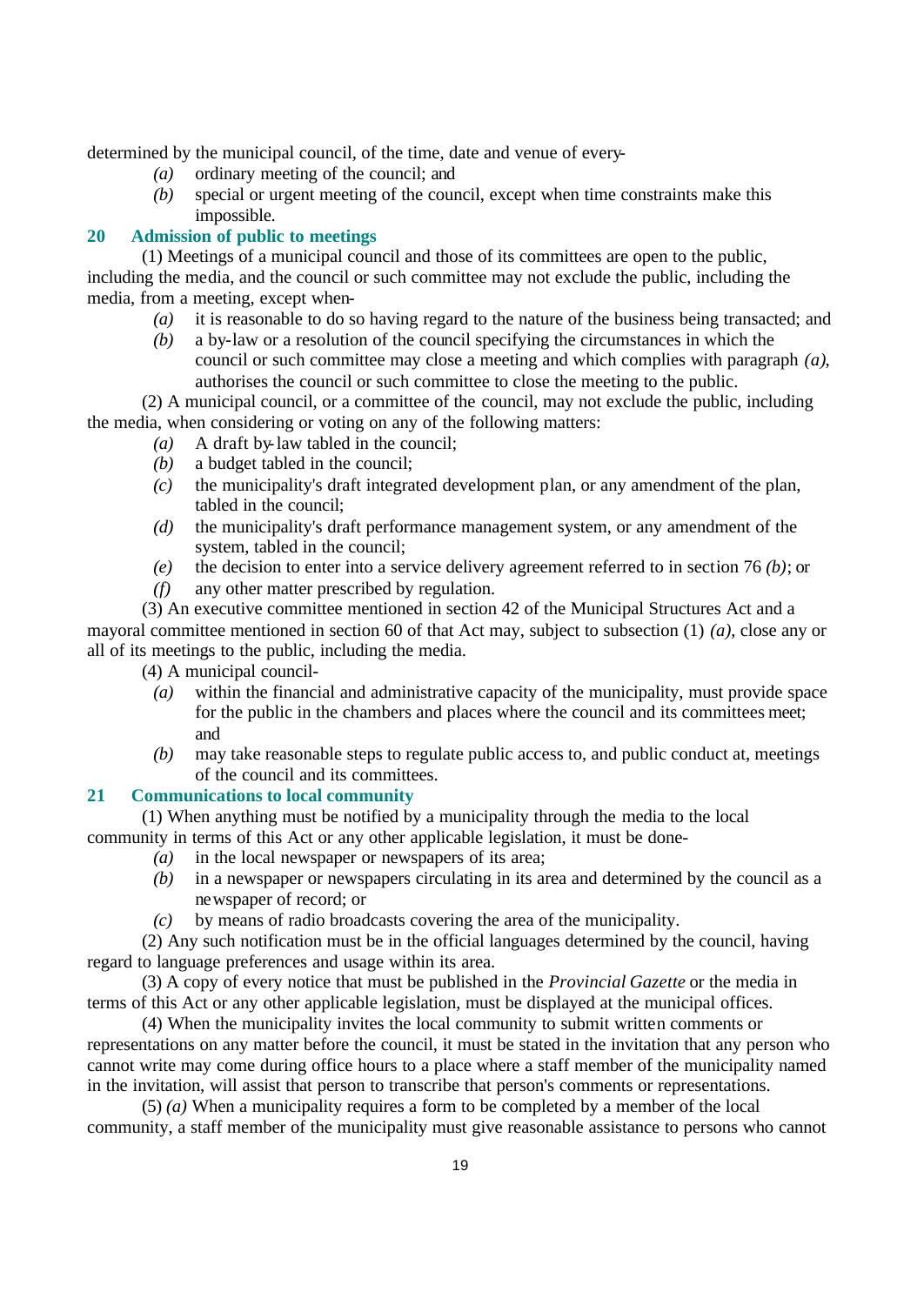determined by the municipal council, of the time, date and venue of every-

- *(a)* ordinary meeting of the council; and
- *(b)* special or urgent meeting of the council, except when time constraints make this impossible.

## 20 Admission of public to meetings

(1) Meetings of a municipal council and those of its committees are open to the public, including the media, and the council or such committee may not exclude the public, including the media, from a meeting, except when-

- *(a)* it is reasonable to do so having regard to the nature of the business being transacted; and
- *(b)* a by-law or a resolution of the council specifying the circumstances in which the council or such committee may close a meeting and which complies with paragraph *(a)*, authorises the council or such committee to close the meeting to the public.

(2) A municipal council, or a committee of the council, may not exclude the public, including the media, when considering or voting on any of the following matters:

- *(a)* A draft by-law tabled in the council;
- *(b)* a budget tabled in the council;
- *(c)* the municipality's draft integrated development plan, or any amendment of the plan, tabled in the council;
- *(d)* the municipality's draft performance management system, or any amendment of the system, tabled in the council;
- *(e)* the decision to enter into a service delivery agreement referred to in section 76 *(b)*; or
- *(f)* any other matter prescribed by regulation.

(3) An executive committee mentioned in section 42 of the Municipal Structures Act and a mayoral committee mentioned in section 60 of that Act may, subject to subsection (1) *(a)*, close any or all of its meetings to the public, including the media.

(4) A municipal council-

- *(a)* within the financial and administrative capacity of the municipality, must provide space for the public in the chambers and places where the council and its committees meet; and
- *(b)* may take reasonable steps to regulate public access to, and public conduct at, meetings of the council and its committees.

## 21 Communications to local community

(1) When anything must be notified by a municipality through the media to the local community in terms of this Act or any other applicable legislation, it must be done-

- *(a)* in the local newspaper or newspapers of its area;
- *(b)* in a newspaper or newspapers circulating in its area and determined by the council as a newspaper of record; or
- *(c)* by means of radio broadcasts covering the area of the municipality.

(2) Any such notification must be in the official languages determined by the council, having regard to language preferences and usage within its area.

(3) A copy of every notice that must be published in the *Provincial Gazette* or the media in terms of this Act or any other applicable legislation, must be displayed at the municipal offices.

(4) When the municipality invites the local community to submit written comments or representations on any matter before the council, it must be stated in the invitation that any person who cannot write may come during office hours to a place where a staff member of the municipality named in the invitation, will assist that person to transcribe that person's comments or representations.

(5) *(a)* When a municipality requires a form to be completed by a member of the local community, a staff member of the municipality must give reasonable assistance to persons who cannot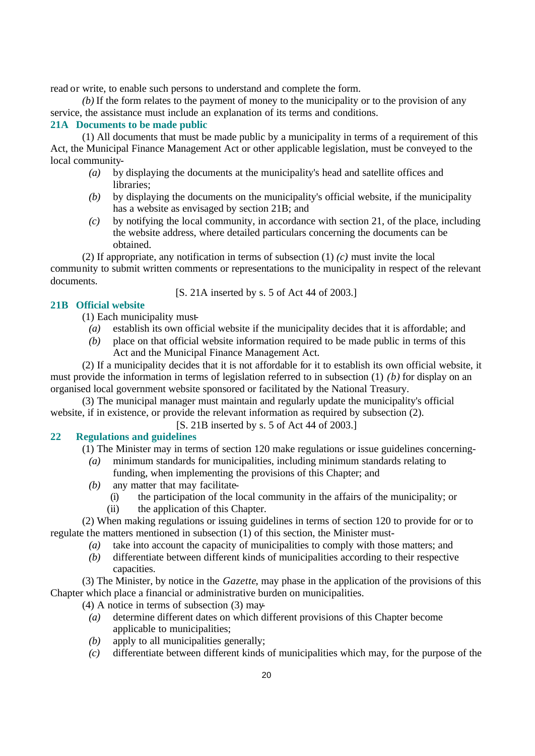read or write, to enable such persons to understand and complete the form.

*(b)* If the form relates to the payment of money to the municipality or to the provision of any service, the assistance must include an explanation of its terms and conditions.

### 21A Documents to be made public

(1) All documents that must be made public by a municipality in terms of a requirement of this Act, the Municipal Finance Management Act or other applicable legislation, must be conveyed to the local community-

*(a)* by displaying the documents at the municipality's head and satellite offices and libraries;

*(b)* by displaying the documents on the municipality's official website, if the municipality has a website as envisaged by section 21B; and

*(c)* by notifying the local community, in accordance with section 21, of the place, including the website address, where detailed particulars concerning the documents can be obtained.

(2) If appropriate, any notification in terms of subsection (1) *(c)* must invite the local community to submit written comments or representations to the municipality in respect of the relevant documents.

[S. 21A inserted by s. 5 of Act 44 of 2003.]

### 21B Official website

(1) Each municipality must-

*(a)* establish its own official website if the municipality decides that it is affordable; and

*(b)* place on that official website information required to be made public in terms of this Act and the Municipal Finance Management Act.

(2) If a municipality decides that it is not affordable for it to establish its own official website, it must provide the information in terms of legislation referred to in subsection (1) *(b)* for display on an organised local government website sponsored or facilitated by the National Treasury.

(3) The municipal manager must maintain and regularly update the municipality's official website, if in existence, or provide the relevant information as required by subsection (2).

[S. 21B inserted by s. 5 of Act 44 of 2003.]

### 22 Regulations and guidelines

(1) The Minister may in terms of section 120 make regulations or issue guidelines concerning-

*(a)* minimum standards for municipalities, including minimum standards relating to funding, when implementing the provisions of this Chapter; and

*(b)* any matter that may facilitate-

(i) the participation of the local community in the affairs of the municipality; or

(ii) the application of this Chapter.

(2) When making regulations or issuing guidelines in terms of section 120 to provide for or to regulate the matters mentioned in subsection (1) of this section, the Minister must-

*(a)* take into account the capacity of municipalities to comply with those matters; and

*(b)* differentiate between different kinds of municipalities according to their respective capacities.

(3) The Minister, by notice in the *Gazette*, may phase in the application of the provisions of this Chapter which place a financial or administrative burden on municipalities.

(4) A notice in terms of subsection (3) may-

*(a)* determine different dates on which different provisions of this Chapter become applicable to municipalities;

*(b)* apply to all municipalities generally;

*(c)* differentiate between different kinds of municipalities which may, for the purpose of the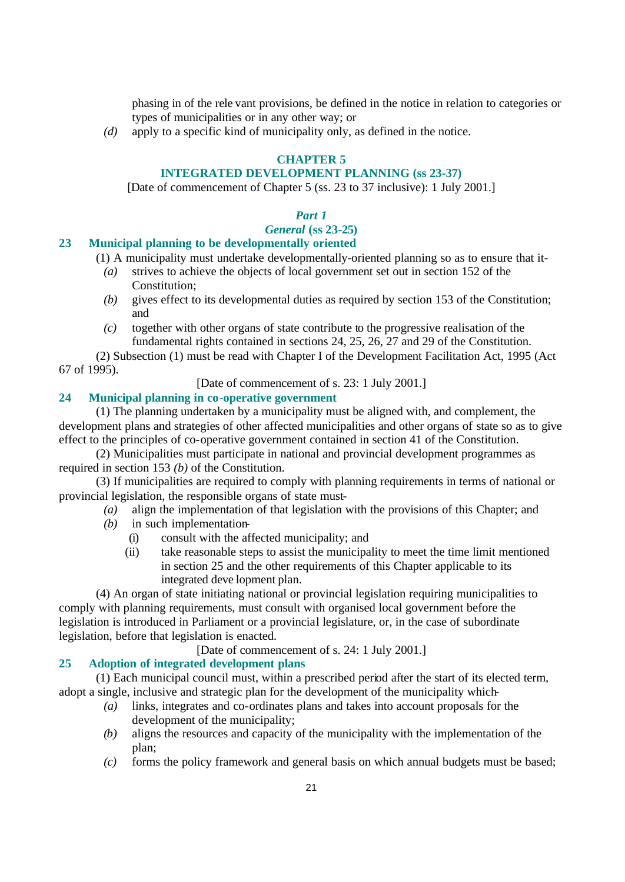phasing in of the relevant provisions, be defined in the notice in relation to categories or types of municipalities or in any other way; or

*(d)* apply to a specific kind of municipality only, as defined in the notice.

## CHAPTER 5
## INTEGRATED DEVELOPMENT PLANNING (ss 23-37)

[Date of commencement of Chapter 5 (ss. 23 to 37 inclusive): 1 July 2001.]

### *Part 1*
### *General* (ss 23-25)

#### 23 Municipal planning to be developmentally oriented

(1) A municipality must undertake developmentally-oriented planning so as to ensure that it-

*(a)* strives to achieve the objects of local government set out in section 152 of the Constitution;

*(b)* gives effect to its developmental duties as required by section 153 of the Constitution; and

*(c)* together with other organs of state contribute to the progressive realisation of the fundamental rights contained in sections 24, 25, 26, 27 and 29 of the Constitution.

(2) Subsection (1) must be read with Chapter I of the Development Facilitation Act, 1995 (Act 67 of 1995).

[Date of commencement of s. 23: 1 July 2001.]

#### 24 Municipal planning in co-operative government

(1) The planning undertaken by a municipality must be aligned with, and complement, the development plans and strategies of other affected municipalities and other organs of state so as to give effect to the principles of co-operative government contained in section 41 of the Constitution.

(2) Municipalities must participate in national and provincial development programmes as required in section 153 *(b)* of the Constitution.

(3) If municipalities are required to comply with planning requirements in terms of national or provincial legislation, the responsible organs of state must-

*(a)* align the implementation of that legislation with the provisions of this Chapter; and

*(b)* in such implementation-

(i) consult with the affected municipality; and

(ii) take reasonable steps to assist the municipality to meet the time limit mentioned in section 25 and the other requirements of this Chapter applicable to its integrated development plan.

(4) An organ of state initiating national or provincial legislation requiring municipalities to comply with planning requirements, must consult with organised local government before the legislation is introduced in Parliament or a provincial legislature, or, in the case of subordinate legislation, before that legislation is enacted.

[Date of commencement of s. 24: 1 July 2001.]

#### 25 Adoption of integrated development plans

(1) Each municipal council must, within a prescribed period after the start of its elected term, adopt a single, inclusive and strategic plan for the development of the municipality which-

*(a)* links, integrates and co-ordinates plans and takes into account proposals for the development of the municipality;

*(b)* aligns the resources and capacity of the municipality with the implementation of the plan;

*(c)* forms the policy framework and general basis on which annual budgets must be based;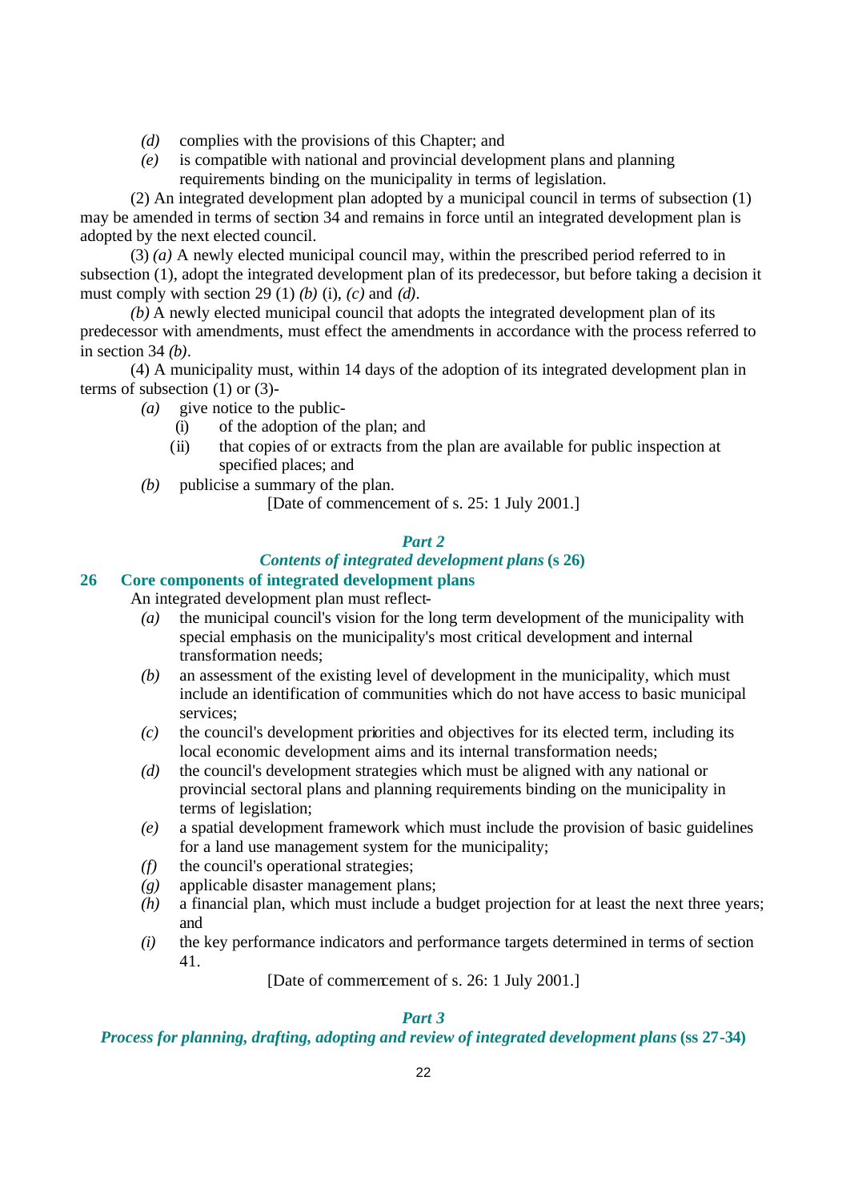*(d)* complies with the provisions of this Chapter; and

*(e)* is compatible with national and provincial development plans and planning requirements binding on the municipality in terms of legislation.

(2) An integrated development plan adopted by a municipal council in terms of subsection (1) may be amended in terms of section 34 and remains in force until an integrated development plan is adopted by the next elected council.

(3) *(a)* A newly elected municipal council may, within the prescribed period referred to in subsection (1), adopt the integrated development plan of its predecessor, but before taking a decision it must comply with section 29 (1) *(b)* (i), *(c)* and *(d)*.

*(b)* A newly elected municipal council that adopts the integrated development plan of its predecessor with amendments, must effect the amendments in accordance with the process referred to in section 34 *(b)*.

(4) A municipality must, within 14 days of the adoption of its integrated development plan in terms of subsection (1) or (3)-

*(a)* give notice to the public-

(i) of the adoption of the plan; and

(ii) that copies of or extracts from the plan are available for public inspection at specified places; and

*(b)* publicise a summary of the plan.

[Date of commencement of s. 25: 1 July 2001.]

### *Part 2*

### *Contents of integrated development plans* (s 26)

## 26 Core components of integrated development plans

An integrated development plan must reflect-

*(a)* the municipal council's vision for the long term development of the municipality with special emphasis on the municipality's most critical development and internal transformation needs;

*(b)* an assessment of the existing level of development in the municipality, which must include an identification of communities which do not have access to basic municipal services;

*(c)* the council's development priorities and objectives for its elected term, including its local economic development aims and its internal transformation needs;

*(d)* the council's development strategies which must be aligned with any national or provincial sectoral plans and planning requirements binding on the municipality in terms of legislation;

*(e)* a spatial development framework which must include the provision of basic guidelines for a land use management system for the municipality;

*(f)* the council's operational strategies;

*(g)* applicable disaster management plans;

*(h)* a financial plan, which must include a budget projection for at least the next three years; and

*(i)* the key performance indicators and performance targets determined in terms of section 41.

[Date of commencement of s. 26: 1 July 2001.]

### *Part 3*

### *Process for planning, drafting, adopting and review of integrated development plans* (ss 27-34)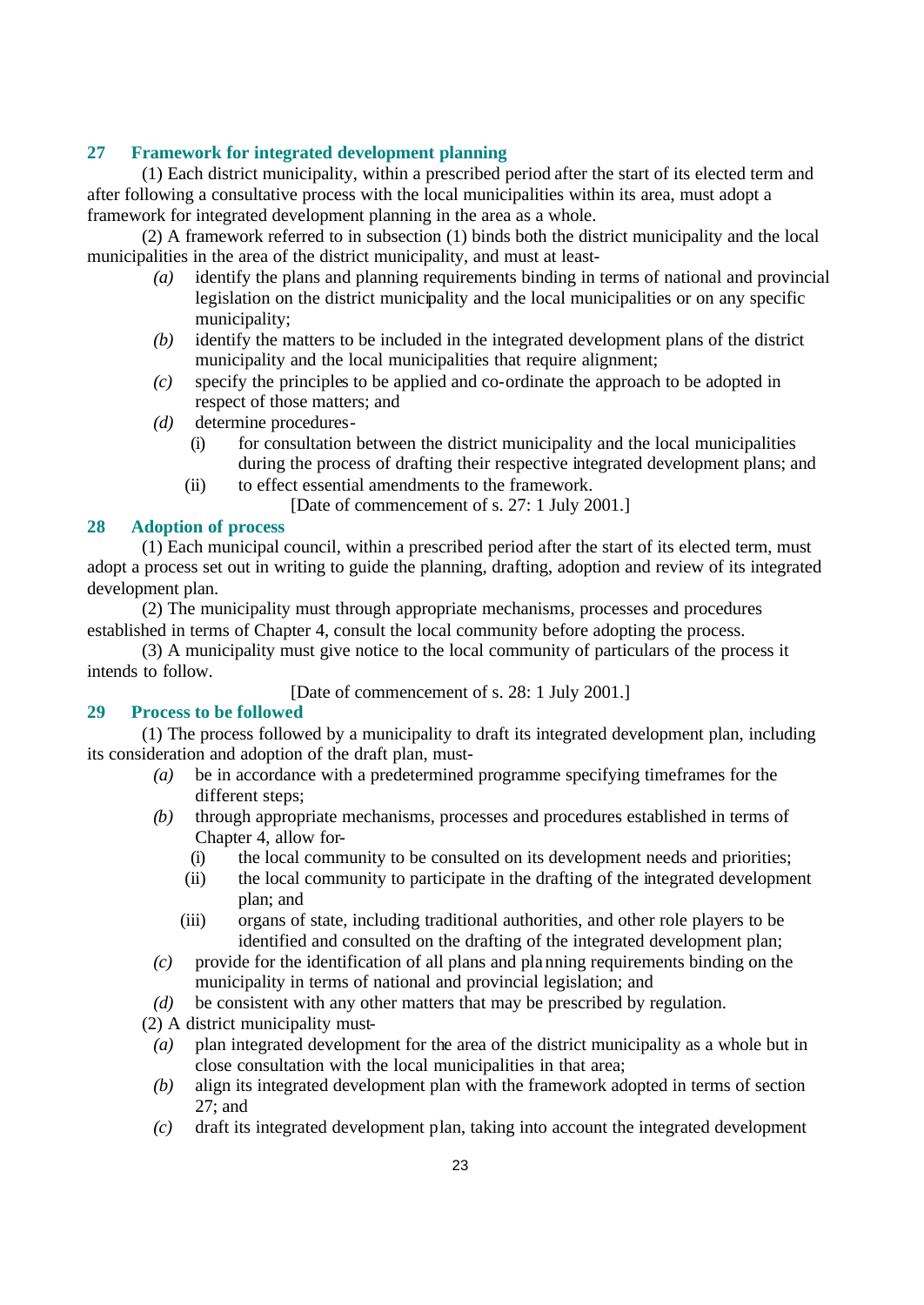### 27 Framework for integrated development planning

(1) Each district municipality, within a prescribed period after the start of its elected term and after following a consultative process with the local municipalities within its area, must adopt a framework for integrated development planning in the area as a whole.

(2) A framework referred to in subsection (1) binds both the district municipality and the local municipalities in the area of the district municipality, and must at least-

*(a)* identify the plans and planning requirements binding in terms of national and provincial legislation on the district municipality and the local municipalities or on any specific municipality;

*(b)* identify the matters to be included in the integrated development plans of the district municipality and the local municipalities that require alignment;

*(c)* specify the principles to be applied and co-ordinate the approach to be adopted in respect of those matters; and

*(d)* determine procedures-

(i) for consultation between the district municipality and the local municipalities during the process of drafting their respective integrated development plans; and

(ii) to effect essential amendments to the framework.

[Date of commencement of s. 27: 1 July 2001.]

### 28 Adoption of process

(1) Each municipal council, within a prescribed period after the start of its elected term, must adopt a process set out in writing to guide the planning, drafting, adoption and review of its integrated development plan.

(2) The municipality must through appropriate mechanisms, processes and procedures established in terms of Chapter 4, consult the local community before adopting the process.

(3) A municipality must give notice to the local community of particulars of the process it intends to follow.

[Date of commencement of s. 28: 1 July 2001.]

### 29 Process to be followed

(1) The process followed by a municipality to draft its integrated development plan, including its consideration and adoption of the draft plan, must-

*(a)* be in accordance with a predetermined programme specifying timeframes for the different steps;

*(b)* through appropriate mechanisms, processes and procedures established in terms of Chapter 4, allow for-

(i) the local community to be consulted on its development needs and priorities;

(ii) the local community to participate in the drafting of the integrated development plan; and

(iii) organs of state, including traditional authorities, and other role players to be identified and consulted on the drafting of the integrated development plan;

*(c)* provide for the identification of all plans and planning requirements binding on the municipality in terms of national and provincial legislation; and

*(d)* be consistent with any other matters that may be prescribed by regulation.

(2) A district municipality must-

*(a)* plan integrated development for the area of the district municipality as a whole but in close consultation with the local municipalities in that area;

*(b)* align its integrated development plan with the framework adopted in terms of section 27; and

*(c)* draft its integrated development plan, taking into account the integrated development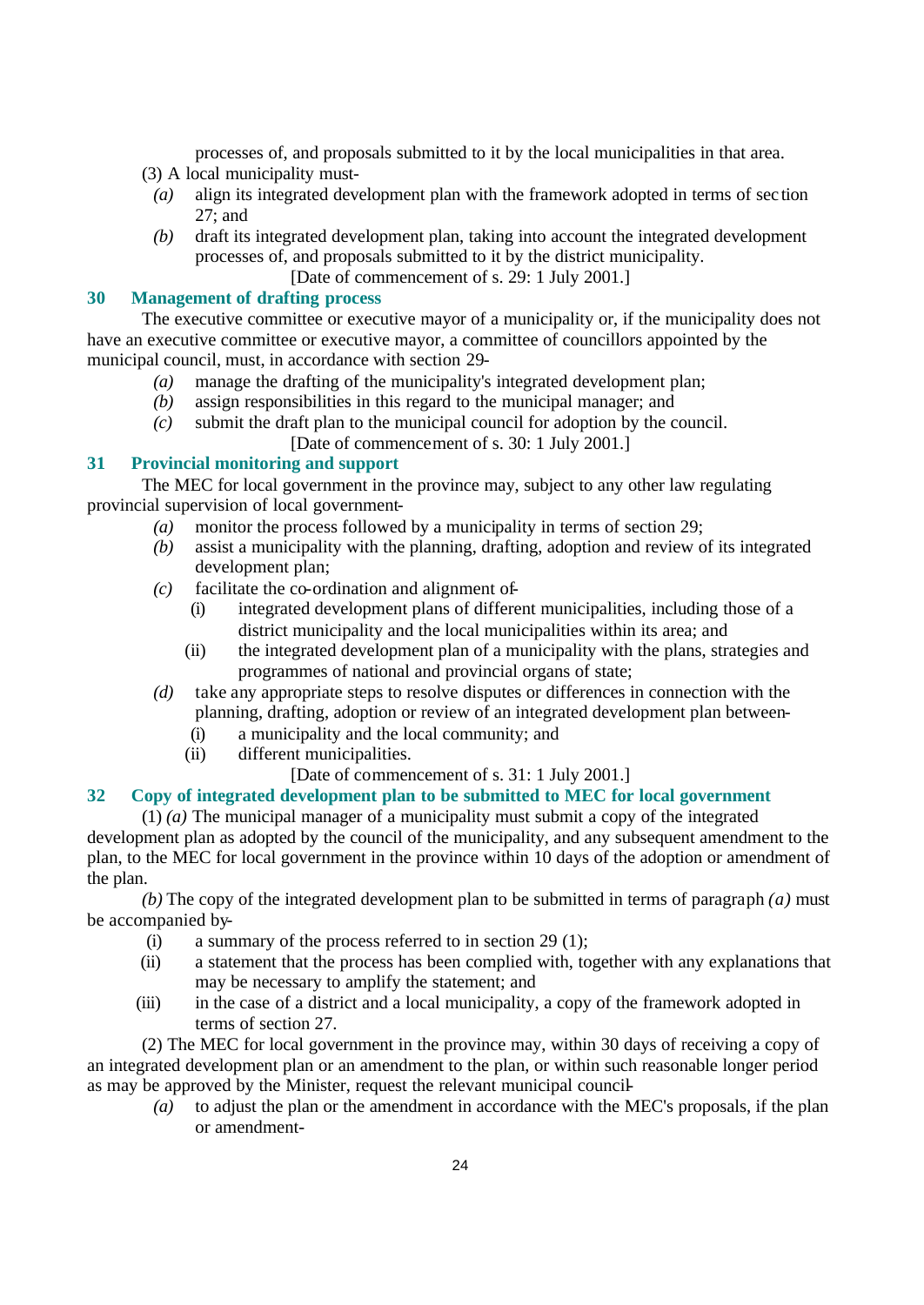processes of, and proposals submitted to it by the local municipalities in that area.

(3) A local municipality must-

*(a)* align its integrated development plan with the framework adopted in terms of section 27; and

*(b)* draft its integrated development plan, taking into account the integrated development processes of, and proposals submitted to it by the district municipality.

[Date of commencement of s. 29: 1 July 2001.]

### 30 Management of drafting process

The executive committee or executive mayor of a municipality or, if the municipality does not have an executive committee or executive mayor, a committee of councillors appointed by the municipal council, must, in accordance with section 29-

*(a)* manage the drafting of the municipality's integrated development plan;

*(b)* assign responsibilities in this regard to the municipal manager; and

*(c)* submit the draft plan to the municipal council for adoption by the council.

[Date of commencement of s. 30: 1 July 2001.]

### 31 Provincial monitoring and support

The MEC for local government in the province may, subject to any other law regulating provincial supervision of local government-

*(a)* monitor the process followed by a municipality in terms of section 29;

*(b)* assist a municipality with the planning, drafting, adoption and review of its integrated development plan;

*(c)* facilitate the co-ordination and alignment of-

(i) integrated development plans of different municipalities, including those of a district municipality and the local municipalities within its area; and

(ii) the integrated development plan of a municipality with the plans, strategies and programmes of national and provincial organs of state;

*(d)* take any appropriate steps to resolve disputes or differences in connection with the planning, drafting, adoption or review of an integrated development plan between-

(i) a municipality and the local community; and

(ii) different municipalities.

[Date of commencement of s. 31: 1 July 2001.]

### 32 Copy of integrated development plan to be submitted to MEC for local government

(1) *(a)* The municipal manager of a municipality must submit a copy of the integrated development plan as adopted by the council of the municipality, and any subsequent amendment to the plan, to the MEC for local government in the province within 10 days of the adoption or amendment of the plan.

*(b)* The copy of the integrated development plan to be submitted in terms of paragraph *(a)* must be accompanied by-

(i) a summary of the process referred to in section 29 (1);

(ii) a statement that the process has been complied with, together with any explanations that may be necessary to amplify the statement; and

(iii) in the case of a district and a local municipality, a copy of the framework adopted in terms of section 27.

(2) The MEC for local government in the province may, within 30 days of receiving a copy of an integrated development plan or an amendment to the plan, or within such reasonable longer period as may be approved by the Minister, request the relevant municipal council-

*(a)* to adjust the plan or the amendment in accordance with the MEC's proposals, if the plan or amendment-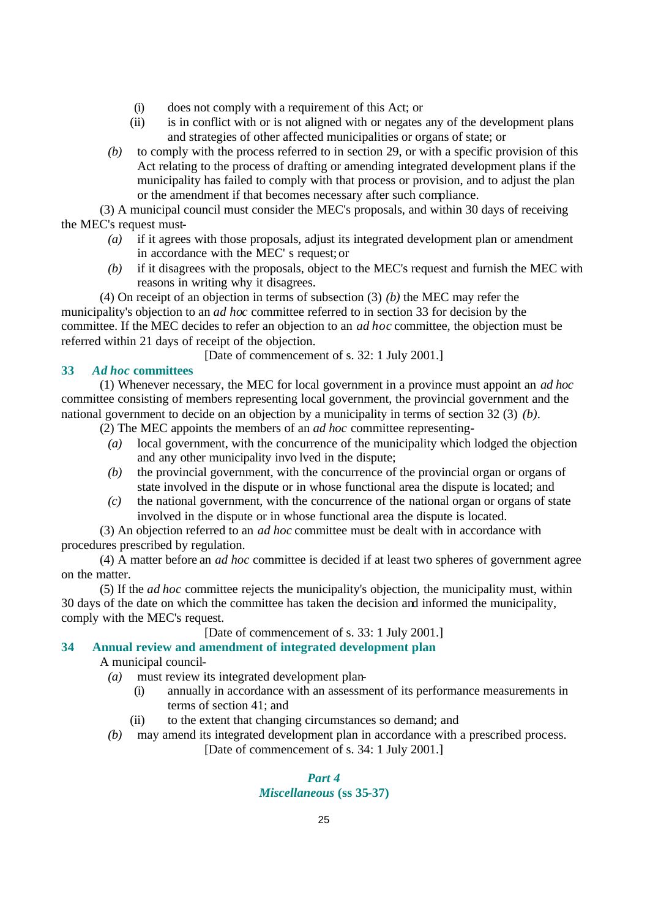(i) does not comply with a requirement of this Act; or

(ii) is in conflict with or is not aligned with or negates any of the development plans and strategies of other affected municipalities or organs of state; or

*(b)* to comply with the process referred to in section 29, or with a specific provision of this Act relating to the process of drafting or amending integrated development plans if the municipality has failed to comply with that process or provision, and to adjust the plan or the amendment if that becomes necessary after such compliance.

(3) A municipal council must consider the MEC's proposals, and within 30 days of receiving the MEC's request must-

*(a)* if it agrees with those proposals, adjust its integrated development plan or amendment in accordance with the MEC' s request; or

*(b)* if it disagrees with the proposals, object to the MEC's request and furnish the MEC with reasons in writing why it disagrees.

(4) On receipt of an objection in terms of subsection (3) *(b)* the MEC may refer the municipality's objection to an *ad hoc* committee referred to in section 33 for decision by the committee. If the MEC decides to refer an objection to an *ad hoc* committee, the objection must be referred within 21 days of receipt of the objection.

[Date of commencement of s. 32: 1 July 2001.]

### 33 *Ad hoc* committees

(1) Whenever necessary, the MEC for local government in a province must appoint an *ad hoc* committee consisting of members representing local government, the provincial government and the national government to decide on an objection by a municipality in terms of section 32 (3) *(b)*.

(2) The MEC appoints the members of an *ad hoc* committee representing-

*(a)* local government, with the concurrence of the municipality which lodged the objection and any other municipality invo lved in the dispute;

*(b)* the provincial government, with the concurrence of the provincial organ or organs of state involved in the dispute or in whose functional area the dispute is located; and

*(c)* the national government, with the concurrence of the national organ or organs of state involved in the dispute or in whose functional area the dispute is located.

(3) An objection referred to an *ad hoc* committee must be dealt with in accordance with procedures prescribed by regulation.

(4) A matter before an *ad hoc* committee is decided if at least two spheres of government agree on the matter.

(5) If the *ad hoc* committee rejects the municipality's objection, the municipality must, within 30 days of the date on which the committee has taken the decision and informed the municipality, comply with the MEC's request.

[Date of commencement of s. 33: 1 July 2001.]

### 34 Annual review and amendment of integrated development plan

A municipal council-

*(a)* must review its integrated development plan-

(i) annually in accordance with an assessment of its performance measurements in terms of section 41; and

(ii) to the extent that changing circumstances so demand; and

*(b)* may amend its integrated development plan in accordance with a prescribed process.

[Date of commencement of s. 34: 1 July 2001.]

## *Part 4*
## *Miscellaneous* (ss 35-37)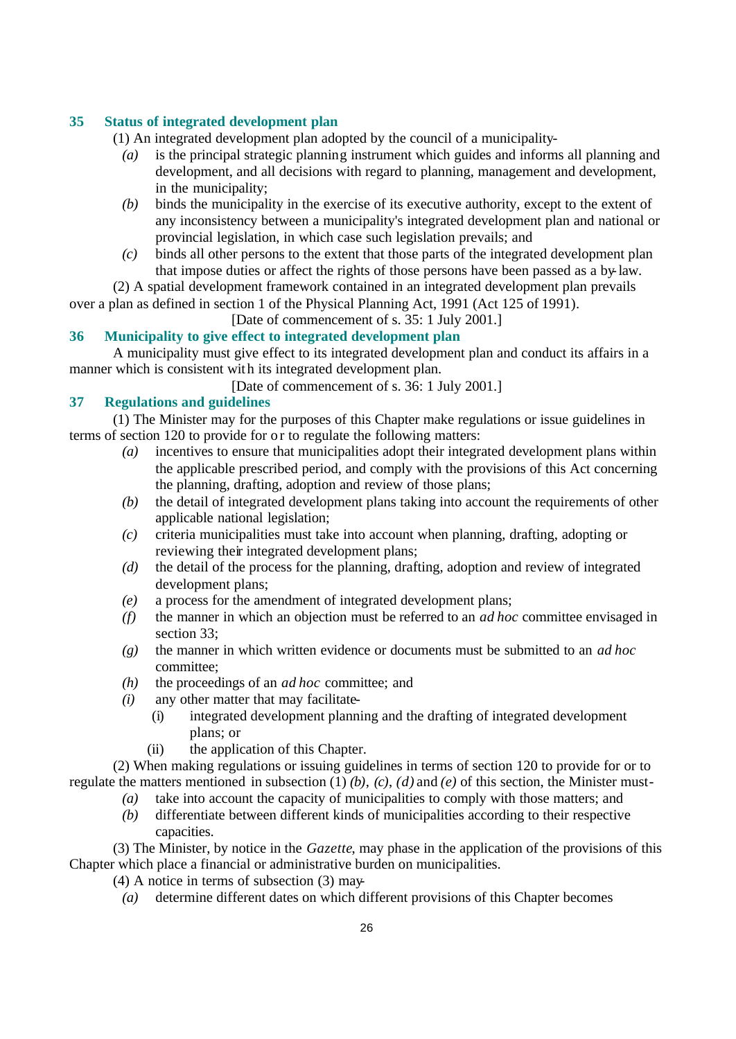## 35 Status of integrated development plan

(1) An integrated development plan adopted by the council of a municipality-

*(a)* is the principal strategic planning instrument which guides and informs all planning and development, and all decisions with regard to planning, management and development, in the municipality;

*(b)* binds the municipality in the exercise of its executive authority, except to the extent of any inconsistency between a municipality's integrated development plan and national or provincial legislation, in which case such legislation prevails; and

*(c)* binds all other persons to the extent that those parts of the integrated development plan that impose duties or affect the rights of those persons have been passed as a by-law.

(2) A spatial development framework contained in an integrated development plan prevails over a plan as defined in section 1 of the Physical Planning Act, 1991 (Act 125 of 1991).

[Date of commencement of s. 35: 1 July 2001.]

## 36 Municipality to give effect to integrated development plan

A municipality must give effect to its integrated development plan and conduct its affairs in a manner which is consistent with its integrated development plan.

[Date of commencement of s. 36: 1 July 2001.]

## 37 Regulations and guidelines

(1) The Minister may for the purposes of this Chapter make regulations or issue guidelines in terms of section 120 to provide for or to regulate the following matters:

*(a)* incentives to ensure that municipalities adopt their integrated development plans within the applicable prescribed period, and comply with the provisions of this Act concerning the planning, drafting, adoption and review of those plans;

*(b)* the detail of integrated development plans taking into account the requirements of other applicable national legislation;

*(c)* criteria municipalities must take into account when planning, drafting, adopting or reviewing their integrated development plans;

*(d)* the detail of the process for the planning, drafting, adoption and review of integrated development plans;

*(e)* a process for the amendment of integrated development plans;

*(f)* the manner in which an objection must be referred to an *ad hoc* committee envisaged in section 33;

*(g)* the manner in which written evidence or documents must be submitted to an *ad hoc* committee;

*(h)* the proceedings of an *ad hoc* committee; and

*(i)* any other matter that may facilitate-

(i) integrated development planning and the drafting of integrated development plans; or

(ii) the application of this Chapter.

(2) When making regulations or issuing guidelines in terms of section 120 to provide for or to regulate the matters mentioned in subsection (1) *(b)*, *(c)*, *(d)* and *(e)* of this section, the Minister must-

*(a)* take into account the capacity of municipalities to comply with those matters; and

*(b)* differentiate between different kinds of municipalities according to their respective capacities.

(3) The Minister, by notice in the *Gazette*, may phase in the application of the provisions of this Chapter which place a financial or administrative burden on municipalities.

(4) A notice in terms of subsection (3) may-

*(a)* determine different dates on which different provisions of this Chapter becomes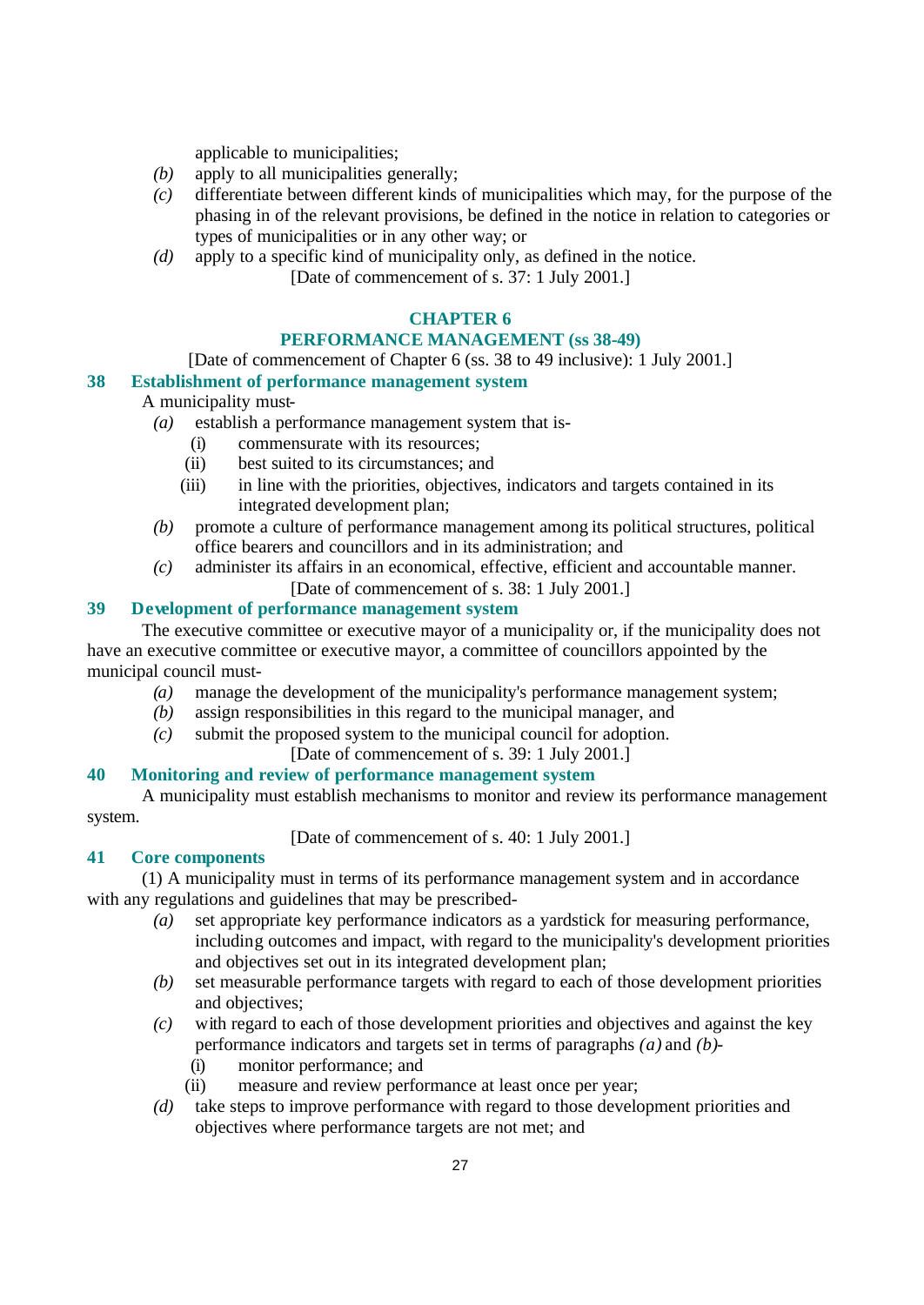applicable to municipalities;

*(b)* apply to all municipalities generally;

*(c)* differentiate between different kinds of municipalities which may, for the purpose of the phasing in of the relevant provisions, be defined in the notice in relation to categories or types of municipalities or in any other way; or

*(d)* apply to a specific kind of municipality only, as defined in the notice.

[Date of commencement of s. 37: 1 July 2001.]

## CHAPTER 6

## PERFORMANCE MANAGEMENT (ss 38-49)

[Date of commencement of Chapter 6 (ss. 38 to 49 inclusive): 1 July 2001.]

### 38 Establishment of performance management system

A municipality must-

*(a)* establish a performance management system that is-

- (i) commensurate with its resources;
- (ii) best suited to its circumstances; and
- (iii) in line with the priorities, objectives, indicators and targets contained in its integrated development plan;

*(b)* promote a culture of performance management among its political structures, political office bearers and councillors and in its administration; and

*(c)* administer its affairs in an economical, effective, efficient and accountable manner.

[Date of commencement of s. 38: 1 July 2001.]

### 39 Development of performance management system

The executive committee or executive mayor of a municipality or, if the municipality does not have an executive committee or executive mayor, a committee of councillors appointed by the municipal council must-

*(a)* manage the development of the municipality's performance management system;

*(b)* assign responsibilities in this regard to the municipal manager, and

*(c)* submit the proposed system to the municipal council for adoption.

[Date of commencement of s. 39: 1 July 2001.]

### 40 Monitoring and review of performance management system

A municipality must establish mechanisms to monitor and review its performance management system.

[Date of commencement of s. 40: 1 July 2001.]

### 41 Core components

(1) A municipality must in terms of its performance management system and in accordance with any regulations and guidelines that may be prescribed-

*(a)* set appropriate key performance indicators as a yardstick for measuring performance, including outcomes and impact, with regard to the municipality's development priorities and objectives set out in its integrated development plan;

*(b)* set measurable performance targets with regard to each of those development priorities and objectives;

*(c)* with regard to each of those development priorities and objectives and against the key performance indicators and targets set in terms of paragraphs *(a)* and *(b)*-

- (i) monitor performance; and
- (ii) measure and review performance at least once per year;

*(d)* take steps to improve performance with regard to those development priorities and objectives where performance targets are not met; and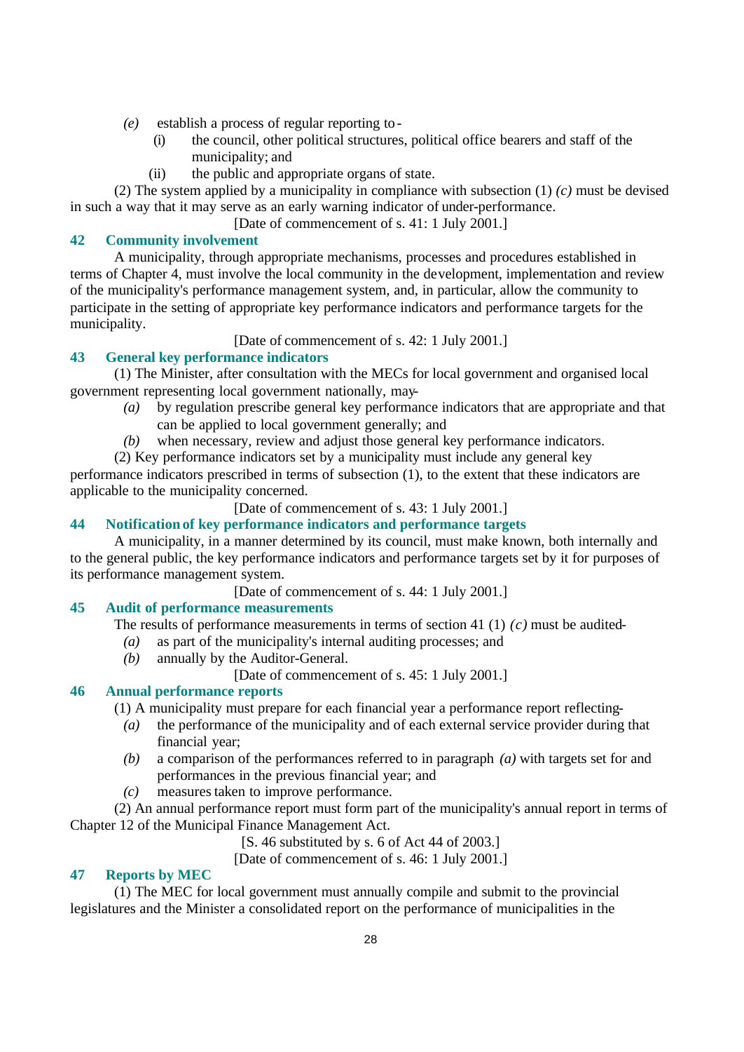*(e)* establish a process of regular reporting to -

(i) the council, other political structures, political office bearers and staff of the municipality; and

(ii) the public and appropriate organs of state.

(2) The system applied by a municipality in compliance with subsection (1) *(c)* must be devised in such a way that it may serve as an early warning indicator of under-performance.

[Date of commencement of s. 41: 1 July 2001.]

### 42 Community involvement

A municipality, through appropriate mechanisms, processes and procedures established in terms of Chapter 4, must involve the local community in the development, implementation and review of the municipality's performance management system, and, in particular, allow the community to participate in the setting of appropriate key performance indicators and performance targets for the municipality.

[Date of commencement of s. 42: 1 July 2001.]

### 43 General key performance indicators

(1) The Minister, after consultation with the MECs for local government and organised local government representing local government nationally, may-

*(a)* by regulation prescribe general key performance indicators that are appropriate and that can be applied to local government generally; and

*(b)* when necessary, review and adjust those general key performance indicators.

(2) Key performance indicators set by a municipality must include any general key performance indicators prescribed in terms of subsection (1), to the extent that these indicators are applicable to the municipality concerned.

[Date of commencement of s. 43: 1 July 2001.]

### 44 Notification of key performance indicators and performance targets

A municipality, in a manner determined by its council, must make known, both internally and to the general public, the key performance indicators and performance targets set by it for purposes of its performance management system.

[Date of commencement of s. 44: 1 July 2001.]

### 45 Audit of performance measurements

The results of performance measurements in terms of section 41 (1) *(c)* must be audited-

*(a)* as part of the municipality's internal auditing processes; and

*(b)* annually by the Auditor-General.

[Date of commencement of s. 45: 1 July 2001.]

### 46 Annual performance reports

(1) A municipality must prepare for each financial year a performance report reflecting-

*(a)* the performance of the municipality and of each external service provider during that financial year;

*(b)* a comparison of the performances referred to in paragraph *(a)* with targets set for and performances in the previous financial year; and

*(c)* measures taken to improve performance.

(2) An annual performance report must form part of the municipality's annual report in terms of Chapter 12 of the Municipal Finance Management Act.

[S. 46 substituted by s. 6 of Act 44 of 2003.]

[Date of commencement of s. 46: 1 July 2001.]

### 47 Reports by MEC

(1) The MEC for local government must annually compile and submit to the provincial legislatures and the Minister a consolidated report on the performance of municipalities in the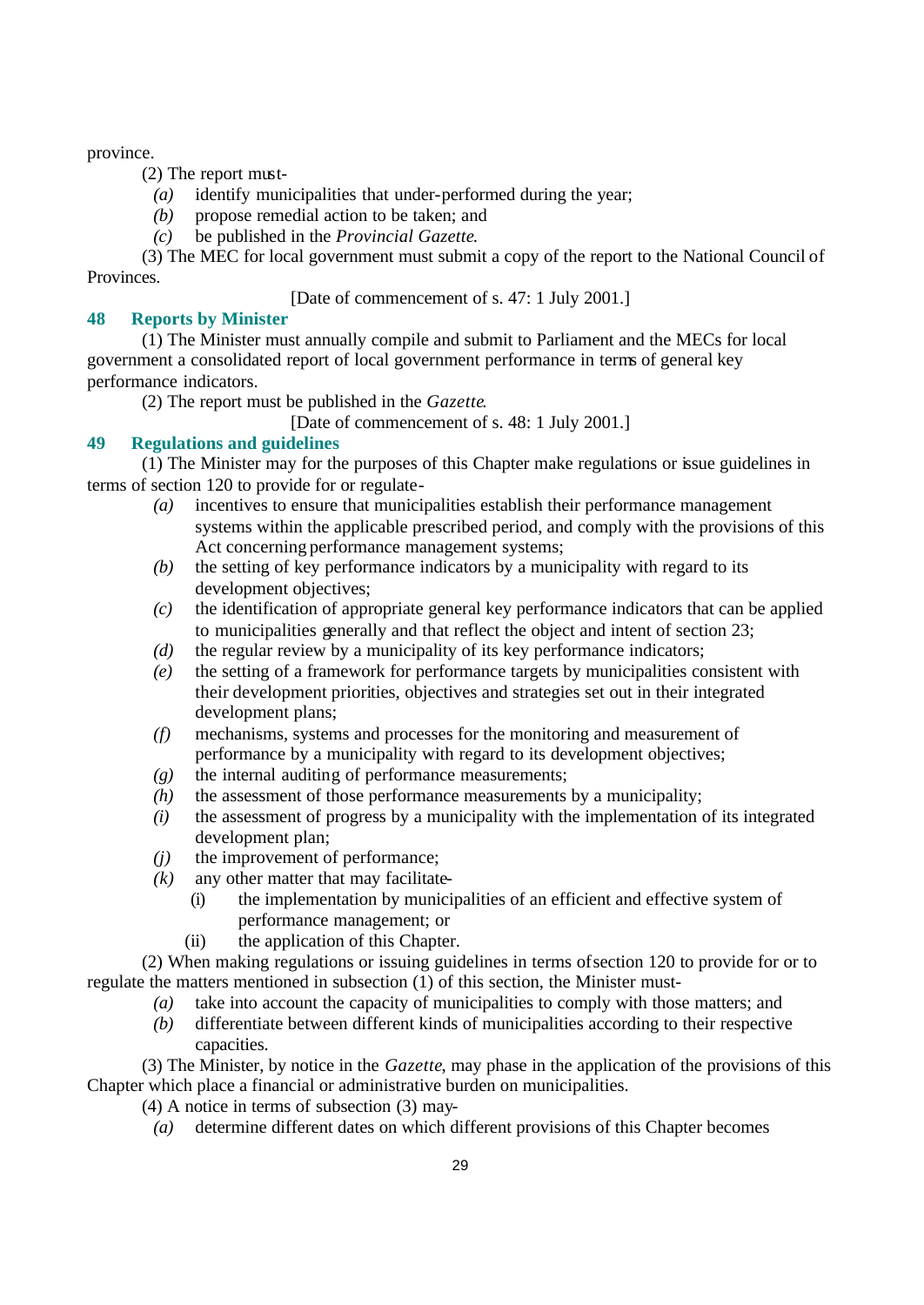province.

(2) The report must-

*(a)* identify municipalities that under-performed during the year;

*(b)* propose remedial action to be taken; and

*(c)* be published in the *Provincial Gazette*.

(3) The MEC for local government must submit a copy of the report to the National Council of Provinces.

[Date of commencement of s. 47: 1 July 2001.]

## 48 Reports by Minister

(1) The Minister must annually compile and submit to Parliament and the MECs for local government a consolidated report of local government performance in terms of general key performance indicators.

(2) The report must be published in the *Gazette*.

[Date of commencement of s. 48: 1 July 2001.]

## 49 Regulations and guidelines

(1) The Minister may for the purposes of this Chapter make regulations or issue guidelines in terms of section 120 to provide for or regulate-

*(a)* incentives to ensure that municipalities establish their performance management systems within the applicable prescribed period, and comply with the provisions of this Act concerning performance management systems;

*(b)* the setting of key performance indicators by a municipality with regard to its development objectives;

*(c)* the identification of appropriate general key performance indicators that can be applied to municipalities generally and that reflect the object and intent of section 23;

*(d)* the regular review by a municipality of its key performance indicators;

*(e)* the setting of a framework for performance targets by municipalities consistent with their development priorities, objectives and strategies set out in their integrated development plans;

*(f)* mechanisms, systems and processes for the monitoring and measurement of performance by a municipality with regard to its development objectives;

*(g)* the internal auditing of performance measurements;

*(h)* the assessment of those performance measurements by a municipality;

*(i)* the assessment of progress by a municipality with the implementation of its integrated development plan;

*(j)* the improvement of performance;

*(k)* any other matter that may facilitate-

(i) the implementation by municipalities of an efficient and effective system of performance management; or

(ii) the application of this Chapter.

(2) When making regulations or issuing guidelines in terms of section 120 to provide for or to regulate the matters mentioned in subsection (1) of this section, the Minister must-

*(a)* take into account the capacity of municipalities to comply with those matters; and

*(b)* differentiate between different kinds of municipalities according to their respective capacities.

(3) The Minister, by notice in the *Gazette*, may phase in the application of the provisions of this Chapter which place a financial or administrative burden on municipalities.

(4) A notice in terms of subsection (3) may-

*(a)* determine different dates on which different provisions of this Chapter becomes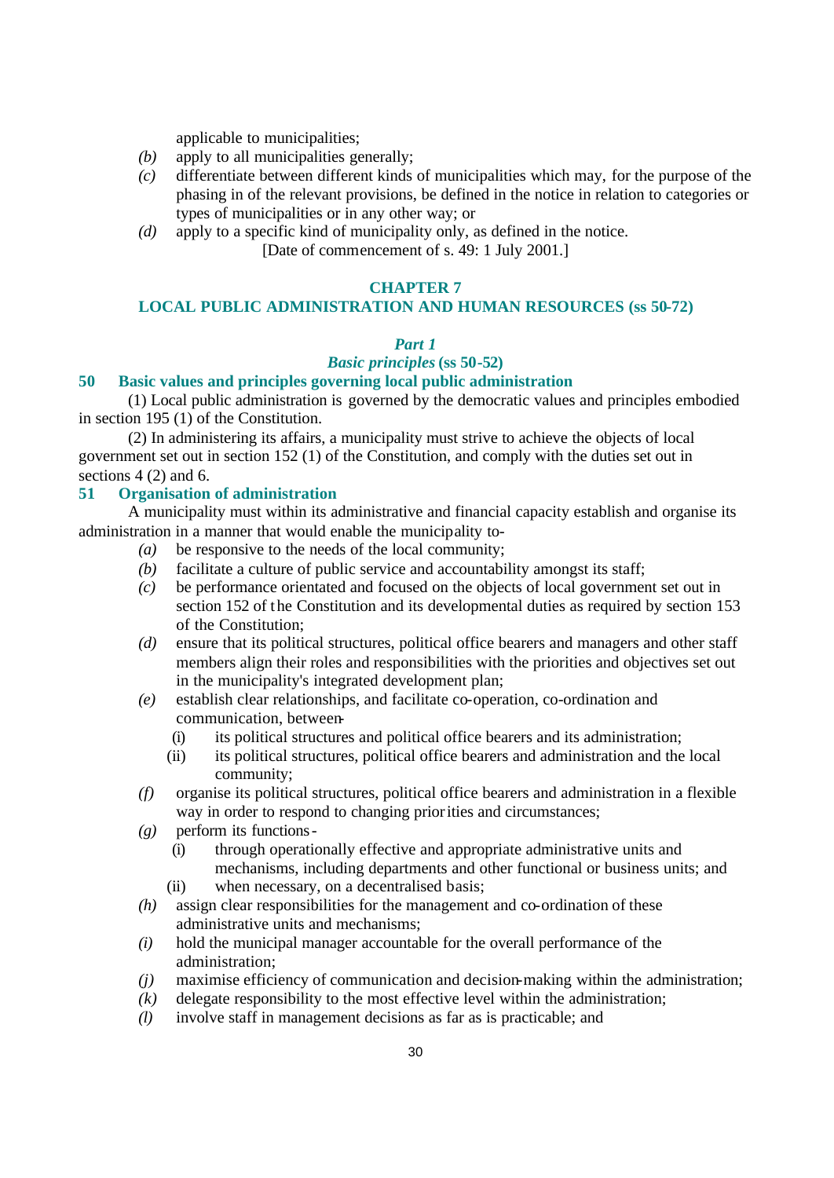applicable to municipalities;

*(b)* apply to all municipalities generally;

*(c)* differentiate between different kinds of municipalities which may, for the purpose of the phasing in of the relevant provisions, be defined in the notice in relation to categories or types of municipalities or in any other way; or

*(d)* apply to a specific kind of municipality only, as defined in the notice.

[Date of commencement of s. 49: 1 July 2001.]

## CHAPTER 7
## LOCAL PUBLIC ADMINISTRATION AND HUMAN RESOURCES (ss 50-72)

### *Part 1*
### *Basic principles* (ss 50-52)

#### 50 Basic values and principles governing local public administration

(1) Local public administration is governed by the democratic values and principles embodied in section 195 (1) of the Constitution.

(2) In administering its affairs, a municipality must strive to achieve the objects of local government set out in section 152 (1) of the Constitution, and comply with the duties set out in sections 4 (2) and 6.

#### 51 Organisation of administration

A municipality must within its administrative and financial capacity establish and organise its administration in a manner that would enable the municipality to-

*(a)* be responsive to the needs of the local community;

*(b)* facilitate a culture of public service and accountability amongst its staff;

*(c)* be performance orientated and focused on the objects of local government set out in section 152 of the Constitution and its developmental duties as required by section 153 of the Constitution;

*(d)* ensure that its political structures, political office bearers and managers and other staff members align their roles and responsibilities with the priorities and objectives set out in the municipality's integrated development plan;

*(e)* establish clear relationships, and facilitate co-operation, co-ordination and communication, between-

(i) its political structures and political office bearers and its administration;

(ii) its political structures, political office bearers and administration and the local community;

*(f)* organise its political structures, political office bearers and administration in a flexible way in order to respond to changing priorities and circumstances;

*(g)* perform its functions-

(i) through operationally effective and appropriate administrative units and mechanisms, including departments and other functional or business units; and

(ii) when necessary, on a decentralised basis;

*(h)* assign clear responsibilities for the management and co-ordination of these administrative units and mechanisms;

*(i)* hold the municipal manager accountable for the overall performance of the administration;

*(j)* maximise efficiency of communication and decision-making within the administration;

*(k)* delegate responsibility to the most effective level within the administration;

*(l)* involve staff in management decisions as far as is practicable; and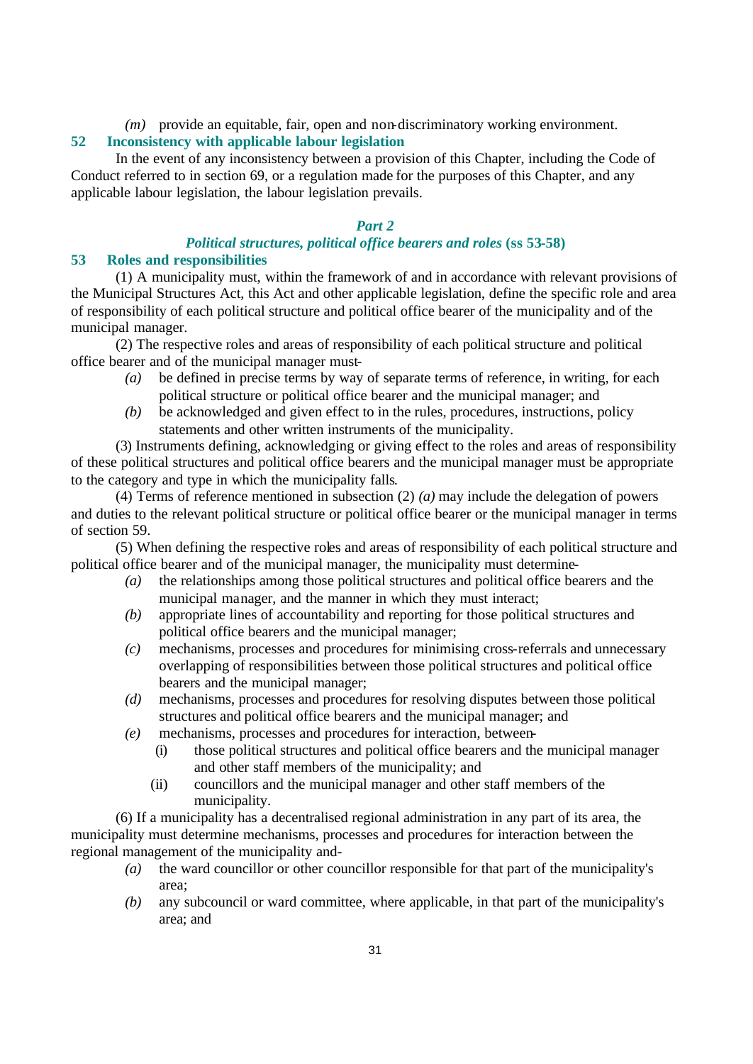*(m)* provide an equitable, fair, open and non-discriminatory working environment.

### 52 Inconsistency with applicable labour legislation

In the event of any inconsistency between a provision of this Chapter, including the Code of Conduct referred to in section 69, or a regulation made for the purposes of this Chapter, and any applicable labour legislation, the labour legislation prevails.

## *Part 2*

## *Political structures, political office bearers and roles* (ss 53-58)

### 53 Roles and responsibilities

(1) A municipality must, within the framework of and in accordance with relevant provisions of the Municipal Structures Act, this Act and other applicable legislation, define the specific role and area of responsibility of each political structure and political office bearer of the municipality and of the municipal manager.

(2) The respective roles and areas of responsibility of each political structure and political office bearer and of the municipal manager must-

- *(a)* be defined in precise terms by way of separate terms of reference, in writing, for each political structure or political office bearer and the municipal manager; and
- *(b)* be acknowledged and given effect to in the rules, procedures, instructions, policy statements and other written instruments of the municipality.

(3) Instruments defining, acknowledging or giving effect to the roles and areas of responsibility of these political structures and political office bearers and the municipal manager must be appropriate to the category and type in which the municipality falls.

(4) Terms of reference mentioned in subsection (2) *(a)* may include the delegation of powers and duties to the relevant political structure or political office bearer or the municipal manager in terms of section 59.

(5) When defining the respective roles and areas of responsibility of each political structure and political office bearer and of the municipal manager, the municipality must determine-

- *(a)* the relationships among those political structures and political office bearers and the municipal manager, and the manner in which they must interact;
- *(b)* appropriate lines of accountability and reporting for those political structures and political office bearers and the municipal manager;
- *(c)* mechanisms, processes and procedures for minimising cross-referrals and unnecessary overlapping of responsibilities between those political structures and political office bearers and the municipal manager;
- *(d)* mechanisms, processes and procedures for resolving disputes between those political structures and political office bearers and the municipal manager; and
- *(e)* mechanisms, processes and procedures for interaction, between-
  - (i) those political structures and political office bearers and the municipal manager and other staff members of the municipality; and
  - (ii) councillors and the municipal manager and other staff members of the municipality.

(6) If a municipality has a decentralised regional administration in any part of its area, the municipality must determine mechanisms, processes and procedures for interaction between the regional management of the municipality and-

- *(a)* the ward councillor or other councillor responsible for that part of the municipality's area;
- *(b)* any subcouncil or ward committee, where applicable, in that part of the municipality's area; and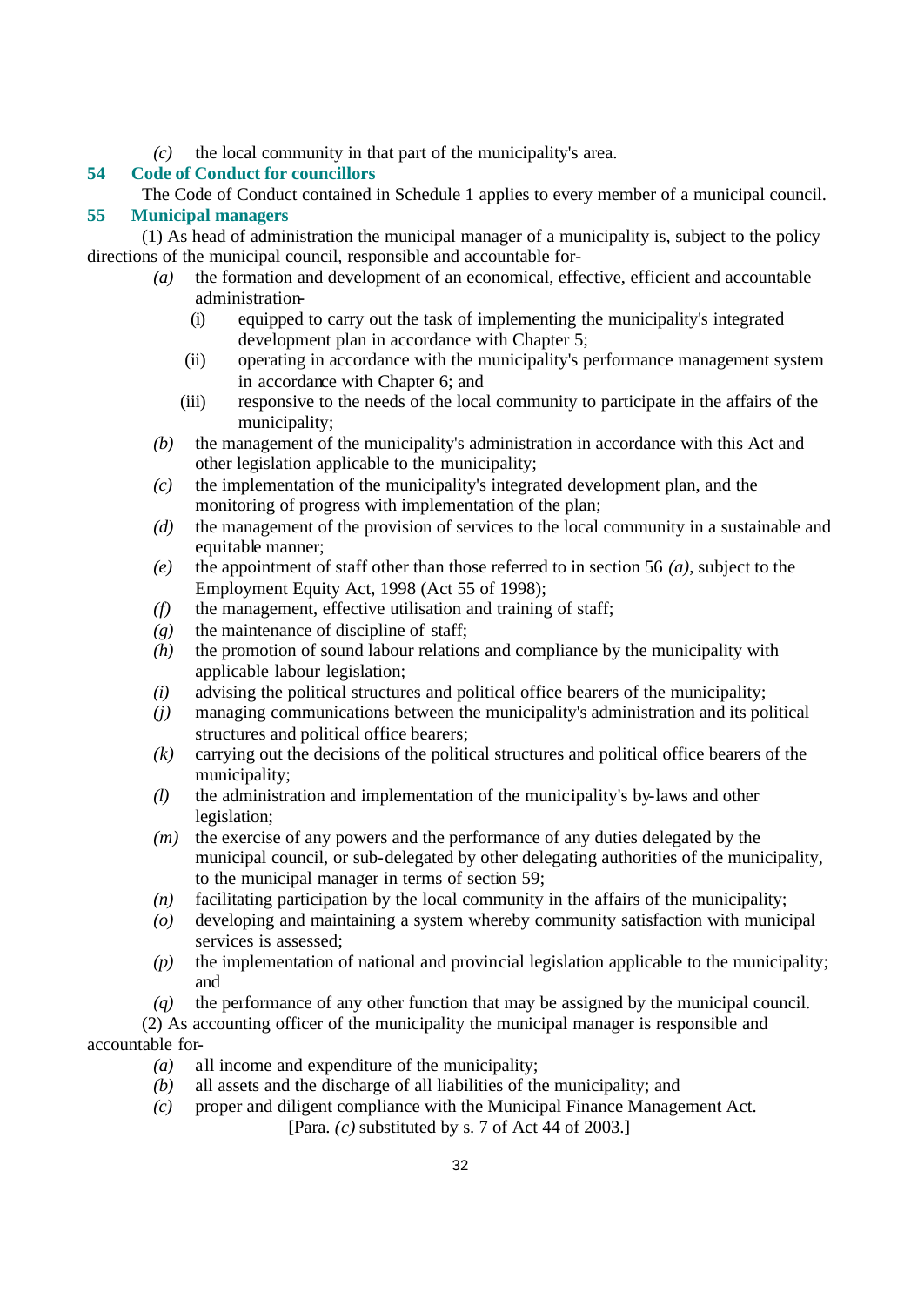*(c)* the local community in that part of the municipality's area.

## 54 Code of Conduct for councillors

The Code of Conduct contained in Schedule 1 applies to every member of a municipal council.

## 55 Municipal managers

(1) As head of administration the municipal manager of a municipality is, subject to the policy directions of the municipal council, responsible and accountable for-

*(a)* the formation and development of an economical, effective, efficient and accountable administration-

(i) equipped to carry out the task of implementing the municipality's integrated development plan in accordance with Chapter 5;

(ii) operating in accordance with the municipality's performance management system in accordance with Chapter 6; and

(iii) responsive to the needs of the local community to participate in the affairs of the municipality;

*(b)* the management of the municipality's administration in accordance with this Act and other legislation applicable to the municipality;

*(c)* the implementation of the municipality's integrated development plan, and the monitoring of progress with implementation of the plan;

*(d)* the management of the provision of services to the local community in a sustainable and equitable manner;

*(e)* the appointment of staff other than those referred to in section 56 *(a)*, subject to the Employment Equity Act, 1998 (Act 55 of 1998);

*(f)* the management, effective utilisation and training of staff;

*(g)* the maintenance of discipline of staff;

*(h)* the promotion of sound labour relations and compliance by the municipality with applicable labour legislation;

*(i)* advising the political structures and political office bearers of the municipality;

*(j)* managing communications between the municipality's administration and its political structures and political office bearers;

*(k)* carrying out the decisions of the political structures and political office bearers of the municipality;

*(l)* the administration and implementation of the municipality's by-laws and other legislation;

*(m)* the exercise of any powers and the performance of any duties delegated by the municipal council, or sub-delegated by other delegating authorities of the municipality, to the municipal manager in terms of section 59;

*(n)* facilitating participation by the local community in the affairs of the municipality;

*(o)* developing and maintaining a system whereby community satisfaction with municipal services is assessed;

*(p)* the implementation of national and provincial legislation applicable to the municipality; and

*(q)* the performance of any other function that may be assigned by the municipal council.

(2) As accounting officer of the municipality the municipal manager is responsible and accountable for-

*(a)* all income and expenditure of the municipality;

*(b)* all assets and the discharge of all liabilities of the municipality; and

*(c)* proper and diligent compliance with the Municipal Finance Management Act.

[Para. *(c)* substituted by s. 7 of Act 44 of 2003.]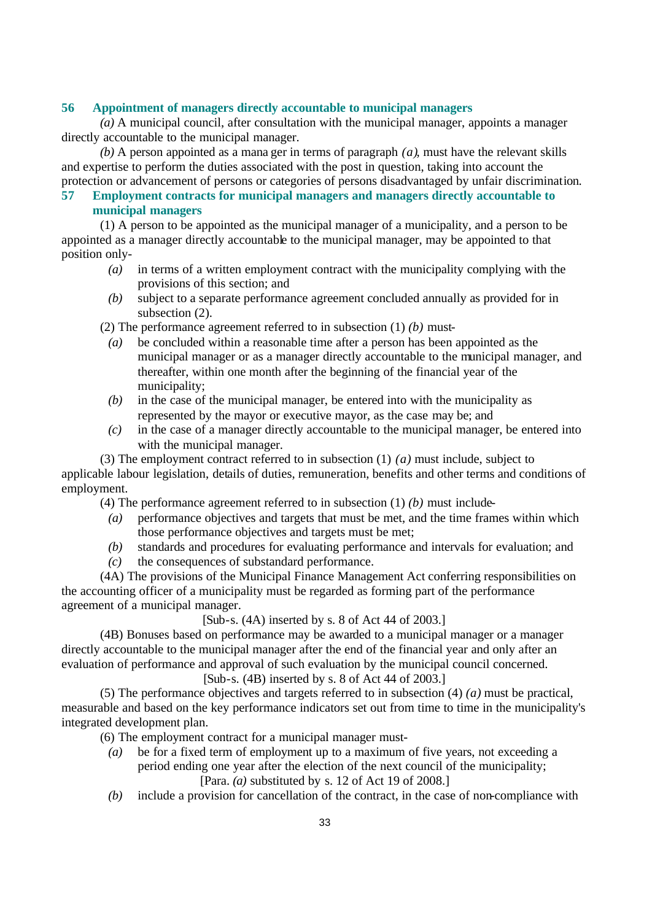### 56 Appointment of managers directly accountable to municipal managers

*(a)* A municipal council, after consultation with the municipal manager, appoints a manager directly accountable to the municipal manager.

*(b)* A person appointed as a manager in terms of paragraph *(a)*, must have the relevant skills and expertise to perform the duties associated with the post in question, taking into account the protection or advancement of persons or categories of persons disadvantaged by unfair discrimination.

### 57 Employment contracts for municipal managers and managers directly accountable to municipal managers

(1) A person to be appointed as the municipal manager of a municipality, and a person to be appointed as a manager directly accountable to the municipal manager, may be appointed to that position only-

- *(a)* in terms of a written employment contract with the municipality complying with the provisions of this section; and
- *(b)* subject to a separate performance agreement concluded annually as provided for in subsection (2).

(2) The performance agreement referred to in subsection (1) *(b)* must-

- *(a)* be concluded within a reasonable time after a person has been appointed as the municipal manager or as a manager directly accountable to the municipal manager, and thereafter, within one month after the beginning of the financial year of the municipality;
- *(b)* in the case of the municipal manager, be entered into with the municipality as represented by the mayor or executive mayor, as the case may be; and
- *(c)* in the case of a manager directly accountable to the municipal manager, be entered into with the municipal manager.

(3) The employment contract referred to in subsection (1) *(a)* must include, subject to applicable labour legislation, details of duties, remuneration, benefits and other terms and conditions of employment.

(4) The performance agreement referred to in subsection (1) *(b)* must include-

- *(a)* performance objectives and targets that must be met, and the time frames within which those performance objectives and targets must be met;
- *(b)* standards and procedures for evaluating performance and intervals for evaluation; and
- *(c)* the consequences of substandard performance.

(4A) The provisions of the Municipal Finance Management Act conferring responsibilities on the accounting officer of a municipality must be regarded as forming part of the performance agreement of a municipal manager.

[Sub-s. (4A) inserted by s. 8 of Act 44 of 2003.]

(4B) Bonuses based on performance may be awarded to a municipal manager or a manager directly accountable to the municipal manager after the end of the financial year and only after an evaluation of performance and approval of such evaluation by the municipal council concerned.

[Sub-s. (4B) inserted by s. 8 of Act 44 of 2003.]

(5) The performance objectives and targets referred to in subsection (4) *(a)* must be practical, measurable and based on the key performance indicators set out from time to time in the municipality's integrated development plan.

(6) The employment contract for a municipal manager must-

- *(a)* be for a fixed term of employment up to a maximum of five years, not exceeding a period ending one year after the election of the next council of the municipality;

  [Para. *(a)* substituted by s. 12 of Act 19 of 2008.]

- *(b)* include a provision for cancellation of the contract, in the case of non-compliance with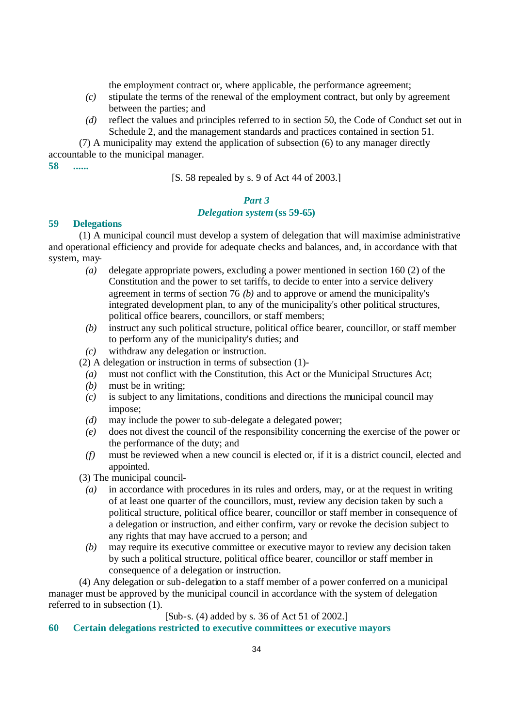the employment contract or, where applicable, the performance agreement;

*(c)* stipulate the terms of the renewal of the employment contract, but only by agreement between the parties; and

*(d)* reflect the values and principles referred to in section 50, the Code of Conduct set out in Schedule 2, and the management standards and practices contained in section 51.

(7) A municipality may extend the application of subsection (6) to any manager directly accountable to the municipal manager.

**58 ......**

[S. 58 repealed by s. 9 of Act 44 of 2003.]

### *Part 3*
### *Delegation system* (ss 59-65)

**59 Delegations**

(1) A municipal council must develop a system of delegation that will maximise administrative and operational efficiency and provide for adequate checks and balances, and, in accordance with that system, may-

*(a)* delegate appropriate powers, excluding a power mentioned in section 160 (2) of the Constitution and the power to set tariffs, to decide to enter into a service delivery agreement in terms of section 76 *(b)* and to approve or amend the municipality's integrated development plan, to any of the municipality's other political structures, political office bearers, councillors, or staff members;

*(b)* instruct any such political structure, political office bearer, councillor, or staff member to perform any of the municipality's duties; and

*(c)* withdraw any delegation or instruction.

(2) A delegation or instruction in terms of subsection (1)-

*(a)* must not conflict with the Constitution, this Act or the Municipal Structures Act;

*(b)* must be in writing;

*(c)* is subject to any limitations, conditions and directions the municipal council may impose;

*(d)* may include the power to sub-delegate a delegated power;

*(e)* does not divest the council of the responsibility concerning the exercise of the power or the performance of the duty; and

*(f)* must be reviewed when a new council is elected or, if it is a district council, elected and appointed.

(3) The municipal council-

*(a)* in accordance with procedures in its rules and orders, may, or at the request in writing of at least one quarter of the councillors, must, review any decision taken by such a political structure, political office bearer, councillor or staff member in consequence of a delegation or instruction, and either confirm, vary or revoke the decision subject to any rights that may have accrued to a person; and

*(b)* may require its executive committee or executive mayor to review any decision taken by such a political structure, political office bearer, councillor or staff member in consequence of a delegation or instruction.

(4) Any delegation or sub-delegation to a staff member of a power conferred on a municipal manager must be approved by the municipal council in accordance with the system of delegation referred to in subsection (1).

[Sub-s. (4) added by s. 36 of Act 51 of 2002.]

**60 Certain delegations restricted to executive committees or executive mayors**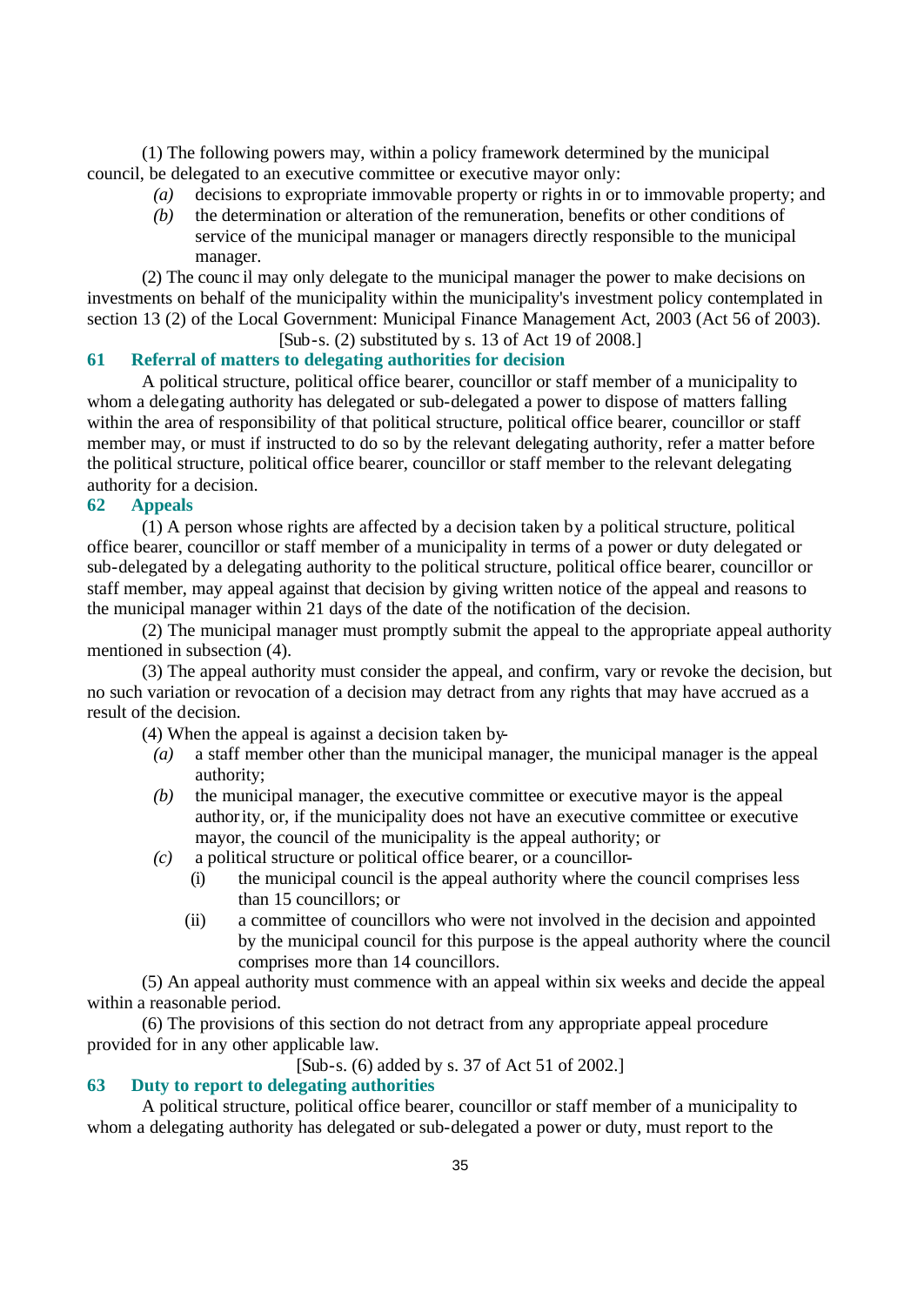(1) The following powers may, within a policy framework determined by the municipal council, be delegated to an executive committee or executive mayor only:

*(a)* decisions to expropriate immovable property or rights in or to immovable property; and

*(b)* the determination or alteration of the remuneration, benefits or other conditions of service of the municipal manager or managers directly responsible to the municipal manager.

(2) The council may only delegate to the municipal manager the power to make decisions on investments on behalf of the municipality within the municipality's investment policy contemplated in section 13 (2) of the Local Government: Municipal Finance Management Act, 2003 (Act 56 of 2003).

[Sub-s. (2) substituted by s. 13 of Act 19 of 2008.]

### 61 Referral of matters to delegating authorities for decision

A political structure, political office bearer, councillor or staff member of a municipality to whom a delegating authority has delegated or sub-delegated a power to dispose of matters falling within the area of responsibility of that political structure, political office bearer, councillor or staff member may, or must if instructed to do so by the relevant delegating authority, refer a matter before the political structure, political office bearer, councillor or staff member to the relevant delegating authority for a decision.

### 62 Appeals

(1) A person whose rights are affected by a decision taken by a political structure, political office bearer, councillor or staff member of a municipality in terms of a power or duty delegated or sub-delegated by a delegating authority to the political structure, political office bearer, councillor or staff member, may appeal against that decision by giving written notice of the appeal and reasons to the municipal manager within 21 days of the date of the notification of the decision.

(2) The municipal manager must promptly submit the appeal to the appropriate appeal authority mentioned in subsection (4).

(3) The appeal authority must consider the appeal, and confirm, vary or revoke the decision, but no such variation or revocation of a decision may detract from any rights that may have accrued as a result of the decision.

(4) When the appeal is against a decision taken by-

*(a)* a staff member other than the municipal manager, the municipal manager is the appeal authority;

*(b)* the municipal manager, the executive committee or executive mayor is the appeal authority, or, if the municipality does not have an executive committee or executive mayor, the council of the municipality is the appeal authority; or

*(c)* a political structure or political office bearer, or a councillor-

(i) the municipal council is the appeal authority where the council comprises less than 15 councillors; or

(ii) a committee of councillors who were not involved in the decision and appointed by the municipal council for this purpose is the appeal authority where the council comprises more than 14 councillors.

(5) An appeal authority must commence with an appeal within six weeks and decide the appeal within a reasonable period.

(6) The provisions of this section do not detract from any appropriate appeal procedure provided for in any other applicable law.

[Sub-s. (6) added by s. 37 of Act 51 of 2002.]

### 63 Duty to report to delegating authorities

A political structure, political office bearer, councillor or staff member of a municipality to whom a delegating authority has delegated or sub-delegated a power or duty, must report to the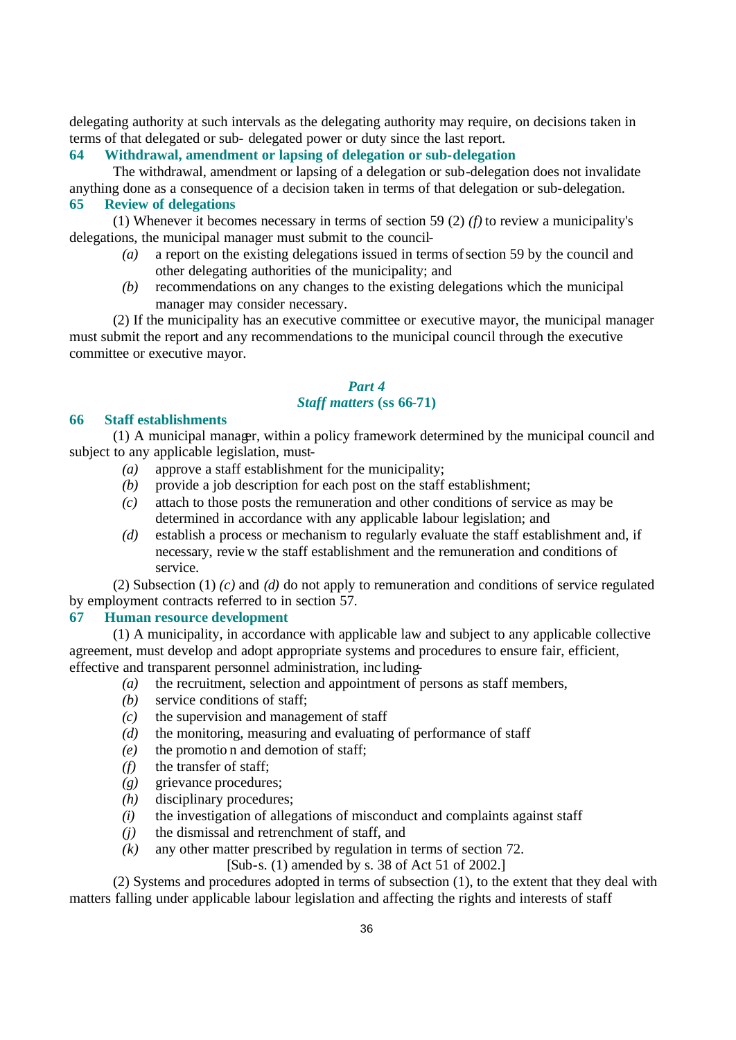delegating authority at such intervals as the delegating authority may require, on decisions taken in terms of that delegated or sub- delegated power or duty since the last report.

### 64 Withdrawal, amendment or lapsing of delegation or sub-delegation

The withdrawal, amendment or lapsing of a delegation or sub-delegation does not invalidate anything done as a consequence of a decision taken in terms of that delegation or sub-delegation.

### 65 Review of delegations

(1) Whenever it becomes necessary in terms of section 59 (2) *(f)* to review a municipality's delegations, the municipal manager must submit to the council-

- *(a)* a report on the existing delegations issued in terms of section 59 by the council and other delegating authorities of the municipality; and
- *(b)* recommendations on any changes to the existing delegations which the municipal manager may consider necessary.

(2) If the municipality has an executive committee or executive mayor, the municipal manager must submit the report and any recommendations to the municipal council through the executive committee or executive mayor.

## *Part 4*
## *Staff matters* (ss 66-71)

### 66 Staff establishments

(1) A municipal manager, within a policy framework determined by the municipal council and subject to any applicable legislation, must-

- *(a)* approve a staff establishment for the municipality;
- *(b)* provide a job description for each post on the staff establishment;
- *(c)* attach to those posts the remuneration and other conditions of service as may be determined in accordance with any applicable labour legislation; and
- *(d)* establish a process or mechanism to regularly evaluate the staff establishment and, if necessary, review the staff establishment and the remuneration and conditions of service.

(2) Subsection (1) *(c)* and *(d)* do not apply to remuneration and conditions of service regulated by employment contracts referred to in section 57.

### 67 Human resource development

(1) A municipality, in accordance with applicable law and subject to any applicable collective agreement, must develop and adopt appropriate systems and procedures to ensure fair, efficient, effective and transparent personnel administration, including-

- *(a)* the recruitment, selection and appointment of persons as staff members,
- *(b)* service conditions of staff;
- *(c)* the supervision and management of staff
- *(d)* the monitoring, measuring and evaluating of performance of staff
- *(e)* the promotion and demotion of staff;
- *(f)* the transfer of staff;
- *(g)* grievance procedures;
- *(h)* disciplinary procedures;
- *(i)* the investigation of allegations of misconduct and complaints against staff
- *(j)* the dismissal and retrenchment of staff, and
- *(k)* any other matter prescribed by regulation in terms of section 72.

[Sub-s. (1) amended by s. 38 of Act 51 of 2002.]

(2) Systems and procedures adopted in terms of subsection (1), to the extent that they deal with matters falling under applicable labour legislation and affecting the rights and interests of staff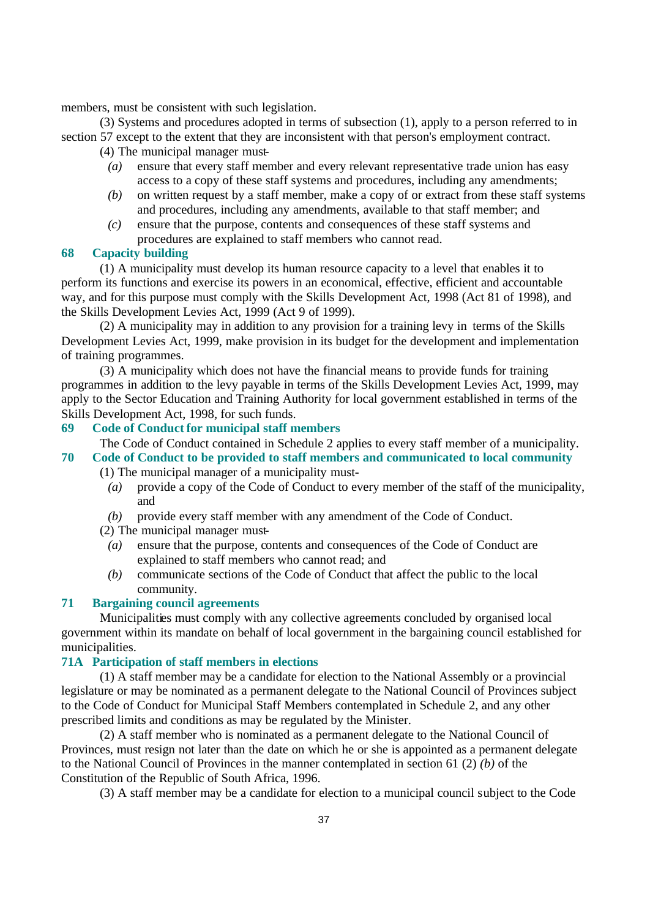members, must be consistent with such legislation.

(3) Systems and procedures adopted in terms of subsection (1), apply to a person referred to in section 57 except to the extent that they are inconsistent with that person's employment contract.

(4) The municipal manager must-

*(a)* ensure that every staff member and every relevant representative trade union has easy access to a copy of these staff systems and procedures, including any amendments;

*(b)* on written request by a staff member, make a copy of or extract from these staff systems and procedures, including any amendments, available to that staff member; and

*(c)* ensure that the purpose, contents and consequences of these staff systems and procedures are explained to staff members who cannot read.

### 68 Capacity building

(1) A municipality must develop its human resource capacity to a level that enables it to perform its functions and exercise its powers in an economical, effective, efficient and accountable way, and for this purpose must comply with the Skills Development Act, 1998 (Act 81 of 1998), and the Skills Development Levies Act, 1999 (Act 9 of 1999).

(2) A municipality may in addition to any provision for a training levy in terms of the Skills Development Levies Act, 1999, make provision in its budget for the development and implementation of training programmes.

(3) A municipality which does not have the financial means to provide funds for training programmes in addition to the levy payable in terms of the Skills Development Levies Act, 1999, may apply to the Sector Education and Training Authority for local government established in terms of the Skills Development Act, 1998, for such funds.

### 69 Code of Conduct for municipal staff members

The Code of Conduct contained in Schedule 2 applies to every staff member of a municipality.

### 70 Code of Conduct to be provided to staff members and communicated to local community

(1) The municipal manager of a municipality must-

*(a)* provide a copy of the Code of Conduct to every member of the staff of the municipality, and

*(b)* provide every staff member with any amendment of the Code of Conduct.

(2) The municipal manager must-

*(a)* ensure that the purpose, contents and consequences of the Code of Conduct are explained to staff members who cannot read; and

*(b)* communicate sections of the Code of Conduct that affect the public to the local community.

### 71 Bargaining council agreements

Municipalities must comply with any collective agreements concluded by organised local government within its mandate on behalf of local government in the bargaining council established for municipalities.

### 71A Participation of staff members in elections

(1) A staff member may be a candidate for election to the National Assembly or a provincial legislature or may be nominated as a permanent delegate to the National Council of Provinces subject to the Code of Conduct for Municipal Staff Members contemplated in Schedule 2, and any other prescribed limits and conditions as may be regulated by the Minister.

(2) A staff member who is nominated as a permanent delegate to the National Council of Provinces, must resign not later than the date on which he or she is appointed as a permanent delegate to the National Council of Provinces in the manner contemplated in section 61 (2) *(b)* of the Constitution of the Republic of South Africa, 1996.

(3) A staff member may be a candidate for election to a municipal council subject to the Code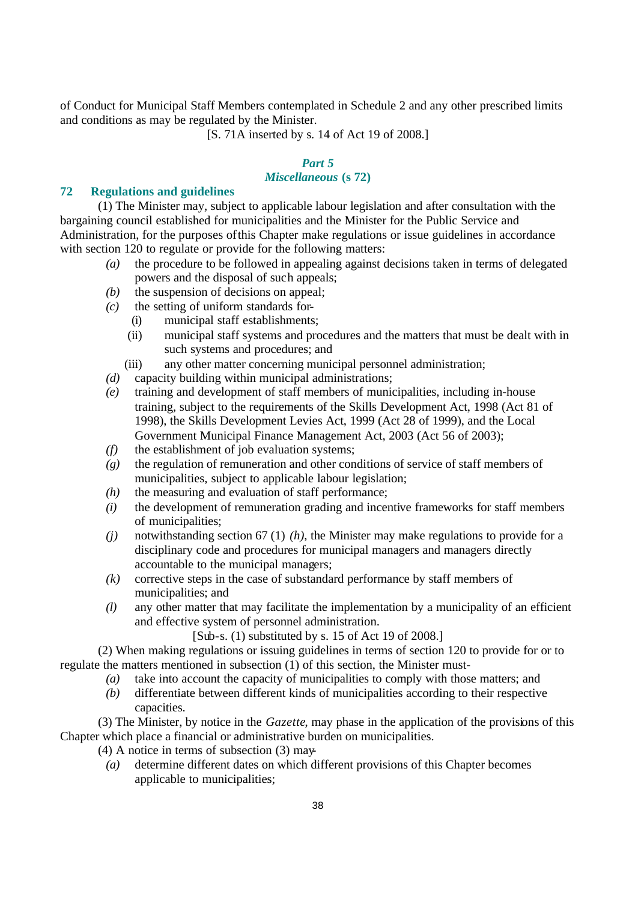of Conduct for Municipal Staff Members contemplated in Schedule 2 and any other prescribed limits and conditions as may be regulated by the Minister.

[S. 71A inserted by s. 14 of Act 19 of 2008.]

### *Part 5*
### *Miscellaneous* (s 72)

## 72 Regulations and guidelines

(1) The Minister may, subject to applicable labour legislation and after consultation with the bargaining council established for municipalities and the Minister for the Public Service and Administration, for the purposes of this Chapter make regulations or issue guidelines in accordance with section 120 to regulate or provide for the following matters:

*(a)* the procedure to be followed in appealing against decisions taken in terms of delegated powers and the disposal of such appeals;

*(b)* the suspension of decisions on appeal;

*(c)* the setting of uniform standards for-

(i) municipal staff establishments;

(ii) municipal staff systems and procedures and the matters that must be dealt with in such systems and procedures; and

(iii) any other matter concerning municipal personnel administration;

*(d)* capacity building within municipal administrations;

*(e)* training and development of staff members of municipalities, including in-house training, subject to the requirements of the Skills Development Act, 1998 (Act 81 of 1998), the Skills Development Levies Act, 1999 (Act 28 of 1999), and the Local Government Municipal Finance Management Act, 2003 (Act 56 of 2003);

*(f)* the establishment of job evaluation systems;

*(g)* the regulation of remuneration and other conditions of service of staff members of municipalities, subject to applicable labour legislation;

*(h)* the measuring and evaluation of staff performance;

*(i)* the development of remuneration grading and incentive frameworks for staff members of municipalities;

*(j)* notwithstanding section 67 (1) *(h)*, the Minister may make regulations to provide for a disciplinary code and procedures for municipal managers and managers directly accountable to the municipal managers;

*(k)* corrective steps in the case of substandard performance by staff members of municipalities; and

*(l)* any other matter that may facilitate the implementation by a municipality of an efficient and effective system of personnel administration.

[Sub-s. (1) substituted by s. 15 of Act 19 of 2008.]

(2) When making regulations or issuing guidelines in terms of section 120 to provide for or to regulate the matters mentioned in subsection (1) of this section, the Minister must-

*(a)* take into account the capacity of municipalities to comply with those matters; and

*(b)* differentiate between different kinds of municipalities according to their respective capacities.

(3) The Minister, by notice in the *Gazette*, may phase in the application of the provisions of this Chapter which place a financial or administrative burden on municipalities.

(4) A notice in terms of subsection (3) may-

*(a)* determine different dates on which different provisions of this Chapter becomes applicable to municipalities;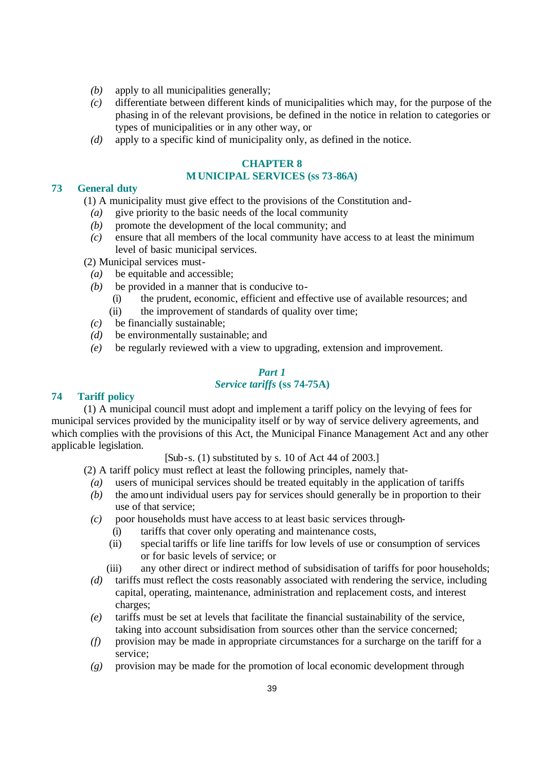*(b)* apply to all municipalities generally;

*(c)* differentiate between different kinds of municipalities which may, for the purpose of the phasing in of the relevant provisions, be defined in the notice in relation to categories or types of municipalities or in any other way, or

*(d)* apply to a specific kind of municipality only, as defined in the notice.

## CHAPTER 8
## MUNICIPAL SERVICES (ss 73-86A)

### 73 General duty

(1) A municipality must give effect to the provisions of the Constitution and-

*(a)* give priority to the basic needs of the local community

*(b)* promote the development of the local community; and

*(c)* ensure that all members of the local community have access to at least the minimum level of basic municipal services.

(2) Municipal services must-

*(a)* be equitable and accessible;

*(b)* be provided in a manner that is conducive to-

(i) the prudent, economic, efficient and effective use of available resources; and

(ii) the improvement of standards of quality over time;

*(c)* be financially sustainable;

*(d)* be environmentally sustainable; and

*(e)* be regularly reviewed with a view to upgrading, extension and improvement.

### *Part 1*
### *Service tariffs* (ss 74-75A)

### 74 Tariff policy

(1) A municipal council must adopt and implement a tariff policy on the levying of fees for municipal services provided by the municipality itself or by way of service delivery agreements, and which complies with the provisions of this Act, the Municipal Finance Management Act and any other applicable legislation.

[Sub-s. (1) substituted by s. 10 of Act 44 of 2003.]

(2) A tariff policy must reflect at least the following principles, namely that-

*(a)* users of municipal services should be treated equitably in the application of tariffs

*(b)* the amount individual users pay for services should generally be in proportion to their use of that service;

*(c)* poor households must have access to at least basic services through-

(i) tariffs that cover only operating and maintenance costs,

(ii) special tariffs or life line tariffs for low levels of use or consumption of services or for basic levels of service; or

(iii) any other direct or indirect method of subsidisation of tariffs for poor households;

*(d)* tariffs must reflect the costs reasonably associated with rendering the service, including capital, operating, maintenance, administration and replacement costs, and interest charges;

*(e)* tariffs must be set at levels that facilitate the financial sustainability of the service, taking into account subsidisation from sources other than the service concerned;

*(f)* provision may be made in appropriate circumstances for a surcharge on the tariff for a service;

*(g)* provision may be made for the promotion of local economic development through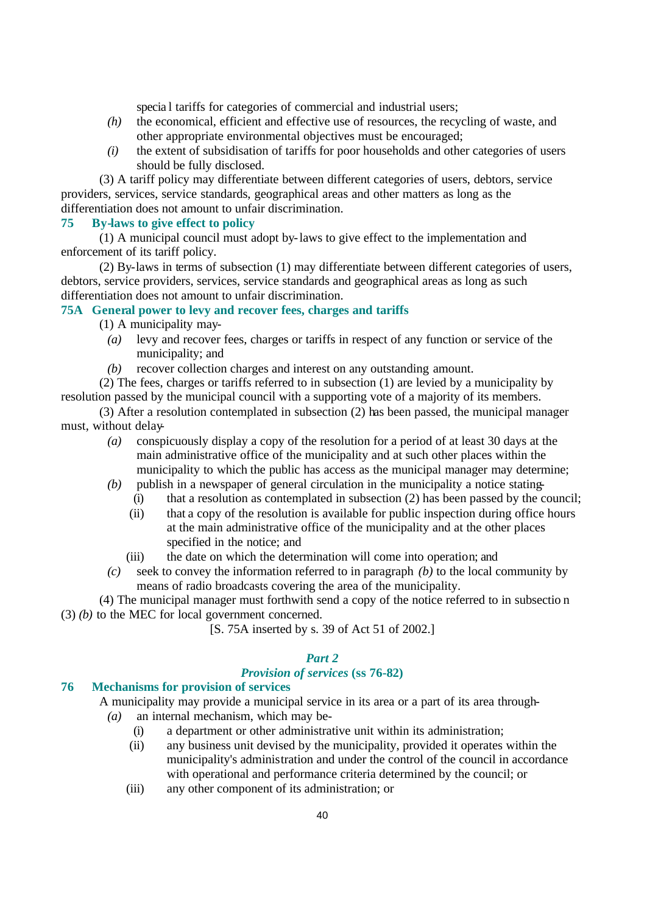special tariffs for categories of commercial and industrial users;

*(h)* the economical, efficient and effective use of resources, the recycling of waste, and other appropriate environmental objectives must be encouraged;

*(i)* the extent of subsidisation of tariffs for poor households and other categories of users should be fully disclosed.

(3) A tariff policy may differentiate between different categories of users, debtors, service providers, services, service standards, geographical areas and other matters as long as the differentiation does not amount to unfair discrimination.

### 75 By-laws to give effect to policy

(1) A municipal council must adopt by-laws to give effect to the implementation and enforcement of its tariff policy.

(2) By-laws in terms of subsection (1) may differentiate between different categories of users, debtors, service providers, services, service standards and geographical areas as long as such differentiation does not amount to unfair discrimination.

### 75A General power to levy and recover fees, charges and tariffs

(1) A municipality may-

*(a)* levy and recover fees, charges or tariffs in respect of any function or service of the municipality; and

*(b)* recover collection charges and interest on any outstanding amount.

(2) The fees, charges or tariffs referred to in subsection (1) are levied by a municipality by resolution passed by the municipal council with a supporting vote of a majority of its members.

(3) After a resolution contemplated in subsection (2) has been passed, the municipal manager must, without delay-

*(a)* conspicuously display a copy of the resolution for a period of at least 30 days at the main administrative office of the municipality and at such other places within the municipality to which the public has access as the municipal manager may determine;

*(b)* publish in a newspaper of general circulation in the municipality a notice stating-

(i) that a resolution as contemplated in subsection (2) has been passed by the council;

(ii) that a copy of the resolution is available for public inspection during office hours at the main administrative office of the municipality and at the other places specified in the notice; and

(iii) the date on which the determination will come into operation; and

*(c)* seek to convey the information referred to in paragraph *(b)* to the local community by means of radio broadcasts covering the area of the municipality.

(4) The municipal manager must forthwith send a copy of the notice referred to in subsection (3) *(b)* to the MEC for local government concerned.

[S. 75A inserted by s. 39 of Act 51 of 2002.]

## *Part 2*

## *Provision of services* (ss 76-82)

### 76 Mechanisms for provision of services

A municipality may provide a municipal service in its area or a part of its area through-

*(a)* an internal mechanism, which may be-

(i) a department or other administrative unit within its administration;

(ii) any business unit devised by the municipality, provided it operates within the municipality's administration and under the control of the council in accordance with operational and performance criteria determined by the council; or

(iii) any other component of its administration; or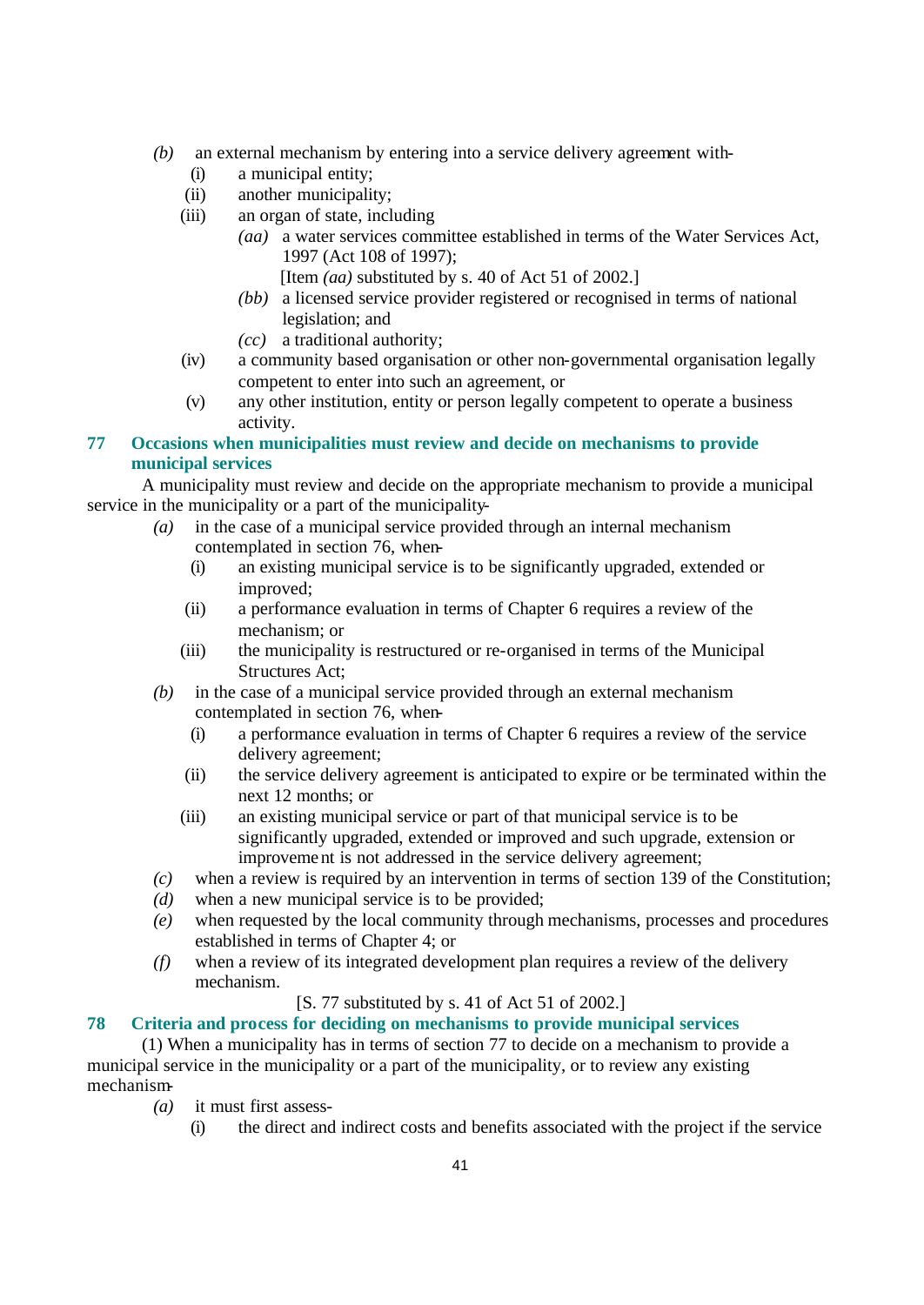*(b)* an external mechanism by entering into a service delivery agreement with-

(i) a municipal entity;

(ii) another municipality;

(iii) an organ of state, including

*(aa)* a water services committee established in terms of the Water Services Act, 1997 (Act 108 of 1997);

[Item *(aa)* substituted by s. 40 of Act 51 of 2002.]

*(bb)* a licensed service provider registered or recognised in terms of national legislation; and

*(cc)* a traditional authority;

(iv) a community based organisation or other non-governmental organisation legally competent to enter into such an agreement, or

(v) any other institution, entity or person legally competent to operate a business activity.

### 77 Occasions when municipalities must review and decide on mechanisms to provide municipal services

A municipality must review and decide on the appropriate mechanism to provide a municipal service in the municipality or a part of the municipality-

*(a)* in the case of a municipal service provided through an internal mechanism contemplated in section 76, when-

(i) an existing municipal service is to be significantly upgraded, extended or improved;

(ii) a performance evaluation in terms of Chapter 6 requires a review of the mechanism; or

(iii) the municipality is restructured or re-organised in terms of the Municipal Structures Act;

*(b)* in the case of a municipal service provided through an external mechanism contemplated in section 76, when-

(i) a performance evaluation in terms of Chapter 6 requires a review of the service delivery agreement;

(ii) the service delivery agreement is anticipated to expire or be terminated within the next 12 months; or

(iii) an existing municipal service or part of that municipal service is to be significantly upgraded, extended or improved and such upgrade, extension or improvement is not addressed in the service delivery agreement;

*(c)* when a review is required by an intervention in terms of section 139 of the Constitution;

*(d)* when a new municipal service is to be provided;

*(e)* when requested by the local community through mechanisms, processes and procedures established in terms of Chapter 4; or

*(f)* when a review of its integrated development plan requires a review of the delivery mechanism.

[S. 77 substituted by s. 41 of Act 51 of 2002.]

### 78 Criteria and process for deciding on mechanisms to provide municipal services

(1) When a municipality has in terms of section 77 to decide on a mechanism to provide a municipal service in the municipality or a part of the municipality, or to review any existing mechanism-

*(a)* it must first assess-

(i) the direct and indirect costs and benefits associated with the project if the service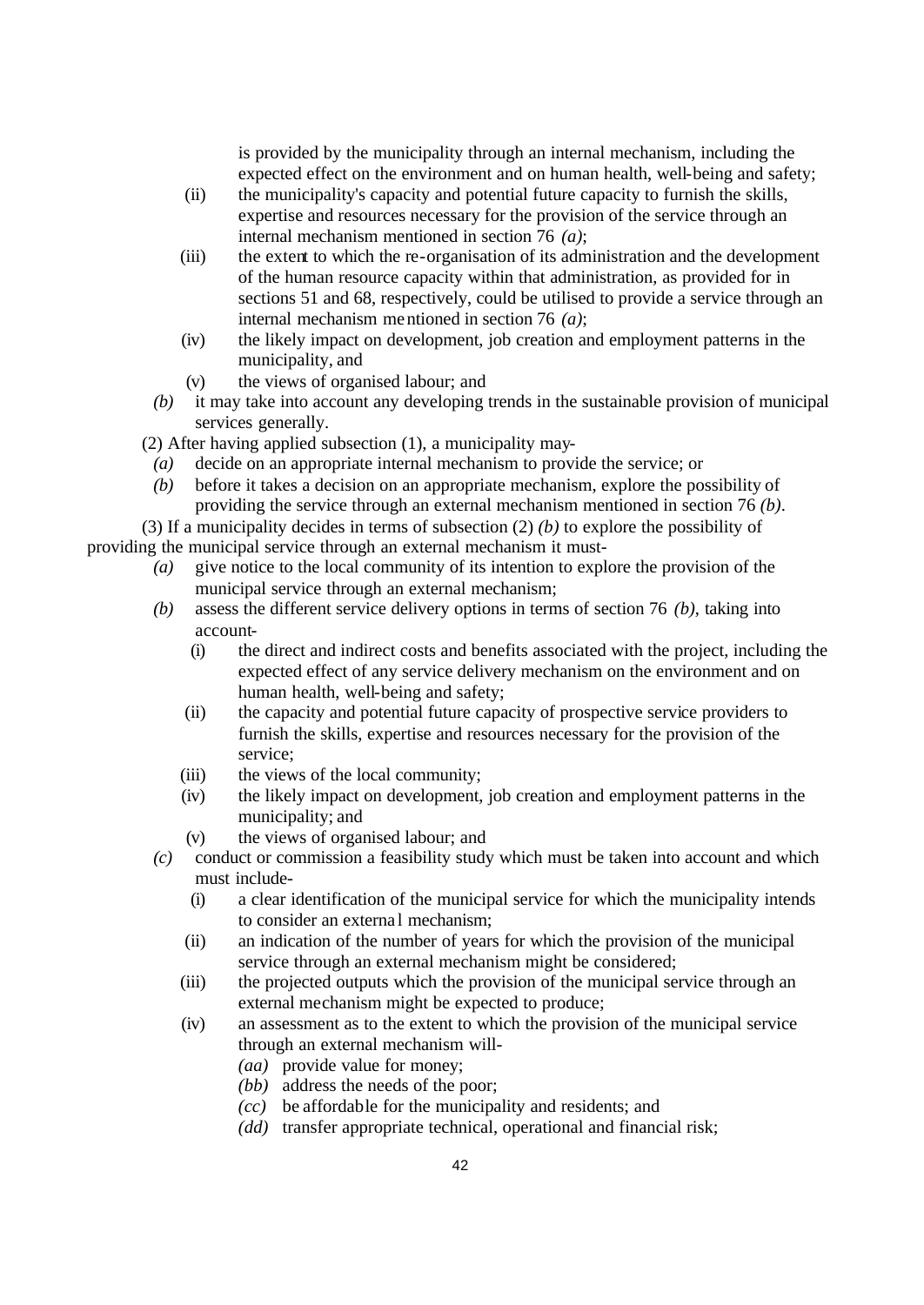is provided by the municipality through an internal mechanism, including the expected effect on the environment and on human health, well-being and safety;

(ii) the municipality's capacity and potential future capacity to furnish the skills, expertise and resources necessary for the provision of the service through an internal mechanism mentioned in section 76 *(a)*;

(iii) the extent to which the re-organisation of its administration and the development of the human resource capacity within that administration, as provided for in sections 51 and 68, respectively, could be utilised to provide a service through an internal mechanism mentioned in section 76 *(a)*;

(iv) the likely impact on development, job creation and employment patterns in the municipality, and

(v) the views of organised labour; and

*(b)* it may take into account any developing trends in the sustainable provision of municipal services generally.

(2) After having applied subsection (1), a municipality may-

*(a)* decide on an appropriate internal mechanism to provide the service; or

*(b)* before it takes a decision on an appropriate mechanism, explore the possibility of providing the service through an external mechanism mentioned in section 76 *(b)*.

(3) If a municipality decides in terms of subsection (2) *(b)* to explore the possibility of providing the municipal service through an external mechanism it must-

*(a)* give notice to the local community of its intention to explore the provision of the municipal service through an external mechanism;

*(b)* assess the different service delivery options in terms of section 76 *(b)*, taking into account-

(i) the direct and indirect costs and benefits associated with the project, including the expected effect of any service delivery mechanism on the environment and on human health, well-being and safety;

(ii) the capacity and potential future capacity of prospective service providers to furnish the skills, expertise and resources necessary for the provision of the service;

(iii) the views of the local community;

(iv) the likely impact on development, job creation and employment patterns in the municipality; and

(v) the views of organised labour; and

*(c)* conduct or commission a feasibility study which must be taken into account and which must include-

(i) a clear identification of the municipal service for which the municipality intends to consider an external mechanism;

(ii) an indication of the number of years for which the provision of the municipal service through an external mechanism might be considered;

(iii) the projected outputs which the provision of the municipal service through an external mechanism might be expected to produce;

(iv) an assessment as to the extent to which the provision of the municipal service through an external mechanism will-

*(aa)* provide value for money;

*(bb)* address the needs of the poor;

*(cc)* be affordable for the municipality and residents; and

*(dd)* transfer appropriate technical, operational and financial risk;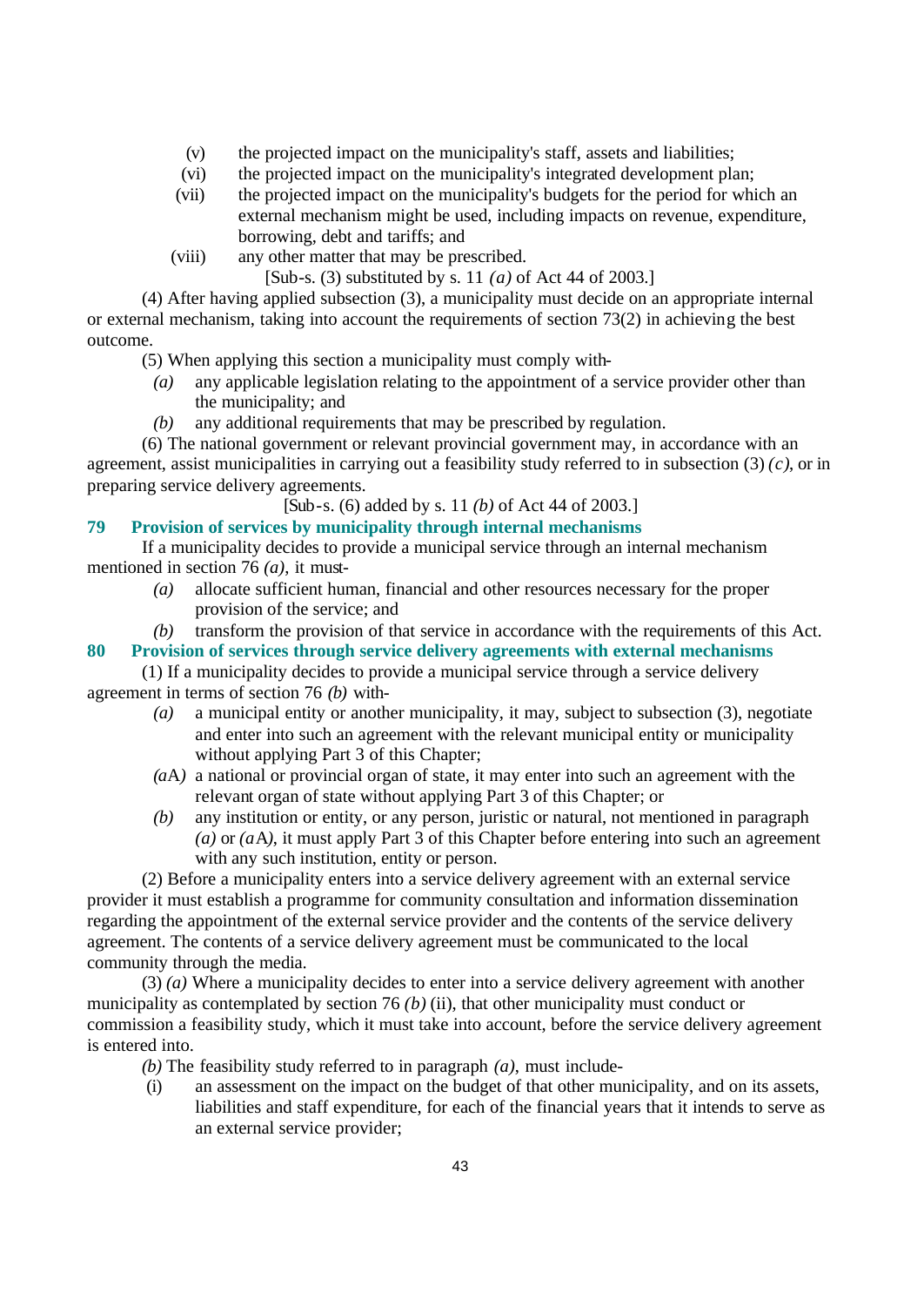(v) the projected impact on the municipality's staff, assets and liabilities;

(vi) the projected impact on the municipality's integrated development plan;

(vii) the projected impact on the municipality's budgets for the period for which an external mechanism might be used, including impacts on revenue, expenditure, borrowing, debt and tariffs; and

(viii) any other matter that may be prescribed.

[Sub-s. (3) substituted by s. 11 *(a)* of Act 44 of 2003.]

(4) After having applied subsection (3), a municipality must decide on an appropriate internal or external mechanism, taking into account the requirements of section 73(2) in achieving the best outcome.

(5) When applying this section a municipality must comply with-

*(a)* any applicable legislation relating to the appointment of a service provider other than the municipality; and

*(b)* any additional requirements that may be prescribed by regulation.

(6) The national government or relevant provincial government may, in accordance with an agreement, assist municipalities in carrying out a feasibility study referred to in subsection (3) *(c)*, or in preparing service delivery agreements.

[Sub-s. (6) added by s. 11 *(b)* of Act 44 of 2003.]

## 79 Provision of services by municipality through internal mechanisms

If a municipality decides to provide a municipal service through an internal mechanism mentioned in section 76 *(a)*, it must-

*(a)* allocate sufficient human, financial and other resources necessary for the proper provision of the service; and

*(b)* transform the provision of that service in accordance with the requirements of this Act.

## 80 Provision of services through service delivery agreements with external mechanisms

(1) If a municipality decides to provide a municipal service through a service delivery agreement in terms of section 76 *(b)* with-

*(a)* a municipal entity or another municipality, it may, subject to subsection (3), negotiate and enter into such an agreement with the relevant municipal entity or municipality without applying Part 3 of this Chapter;

*(a*A*)* a national or provincial organ of state, it may enter into such an agreement with the relevant organ of state without applying Part 3 of this Chapter; or

*(b)* any institution or entity, or any person, juristic or natural, not mentioned in paragraph *(a)* or *(a*A*)*, it must apply Part 3 of this Chapter before entering into such an agreement with any such institution, entity or person.

(2) Before a municipality enters into a service delivery agreement with an external service provider it must establish a programme for community consultation and information dissemination regarding the appointment of the external service provider and the contents of the service delivery agreement. The contents of a service delivery agreement must be communicated to the local community through the media.

(3) *(a)* Where a municipality decides to enter into a service delivery agreement with another municipality as contemplated by section 76 *(b)* (ii), that other municipality must conduct or commission a feasibility study, which it must take into account, before the service delivery agreement is entered into.

*(b)* The feasibility study referred to in paragraph *(a)*, must include-

(i) an assessment on the impact on the budget of that other municipality, and on its assets, liabilities and staff expenditure, for each of the financial years that it intends to serve as an external service provider;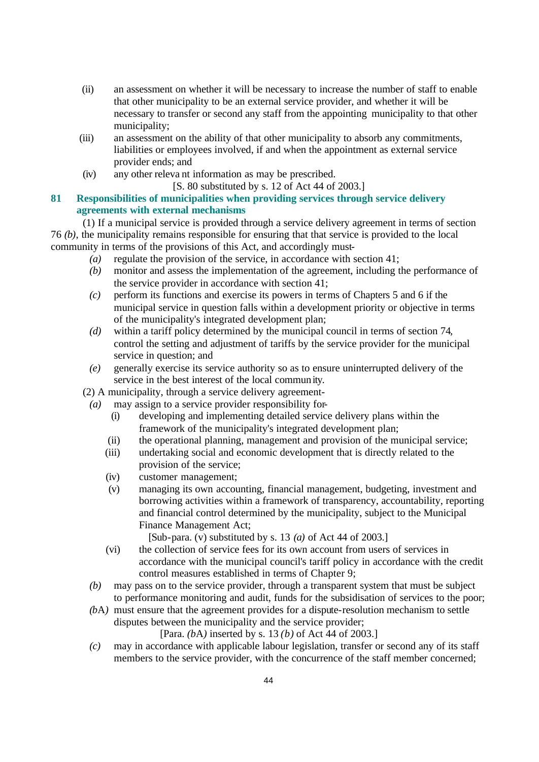(ii) an assessment on whether it will be necessary to increase the number of staff to enable that other municipality to be an external service provider, and whether it will be necessary to transfer or second any staff from the appointing municipality to that other municipality;

(iii) an assessment on the ability of that other municipality to absorb any commitments, liabilities or employees involved, if and when the appointment as external service provider ends; and

(iv) any other relevant information as may be prescribed.

[S. 80 substituted by s. 12 of Act 44 of 2003.]

### 81 Responsibilities of municipalities when providing services through service delivery agreements with external mechanisms

(1) If a municipal service is provided through a service delivery agreement in terms of section 76 *(b)*, the municipality remains responsible for ensuring that that service is provided to the local community in terms of the provisions of this Act, and accordingly must-

*(a)* regulate the provision of the service, in accordance with section 41;

*(b)* monitor and assess the implementation of the agreement, including the performance of the service provider in accordance with section 41;

*(c)* perform its functions and exercise its powers in terms of Chapters 5 and 6 if the municipal service in question falls within a development priority or objective in terms of the municipality's integrated development plan;

*(d)* within a tariff policy determined by the municipal council in terms of section 74, control the setting and adjustment of tariffs by the service provider for the municipal service in question; and

*(e)* generally exercise its service authority so as to ensure uninterrupted delivery of the service in the best interest of the local community.

(2) A municipality, through a service delivery agreement-

*(a)* may assign to a service provider responsibility for-

(i) developing and implementing detailed service delivery plans within the framework of the municipality's integrated development plan;

(ii) the operational planning, management and provision of the municipal service;

(iii) undertaking social and economic development that is directly related to the provision of the service;

(iv) customer management;

(v) managing its own accounting, financial management, budgeting, investment and borrowing activities within a framework of transparency, accountability, reporting and financial control determined by the municipality, subject to the Municipal Finance Management Act;

[Sub-para. (v) substituted by s. 13 *(a)* of Act 44 of 2003.]

(vi) the collection of service fees for its own account from users of services in accordance with the municipal council's tariff policy in accordance with the credit control measures established in terms of Chapter 9;

*(b)* may pass on to the service provider, through a transparent system that must be subject to performance monitoring and audit, funds for the subsidisation of services to the poor;

*(b*A*)* must ensure that the agreement provides for a dispute-resolution mechanism to settle disputes between the municipality and the service provider;

[Para. *(b*A*)* inserted by s. 13 *(b)* of Act 44 of 2003.]

*(c)* may in accordance with applicable labour legislation, transfer or second any of its staff members to the service provider, with the concurrence of the staff member concerned;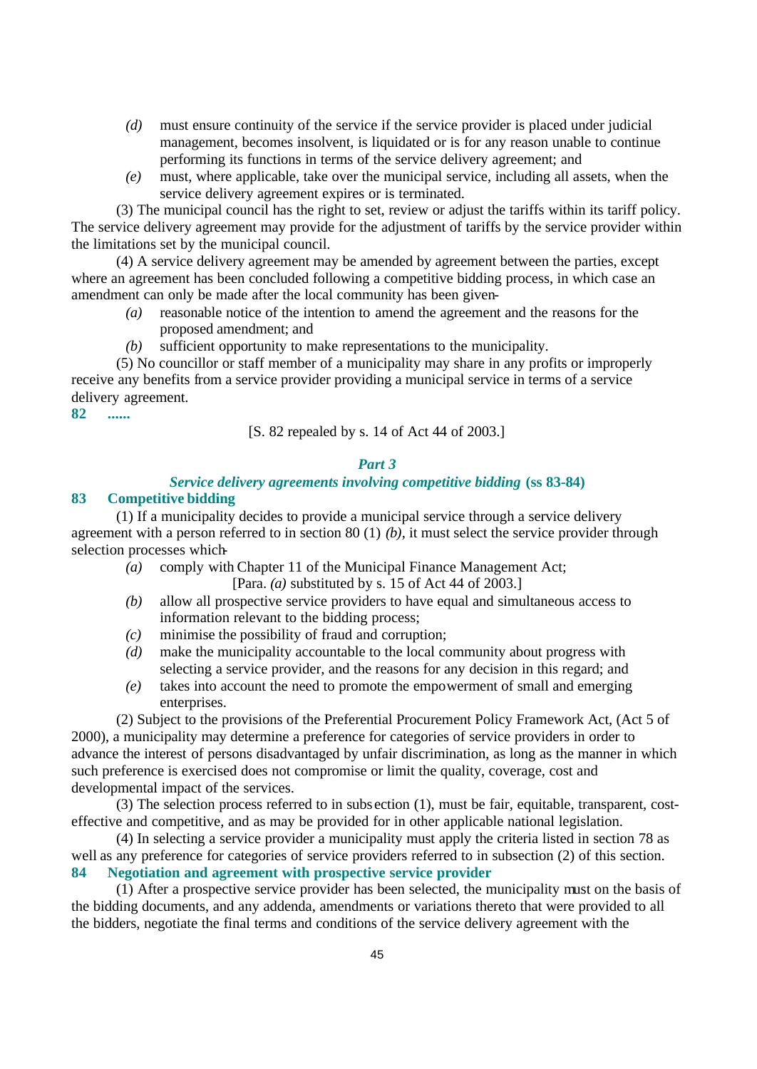*(d)* must ensure continuity of the service if the service provider is placed under judicial management, becomes insolvent, is liquidated or is for any reason unable to continue performing its functions in terms of the service delivery agreement; and

*(e)* must, where applicable, take over the municipal service, including all assets, when the service delivery agreement expires or is terminated.

(3) The municipal council has the right to set, review or adjust the tariffs within its tariff policy. The service delivery agreement may provide for the adjustment of tariffs by the service provider within the limitations set by the municipal council.

(4) A service delivery agreement may be amended by agreement between the parties, except where an agreement has been concluded following a competitive bidding process, in which case an amendment can only be made after the local community has been given-

*(a)* reasonable notice of the intention to amend the agreement and the reasons for the proposed amendment; and

*(b)* sufficient opportunity to make representations to the municipality.

(5) No councillor or staff member of a municipality may share in any profits or improperly receive any benefits from a service provider providing a municipal service in terms of a service delivery agreement.

**82 ......**

[S. 82 repealed by s. 14 of Act 44 of 2003.]

## *Part 3*

### *Service delivery agreements involving competitive bidding* (ss 83-84)

### 83 Competitive bidding

(1) If a municipality decides to provide a municipal service through a service delivery agreement with a person referred to in section 80 (1) *(b)*, it must select the service provider through selection processes which-

*(a)* comply with Chapter 11 of the Municipal Finance Management Act;

[Para. *(a)* substituted by s. 15 of Act 44 of 2003.]

*(b)* allow all prospective service providers to have equal and simultaneous access to information relevant to the bidding process;

*(c)* minimise the possibility of fraud and corruption;

*(d)* make the municipality accountable to the local community about progress with selecting a service provider, and the reasons for any decision in this regard; and

*(e)* takes into account the need to promote the empowerment of small and emerging enterprises.

(2) Subject to the provisions of the Preferential Procurement Policy Framework Act, (Act 5 of 2000), a municipality may determine a preference for categories of service providers in order to advance the interest of persons disadvantaged by unfair discrimination, as long as the manner in which such preference is exercised does not compromise or limit the quality, coverage, cost and developmental impact of the services.

(3) The selection process referred to in subsection (1), must be fair, equitable, transparent, cost-effective and competitive, and as may be provided for in other applicable national legislation.

(4) In selecting a service provider a municipality must apply the criteria listed in section 78 as well as any preference for categories of service providers referred to in subsection (2) of this section.

### 84 Negotiation and agreement with prospective service provider

(1) After a prospective service provider has been selected, the municipality must on the basis of the bidding documents, and any addenda, amendments or variations thereto that were provided to all the bidders, negotiate the final terms and conditions of the service delivery agreement with the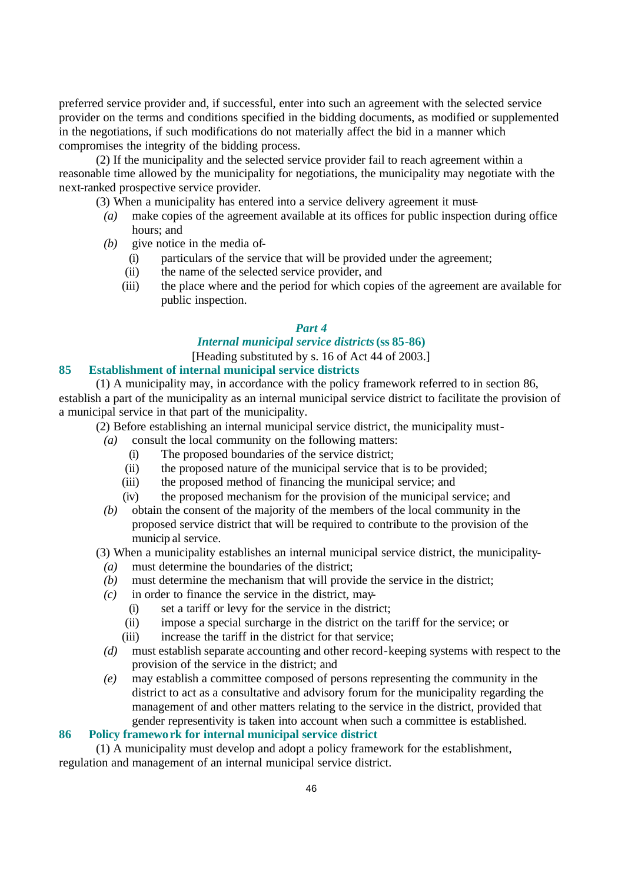preferred service provider and, if successful, enter into such an agreement with the selected service provider on the terms and conditions specified in the bidding documents, as modified or supplemented in the negotiations, if such modifications do not materially affect the bid in a manner which compromises the integrity of the bidding process.

(2) If the municipality and the selected service provider fail to reach agreement within a reasonable time allowed by the municipality for negotiations, the municipality may negotiate with the next-ranked prospective service provider.

(3) When a municipality has entered into a service delivery agreement it must-

*(a)* make copies of the agreement available at its offices for public inspection during office hours; and

*(b)* give notice in the media of-

(i) particulars of the service that will be provided under the agreement;

(ii) the name of the selected service provider, and

(iii) the place where and the period for which copies of the agreement are available for public inspection.

### *Part 4*
### *Internal municipal service districts* (ss 85-86)

[Heading substituted by s. 16 of Act 44 of 2003.]

### 85 Establishment of internal municipal service districts

(1) A municipality may, in accordance with the policy framework referred to in section 86, establish a part of the municipality as an internal municipal service district to facilitate the provision of a municipal service in that part of the municipality.

(2) Before establishing an internal municipal service district, the municipality must-

*(a)* consult the local community on the following matters:

(i) The proposed boundaries of the service district;

(ii) the proposed nature of the municipal service that is to be provided;

(iii) the proposed method of financing the municipal service; and

(iv) the proposed mechanism for the provision of the municipal service; and

*(b)* obtain the consent of the majority of the members of the local community in the proposed service district that will be required to contribute to the provision of the municipal service.

(3) When a municipality establishes an internal municipal service district, the municipality-

*(a)* must determine the boundaries of the district;

*(b)* must determine the mechanism that will provide the service in the district;

*(c)* in order to finance the service in the district, may-

(i) set a tariff or levy for the service in the district;

(ii) impose a special surcharge in the district on the tariff for the service; or

(iii) increase the tariff in the district for that service;

*(d)* must establish separate accounting and other record-keeping systems with respect to the provision of the service in the district; and

*(e)* may establish a committee composed of persons representing the community in the district to act as a consultative and advisory forum for the municipality regarding the management of and other matters relating to the service in the district, provided that gender representivity is taken into account when such a committee is established.

### 86 Policy framework for internal municipal service district

(1) A municipality must develop and adopt a policy framework for the establishment, regulation and management of an internal municipal service district.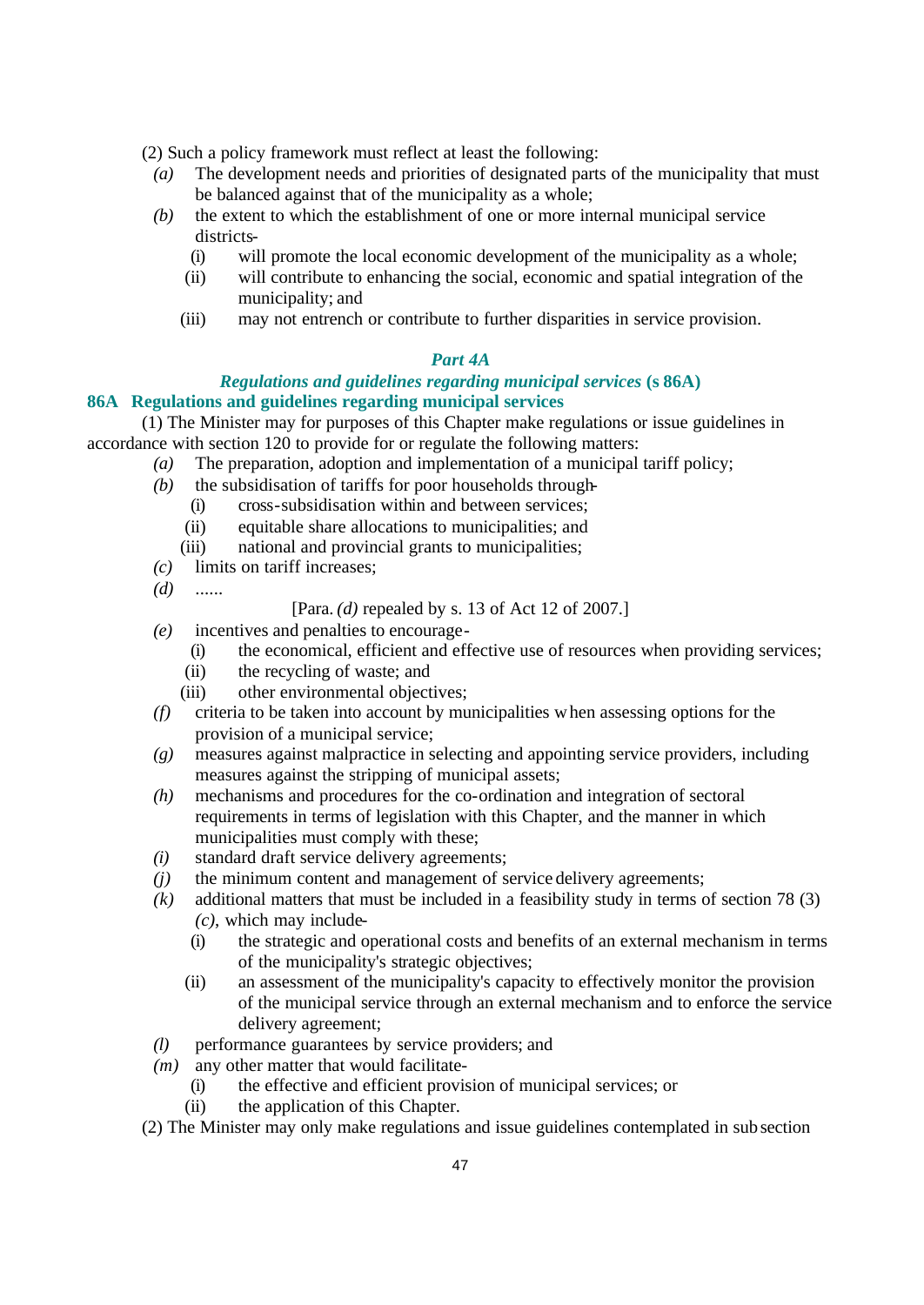(2) Such a policy framework must reflect at least the following:

*(a)* The development needs and priorities of designated parts of the municipality that must be balanced against that of the municipality as a whole;

*(b)* the extent to which the establishment of one or more internal municipal service districts-

(i) will promote the local economic development of the municipality as a whole;

(ii) will contribute to enhancing the social, economic and spatial integration of the municipality; and

(iii) may not entrench or contribute to further disparities in service provision.

### *Part 4A*

### *Regulations and guidelines regarding municipal services* (s 86A)

### 86A Regulations and guidelines regarding municipal services

(1) The Minister may for purposes of this Chapter make regulations or issue guidelines in accordance with section 120 to provide for or regulate the following matters:

*(a)* The preparation, adoption and implementation of a municipal tariff policy;

*(b)* the subsidisation of tariffs for poor households through-

(i) cross-subsidisation within and between services;

(ii) equitable share allocations to municipalities; and

(iii) national and provincial grants to municipalities;

*(c)* limits on tariff increases;

*(d)* ......

[Para. *(d)* repealed by s. 13 of Act 12 of 2007.]

*(e)* incentives and penalties to encourage-

(i) the economical, efficient and effective use of resources when providing services;

(ii) the recycling of waste; and

(iii) other environmental objectives;

*(f)* criteria to be taken into account by municipalities when assessing options for the provision of a municipal service;

*(g)* measures against malpractice in selecting and appointing service providers, including measures against the stripping of municipal assets;

*(h)* mechanisms and procedures for the co-ordination and integration of sectoral requirements in terms of legislation with this Chapter, and the manner in which municipalities must comply with these;

*(i)* standard draft service delivery agreements;

*(j)* the minimum content and management of service delivery agreements;

*(k)* additional matters that must be included in a feasibility study in terms of section 78 (3) *(c)*, which may include-

(i) the strategic and operational costs and benefits of an external mechanism in terms of the municipality's strategic objectives;

(ii) an assessment of the municipality's capacity to effectively monitor the provision of the municipal service through an external mechanism and to enforce the service delivery agreement;

*(l)* performance guarantees by service providers; and

*(m)* any other matter that would facilitate-

(i) the effective and efficient provision of municipal services; or

(ii) the application of this Chapter.

(2) The Minister may only make regulations and issue guidelines contemplated in subsection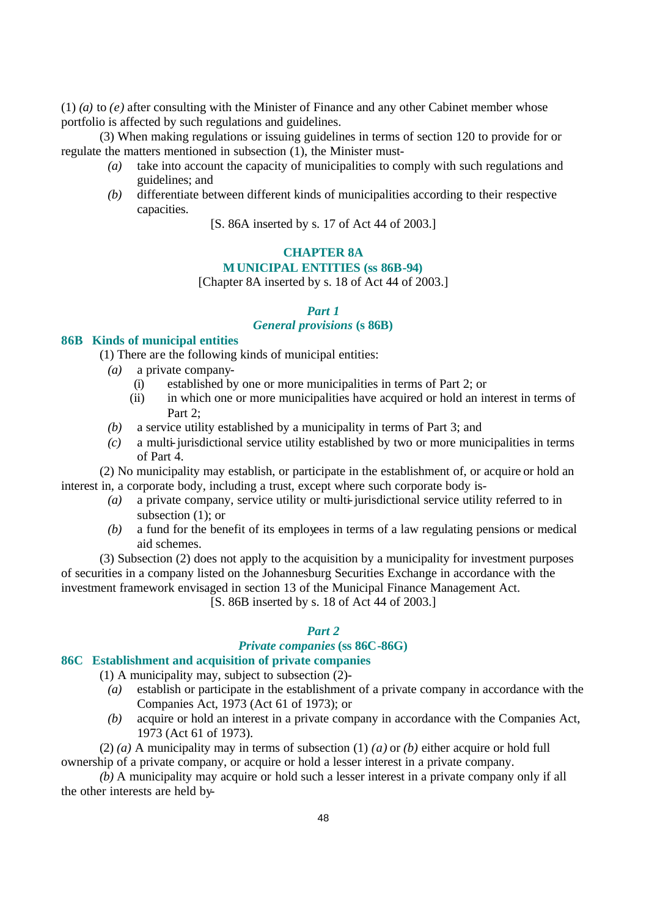(1) *(a)* to *(e)* after consulting with the Minister of Finance and any other Cabinet member whose portfolio is affected by such regulations and guidelines.

(3) When making regulations or issuing guidelines in terms of section 120 to provide for or regulate the matters mentioned in subsection (1), the Minister must-

- *(a)* take into account the capacity of municipalities to comply with such regulations and guidelines; and
- *(b)* differentiate between different kinds of municipalities according to their respective capacities.

[S. 86A inserted by s. 17 of Act 44 of 2003.]

## CHAPTER 8A
## MUNICIPAL ENTITIES (ss 86B-94)

[Chapter 8A inserted by s. 18 of Act 44 of 2003.]

### *Part 1*
### *General provisions* (s 86B)

#### 86B Kinds of municipal entities

(1) There are the following kinds of municipal entities:

- *(a)* a private company-
  - (i) established by one or more municipalities in terms of Part 2; or
  - (ii) in which one or more municipalities have acquired or hold an interest in terms of Part 2;
- *(b)* a service utility established by a municipality in terms of Part 3; and
- *(c)* a multi-jurisdictional service utility established by two or more municipalities in terms of Part 4.

(2) No municipality may establish, or participate in the establishment of, or acquire or hold an interest in, a corporate body, including a trust, except where such corporate body is-

- *(a)* a private company, service utility or multi-jurisdictional service utility referred to in subsection (1); or
- *(b)* a fund for the benefit of its employees in terms of a law regulating pensions or medical aid schemes.

(3) Subsection (2) does not apply to the acquisition by a municipality for investment purposes of securities in a company listed on the Johannesburg Securities Exchange in accordance with the investment framework envisaged in section 13 of the Municipal Finance Management Act.

[S. 86B inserted by s. 18 of Act 44 of 2003.]

### *Part 2*
### *Private companies* (ss 86C-86G)

#### 86C Establishment and acquisition of private companies

(1) A municipality may, subject to subsection (2)-

- *(a)* establish or participate in the establishment of a private company in accordance with the Companies Act, 1973 (Act 61 of 1973); or
- *(b)* acquire or hold an interest in a private company in accordance with the Companies Act, 1973 (Act 61 of 1973).

(2) *(a)* A municipality may in terms of subsection (1) *(a)* or *(b)* either acquire or hold full ownership of a private company, or acquire or hold a lesser interest in a private company.

*(b)* A municipality may acquire or hold such a lesser interest in a private company only if all the other interests are held by-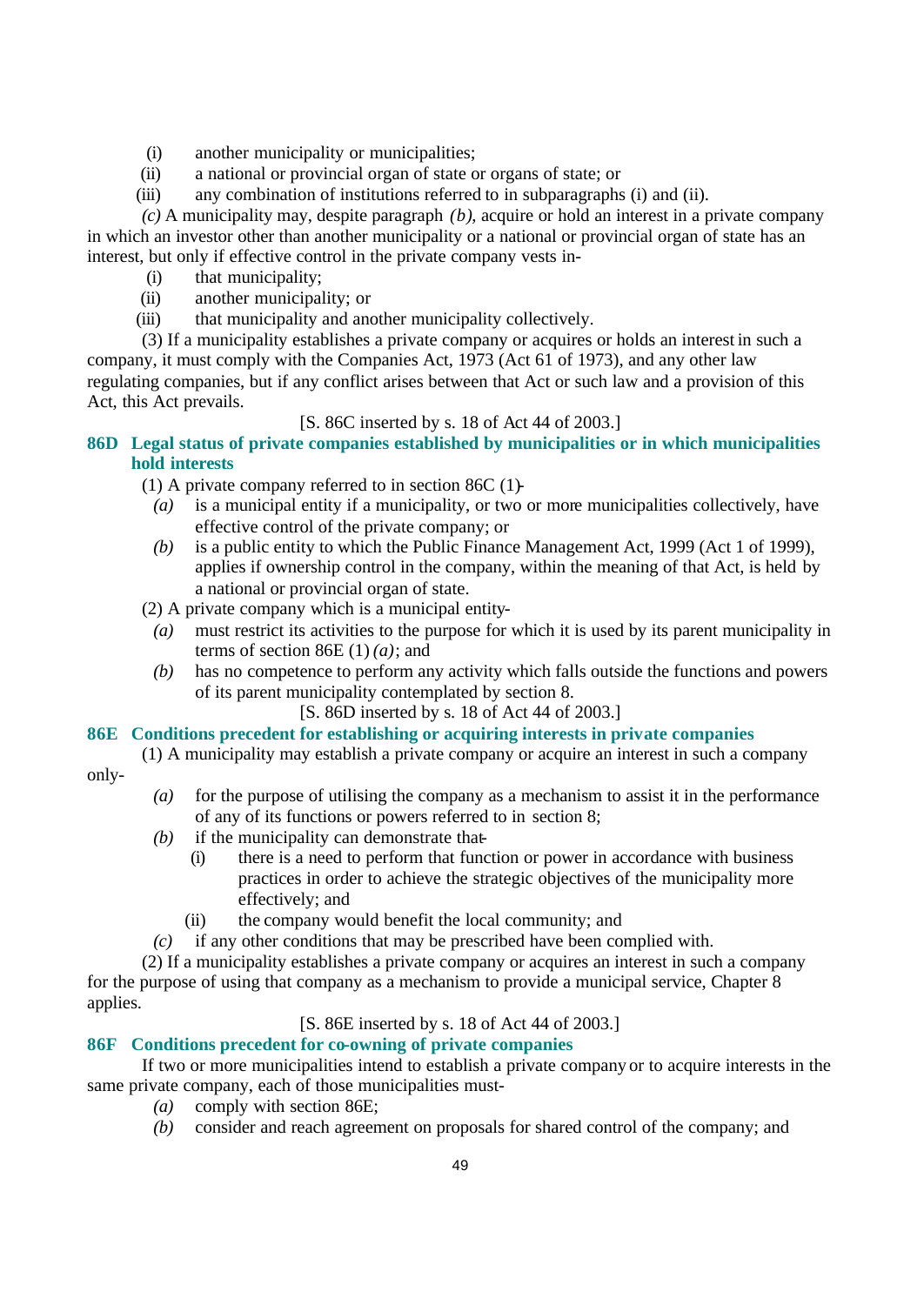(i) another municipality or municipalities;

(ii) a national or provincial organ of state or organs of state; or

(iii) any combination of institutions referred to in subparagraphs (i) and (ii).

*(c)* A municipality may, despite paragraph *(b)*, acquire or hold an interest in a private company in which an investor other than another municipality or a national or provincial organ of state has an interest, but only if effective control in the private company vests in-

(i) that municipality;

(ii) another municipality; or

(iii) that municipality and another municipality collectively.

(3) If a municipality establishes a private company or acquires or holds an interest in such a company, it must comply with the Companies Act, 1973 (Act 61 of 1973), and any other law regulating companies, but if any conflict arises between that Act or such law and a provision of this Act, this Act prevails.

[S. 86C inserted by s. 18 of Act 44 of 2003.]

### 86D Legal status of private companies established by municipalities or in which municipalities hold interests

(1) A private company referred to in section 86C (1)-

*(a)* is a municipal entity if a municipality, or two or more municipalities collectively, have effective control of the private company; or

*(b)* is a public entity to which the Public Finance Management Act, 1999 (Act 1 of 1999), applies if ownership control in the company, within the meaning of that Act, is held by a national or provincial organ of state.

(2) A private company which is a municipal entity-

*(a)* must restrict its activities to the purpose for which it is used by its parent municipality in terms of section 86E (1) *(a)*; and

*(b)* has no competence to perform any activity which falls outside the functions and powers of its parent municipality contemplated by section 8.

[S. 86D inserted by s. 18 of Act 44 of 2003.]

### 86E Conditions precedent for establishing or acquiring interests in private companies

(1) A municipality may establish a private company or acquire an interest in such a company only-

*(a)* for the purpose of utilising the company as a mechanism to assist it in the performance of any of its functions or powers referred to in section 8;

*(b)* if the municipality can demonstrate that-

(i) there is a need to perform that function or power in accordance with business practices in order to achieve the strategic objectives of the municipality more effectively; and

(ii) the company would benefit the local community; and

*(c)* if any other conditions that may be prescribed have been complied with.

(2) If a municipality establishes a private company or acquires an interest in such a company for the purpose of using that company as a mechanism to provide a municipal service, Chapter 8 applies.

[S. 86E inserted by s. 18 of Act 44 of 2003.]

### 86F Conditions precedent for co-owning of private companies

If two or more municipalities intend to establish a private company or to acquire interests in the same private company, each of those municipalities must-

*(a)* comply with section 86E;

*(b)* consider and reach agreement on proposals for shared control of the company; and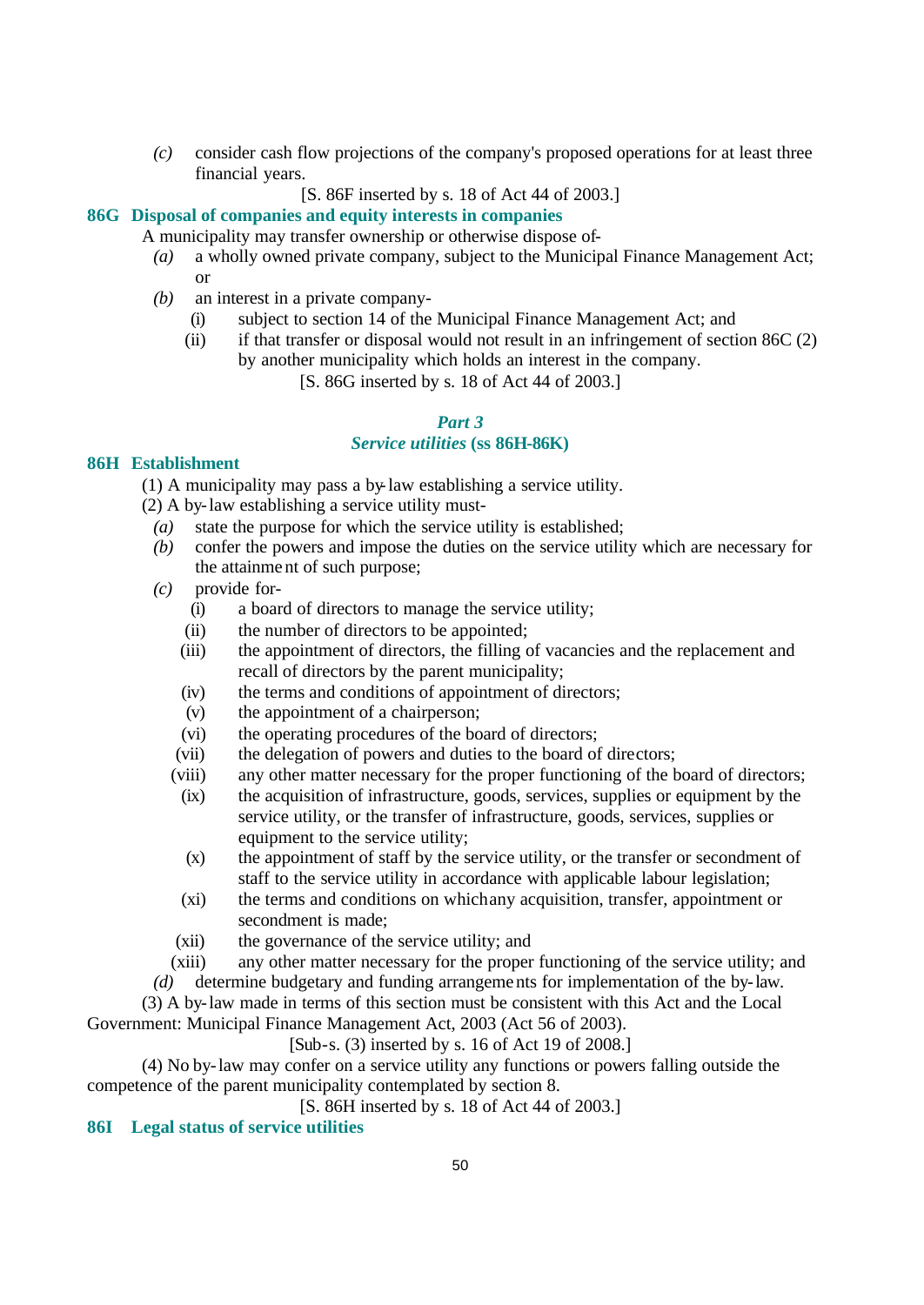*(c)* consider cash flow projections of the company's proposed operations for at least three financial years.

[S. 86F inserted by s. 18 of Act 44 of 2003.]

### 86G Disposal of companies and equity interests in companies

A municipality may transfer ownership or otherwise dispose of-

*(a)* a wholly owned private company, subject to the Municipal Finance Management Act; or

*(b)* an interest in a private company-

(i) subject to section 14 of the Municipal Finance Management Act; and

(ii) if that transfer or disposal would not result in an infringement of section 86C (2) by another municipality which holds an interest in the company.

[S. 86G inserted by s. 18 of Act 44 of 2003.]

## *Part 3*
## *Service utilities* (ss 86H-86K)

### 86H Establishment

(1) A municipality may pass a by-law establishing a service utility.

(2) A by-law establishing a service utility must-

*(a)* state the purpose for which the service utility is established;

*(b)* confer the powers and impose the duties on the service utility which are necessary for the attainment of such purpose;

*(c)* provide for-

(i) a board of directors to manage the service utility;

(ii) the number of directors to be appointed;

(iii) the appointment of directors, the filling of vacancies and the replacement and recall of directors by the parent municipality;

(iv) the terms and conditions of appointment of directors;

(v) the appointment of a chairperson;

(vi) the operating procedures of the board of directors;

(vii) the delegation of powers and duties to the board of directors;

(viii) any other matter necessary for the proper functioning of the board of directors;

(ix) the acquisition of infrastructure, goods, services, supplies or equipment by the service utility, or the transfer of infrastructure, goods, services, supplies or equipment to the service utility;

(x) the appointment of staff by the service utility, or the transfer or secondment of staff to the service utility in accordance with applicable labour legislation;

(xi) the terms and conditions on which any acquisition, transfer, appointment or secondment is made;

(xii) the governance of the service utility; and

(xiii) any other matter necessary for the proper functioning of the service utility; and

*(d)* determine budgetary and funding arrangements for implementation of the by-law.

(3) A by-law made in terms of this section must be consistent with this Act and the Local Government: Municipal Finance Management Act, 2003 (Act 56 of 2003).

[Sub-s. (3) inserted by s. 16 of Act 19 of 2008.]

(4) No by-law may confer on a service utility any functions or powers falling outside the competence of the parent municipality contemplated by section 8.

[S. 86H inserted by s. 18 of Act 44 of 2003.]

### 86I Legal status of service utilities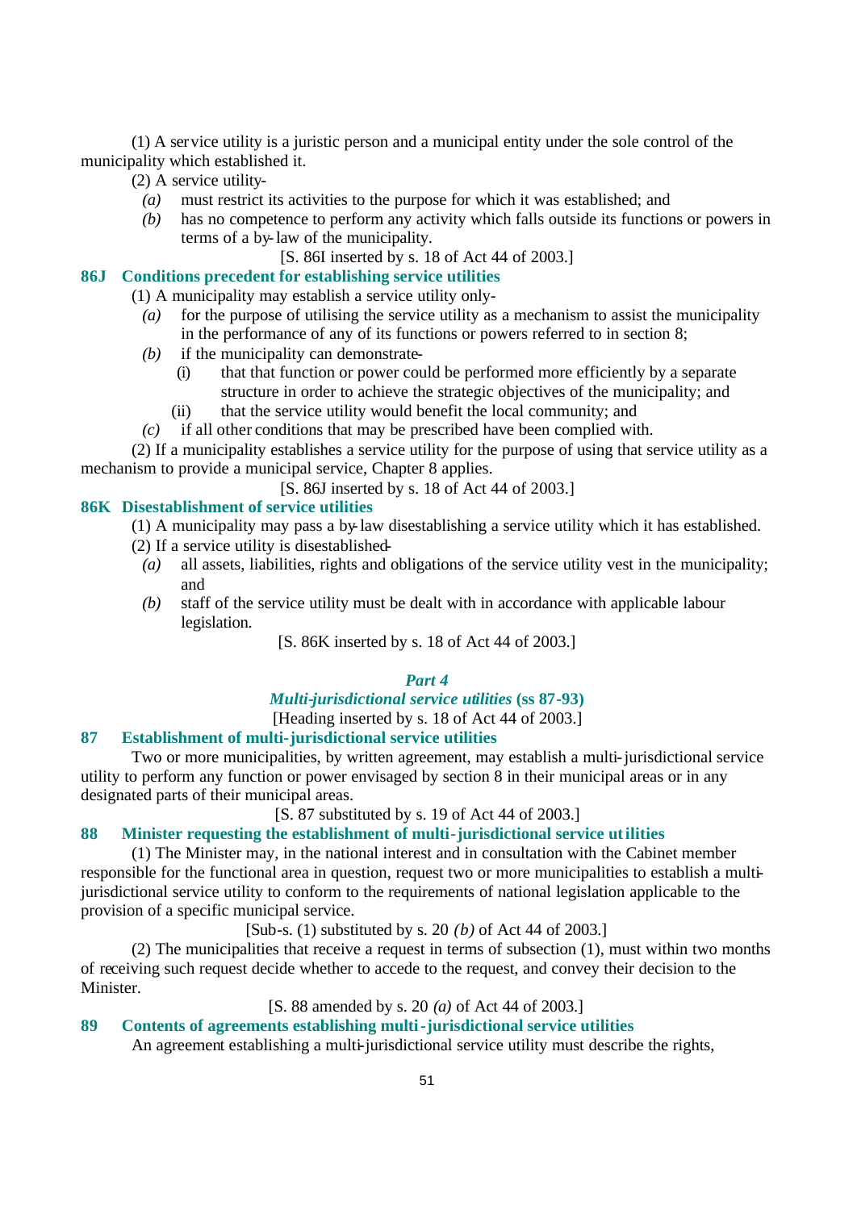(1) A service utility is a juristic person and a municipal entity under the sole control of the municipality which established it.

(2) A service utility-

*(a)* must restrict its activities to the purpose for which it was established; and

*(b)* has no competence to perform any activity which falls outside its functions or powers in terms of a by-law of the municipality.

[S. 86I inserted by s. 18 of Act 44 of 2003.]

### 86J Conditions precedent for establishing service utilities

(1) A municipality may establish a service utility only-

*(a)* for the purpose of utilising the service utility as a mechanism to assist the municipality in the performance of any of its functions or powers referred to in section 8;

*(b)* if the municipality can demonstrate-

(i) that that function or power could be performed more efficiently by a separate structure in order to achieve the strategic objectives of the municipality; and

(ii) that the service utility would benefit the local community; and

*(c)* if all other conditions that may be prescribed have been complied with.

(2) If a municipality establishes a service utility for the purpose of using that service utility as a mechanism to provide a municipal service, Chapter 8 applies.

[S. 86J inserted by s. 18 of Act 44 of 2003.]

### 86K Disestablishment of service utilities

(1) A municipality may pass a by-law disestablishing a service utility which it has established.

(2) If a service utility is disestablished-

*(a)* all assets, liabilities, rights and obligations of the service utility vest in the municipality; and

*(b)* staff of the service utility must be dealt with in accordance with applicable labour legislation.

[S. 86K inserted by s. 18 of Act 44 of 2003.]

## *Part 4*

## *Multi-jurisdictional service utilities* (ss 87-93)

[Heading inserted by s. 18 of Act 44 of 2003.]

### 87 Establishment of multi-jurisdictional service utilities

Two or more municipalities, by written agreement, may establish a multi-jurisdictional service utility to perform any function or power envisaged by section 8 in their municipal areas or in any designated parts of their municipal areas.

[S. 87 substituted by s. 19 of Act 44 of 2003.]

### 88 Minister requesting the establishment of multi-jurisdictional service utilities

(1) The Minister may, in the national interest and in consultation with the Cabinet member responsible for the functional area in question, request two or more municipalities to establish a multi-jurisdictional service utility to conform to the requirements of national legislation applicable to the provision of a specific municipal service.

[Sub-s. (1) substituted by s. 20 *(b)* of Act 44 of 2003.]

(2) The municipalities that receive a request in terms of subsection (1), must within two months of receiving such request decide whether to accede to the request, and convey their decision to the Minister.

[S. 88 amended by s. 20 *(a)* of Act 44 of 2003.]

### 89 Contents of agreements establishing multi-jurisdictional service utilities

An agreement establishing a multi-jurisdictional service utility must describe the rights,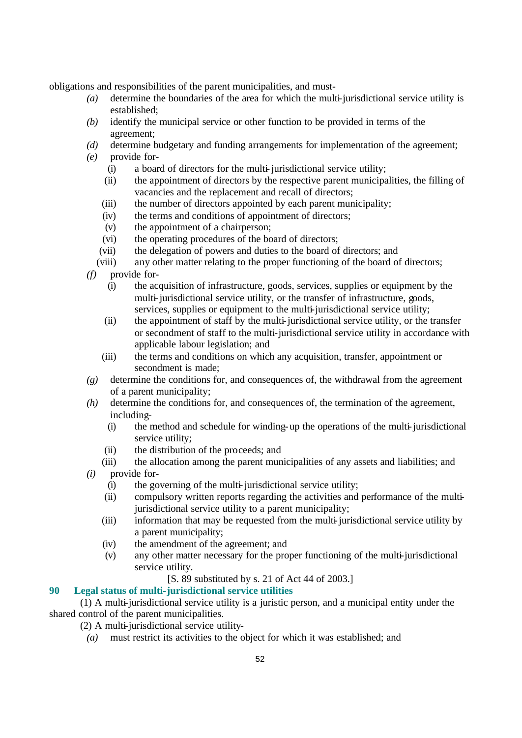obligations and responsibilities of the parent municipalities, and must-

- *(a)* determine the boundaries of the area for which the multi-jurisdictional service utility is established;
- *(b)* identify the municipal service or other function to be provided in terms of the agreement;
- *(d)* determine budgetary and funding arrangements for implementation of the agreement;
- *(e)* provide for-
  - (i) a board of directors for the multi-jurisdictional service utility;
  - (ii) the appointment of directors by the respective parent municipalities, the filling of vacancies and the replacement and recall of directors;
  - (iii) the number of directors appointed by each parent municipality;
  - (iv) the terms and conditions of appointment of directors;
  - (v) the appointment of a chairperson;
  - (vi) the operating procedures of the board of directors;
  - (vii) the delegation of powers and duties to the board of directors; and
  - (viii) any other matter relating to the proper functioning of the board of directors;
- *(f)* provide for-
  - (i) the acquisition of infrastructure, goods, services, supplies or equipment by the multi-jurisdictional service utility, or the transfer of infrastructure, goods, services, supplies or equipment to the multi-jurisdictional service utility;
  - (ii) the appointment of staff by the multi-jurisdictional service utility, or the transfer or secondment of staff to the multi-jurisdictional service utility in accordance with applicable labour legislation; and
  - (iii) the terms and conditions on which any acquisition, transfer, appointment or secondment is made;
- *(g)* determine the conditions for, and consequences of, the withdrawal from the agreement of a parent municipality;
- *(h)* determine the conditions for, and consequences of, the termination of the agreement, including-
  - (i) the method and schedule for winding-up the operations of the multi-jurisdictional service utility;
  - (ii) the distribution of the proceeds; and
  - (iii) the allocation among the parent municipalities of any assets and liabilities; and
- *(i)* provide for-
  - (i) the governing of the multi-jurisdictional service utility;
  - (ii) compulsory written reports regarding the activities and performance of the multi-jurisdictional service utility to a parent municipality;
  - (iii) information that may be requested from the multi-jurisdictional service utility by a parent municipality;
  - (iv) the amendment of the agreement; and
  - (v) any other matter necessary for the proper functioning of the multi-jurisdictional service utility.

[S. 89 substituted by s. 21 of Act 44 of 2003.]

### 90 Legal status of multi-jurisdictional service utilities

(1) A multi-jurisdictional service utility is a juristic person, and a municipal entity under the shared control of the parent municipalities.

(2) A multi-jurisdictional service utility-

- *(a)* must restrict its activities to the object for which it was established; and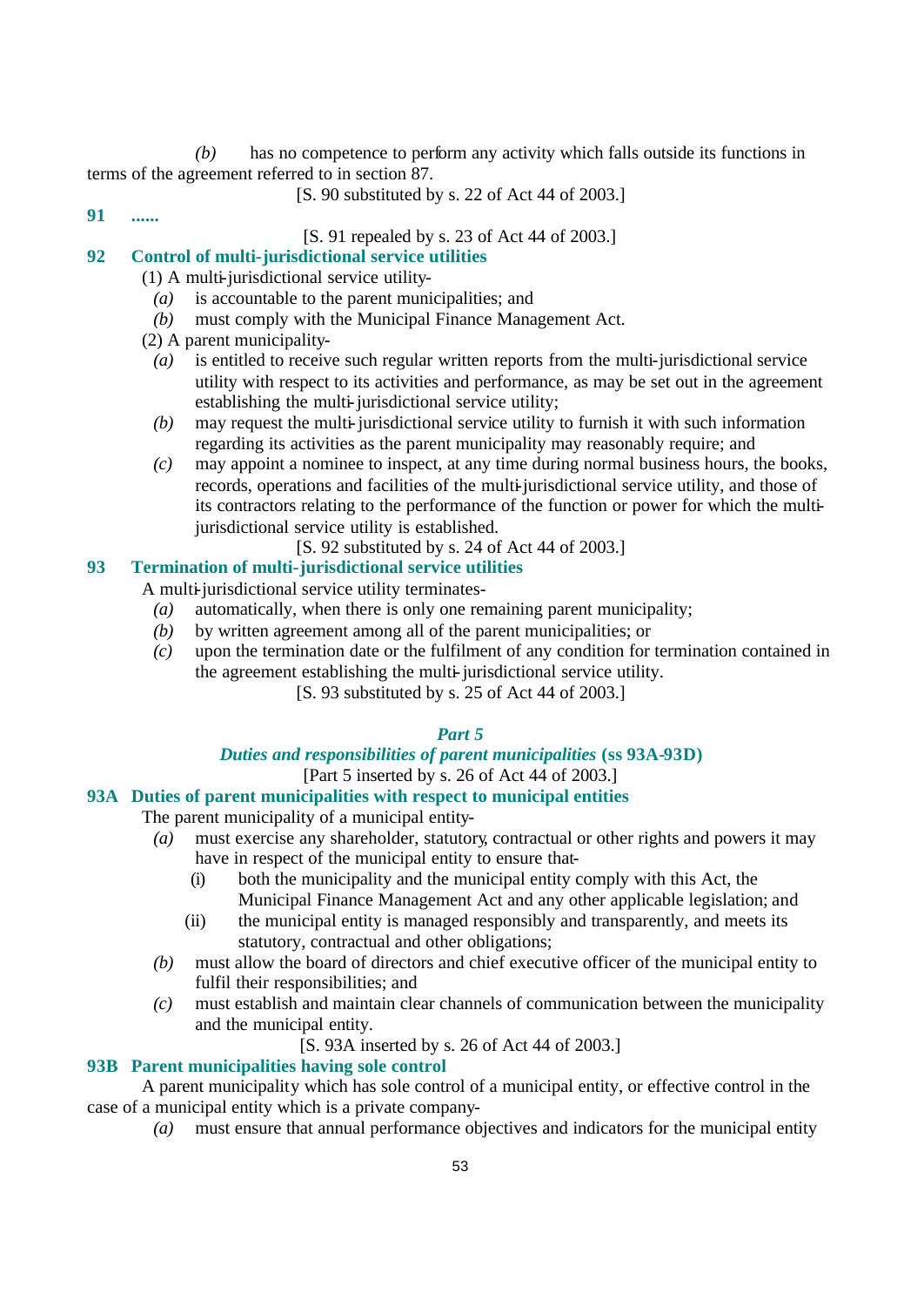*(b)* has no competence to perform any activity which falls outside its functions in terms of the agreement referred to in section 87.

[S. 90 substituted by s. 22 of Act 44 of 2003.]

**91 ......**

[S. 91 repealed by s. 23 of Act 44 of 2003.]

### 92 Control of multi-jurisdictional service utilities

(1) A multi-jurisdictional service utility-

*(a)* is accountable to the parent municipalities; and

*(b)* must comply with the Municipal Finance Management Act.

(2) A parent municipality-

*(a)* is entitled to receive such regular written reports from the multi-jurisdictional service utility with respect to its activities and performance, as may be set out in the agreement establishing the multi-jurisdictional service utility;

*(b)* may request the multi-jurisdictional service utility to furnish it with such information regarding its activities as the parent municipality may reasonably require; and

*(c)* may appoint a nominee to inspect, at any time during normal business hours, the books, records, operations and facilities of the multi-jurisdictional service utility, and those of its contractors relating to the performance of the function or power for which the multi-jurisdictional service utility is established.

[S. 92 substituted by s. 24 of Act 44 of 2003.]

### 93 Termination of multi-jurisdictional service utilities

A multi-jurisdictional service utility terminates-

*(a)* automatically, when there is only one remaining parent municipality;

*(b)* by written agreement among all of the parent municipalities; or

*(c)* upon the termination date or the fulfilment of any condition for termination contained in the agreement establishing the multi-jurisdictional service utility.

[S. 93 substituted by s. 25 of Act 44 of 2003.]

## *Part 5*

## *Duties and responsibilities of parent municipalities* (ss 93A-93D)

[Part 5 inserted by s. 26 of Act 44 of 2003.]

### 93A Duties of parent municipalities with respect to municipal entities

The parent municipality of a municipal entity-

*(a)* must exercise any shareholder, statutory, contractual or other rights and powers it may have in respect of the municipal entity to ensure that-

(i) both the municipality and the municipal entity comply with this Act, the Municipal Finance Management Act and any other applicable legislation; and

(ii) the municipal entity is managed responsibly and transparently, and meets its statutory, contractual and other obligations;

*(b)* must allow the board of directors and chief executive officer of the municipal entity to fulfil their responsibilities; and

*(c)* must establish and maintain clear channels of communication between the municipality and the municipal entity.

[S. 93A inserted by s. 26 of Act 44 of 2003.]

### 93B Parent municipalities having sole control

A parent municipality which has sole control of a municipal entity, or effective control in the case of a municipal entity which is a private company-

*(a)* must ensure that annual performance objectives and indicators for the municipal entity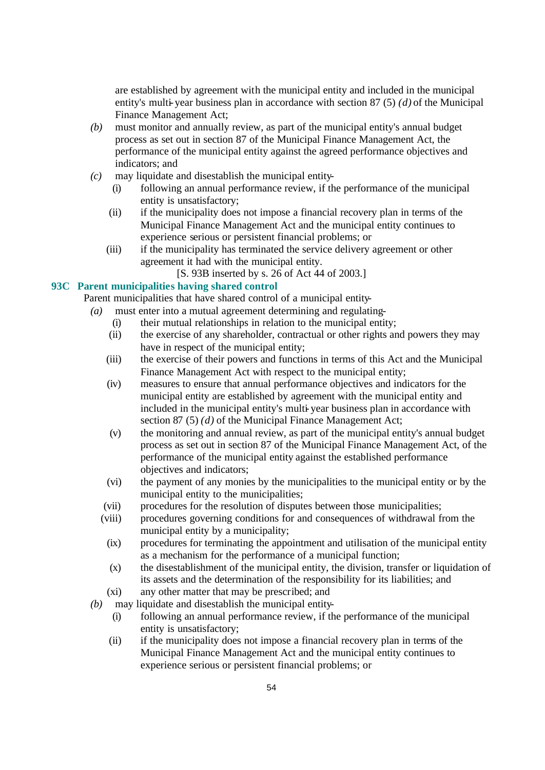are established by agreement with the municipal entity and included in the municipal entity's multi-year business plan in accordance with section 87 (5) *(d)* of the Municipal Finance Management Act;

*(b)* must monitor and annually review, as part of the municipal entity's annual budget process as set out in section 87 of the Municipal Finance Management Act, the performance of the municipal entity against the agreed performance objectives and indicators; and

*(c)* may liquidate and disestablish the municipal entity-

(i) following an annual performance review, if the performance of the municipal entity is unsatisfactory;

(ii) if the municipality does not impose a financial recovery plan in terms of the Municipal Finance Management Act and the municipal entity continues to experience serious or persistent financial problems; or

(iii) if the municipality has terminated the service delivery agreement or other agreement it had with the municipal entity.

[S. 93B inserted by s. 26 of Act 44 of 2003.]

**93C Parent municipalities having shared control**

Parent municipalities that have shared control of a municipal entity-

*(a)* must enter into a mutual agreement determining and regulating-

(i) their mutual relationships in relation to the municipal entity;

(ii) the exercise of any shareholder, contractual or other rights and powers they may have in respect of the municipal entity;

(iii) the exercise of their powers and functions in terms of this Act and the Municipal Finance Management Act with respect to the municipal entity;

(iv) measures to ensure that annual performance objectives and indicators for the municipal entity are established by agreement with the municipal entity and included in the municipal entity's multi-year business plan in accordance with section 87 (5) *(d)* of the Municipal Finance Management Act;

(v) the monitoring and annual review, as part of the municipal entity's annual budget process as set out in section 87 of the Municipal Finance Management Act, of the performance of the municipal entity against the established performance objectives and indicators;

(vi) the payment of any monies by the municipalities to the municipal entity or by the municipal entity to the municipalities;

(vii) procedures for the resolution of disputes between those municipalities;

(viii) procedures governing conditions for and consequences of withdrawal from the municipal entity by a municipality;

(ix) procedures for terminating the appointment and utilisation of the municipal entity as a mechanism for the performance of a municipal function;

(x) the disestablishment of the municipal entity, the division, transfer or liquidation of its assets and the determination of the responsibility for its liabilities; and

(xi) any other matter that may be prescribed; and

*(b)* may liquidate and disestablish the municipal entity-

(i) following an annual performance review, if the performance of the municipal entity is unsatisfactory;

(ii) if the municipality does not impose a financial recovery plan in terms of the Municipal Finance Management Act and the municipal entity continues to experience serious or persistent financial problems; or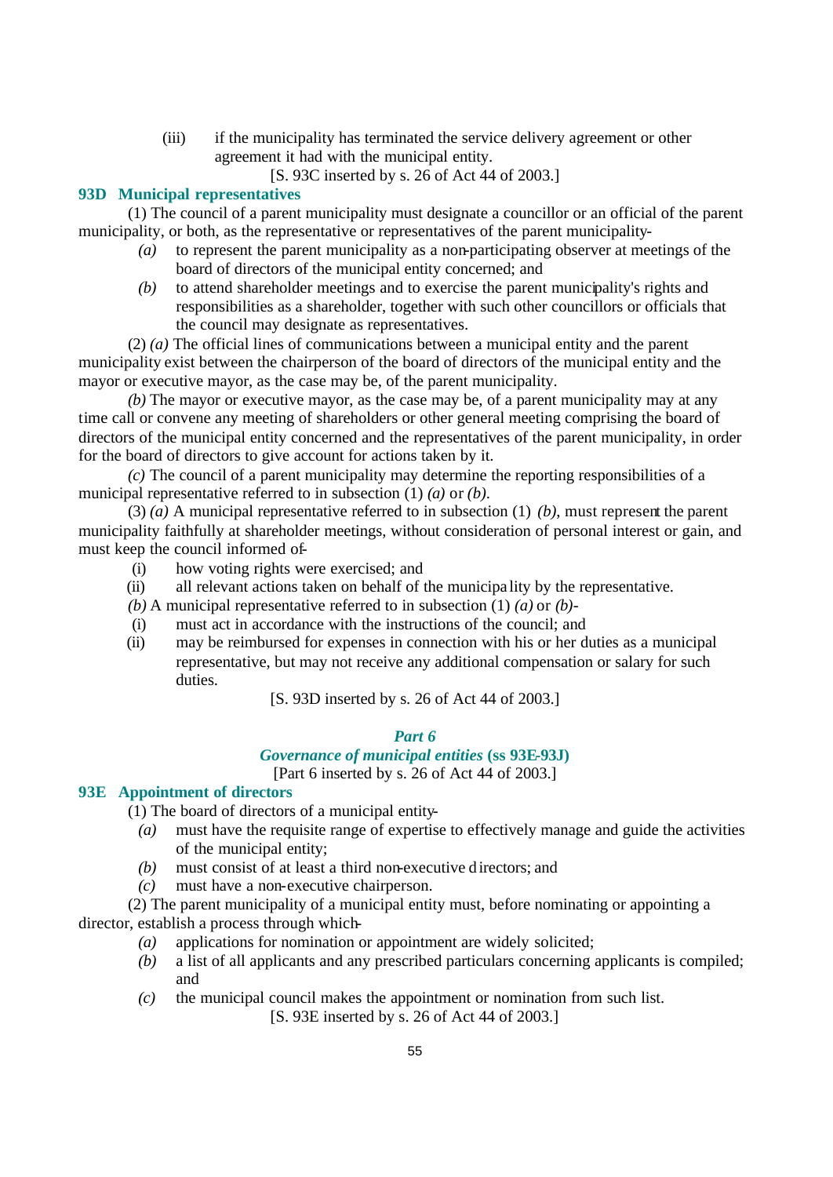(iii) if the municipality has terminated the service delivery agreement or other agreement it had with the municipal entity.

[S. 93C inserted by s. 26 of Act 44 of 2003.]

### 93D Municipal representatives

(1) The council of a parent municipality must designate a councillor or an official of the parent municipality, or both, as the representative or representatives of the parent municipality-

*(a)* to represent the parent municipality as a non-participating observer at meetings of the board of directors of the municipal entity concerned; and

*(b)* to attend shareholder meetings and to exercise the parent municipality's rights and responsibilities as a shareholder, together with such other councillors or officials that the council may designate as representatives.

(2) *(a)* The official lines of communications between a municipal entity and the parent municipality exist between the chairperson of the board of directors of the municipal entity and the mayor or executive mayor, as the case may be, of the parent municipality.

*(b)* The mayor or executive mayor, as the case may be, of a parent municipality may at any time call or convene any meeting of shareholders or other general meeting comprising the board of directors of the municipal entity concerned and the representatives of the parent municipality, in order for the board of directors to give account for actions taken by it.

*(c)* The council of a parent municipality may determine the reporting responsibilities of a municipal representative referred to in subsection (1) *(a)* or *(b)*.

(3) *(a)* A municipal representative referred to in subsection (1) *(b)*, must represent the parent municipality faithfully at shareholder meetings, without consideration of personal interest or gain, and must keep the council informed of-

(i) how voting rights were exercised; and

(ii) all relevant actions taken on behalf of the municipality by the representative.

*(b)* A municipal representative referred to in subsection (1) *(a)* or *(b)*-

(i) must act in accordance with the instructions of the council; and

(ii) may be reimbursed for expenses in connection with his or her duties as a municipal representative, but may not receive any additional compensation or salary for such duties.

[S. 93D inserted by s. 26 of Act 44 of 2003.]

## *Part 6*

## *Governance of municipal entities* (ss 93E-93J)

[Part 6 inserted by s. 26 of Act 44 of 2003.]

### 93E Appointment of directors

(1) The board of directors of a municipal entity-

*(a)* must have the requisite range of expertise to effectively manage and guide the activities of the municipal entity;

*(b)* must consist of at least a third non-executive directors; and

*(c)* must have a non-executive chairperson.

(2) The parent municipality of a municipal entity must, before nominating or appointing a director, establish a process through which-

*(a)* applications for nomination or appointment are widely solicited;

*(b)* a list of all applicants and any prescribed particulars concerning applicants is compiled; and

*(c)* the municipal council makes the appointment or nomination from such list.

[S. 93E inserted by s. 26 of Act 44 of 2003.]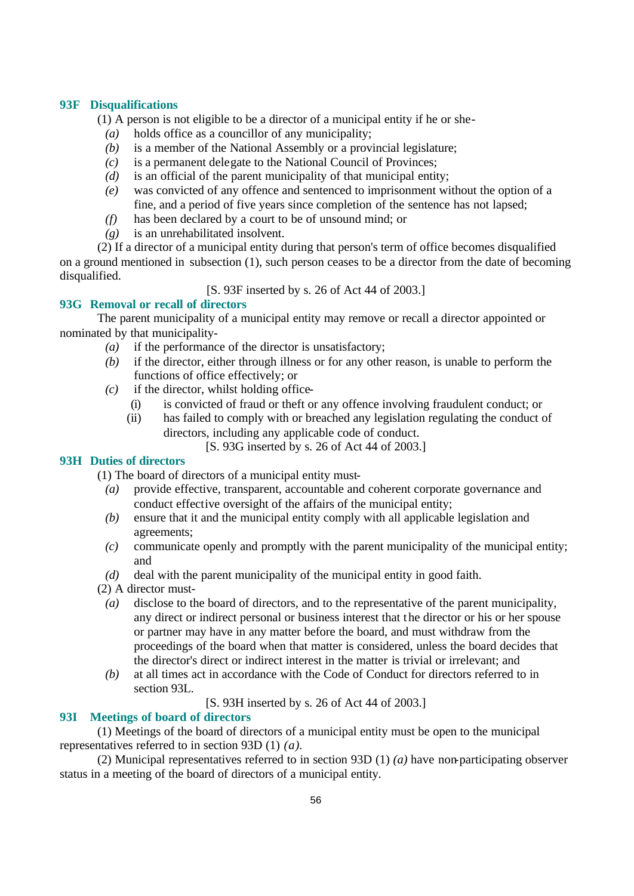### 93F Disqualifications

(1) A person is not eligible to be a director of a municipal entity if he or she-

*(a)* holds office as a councillor of any municipality;

*(b)* is a member of the National Assembly or a provincial legislature;

*(c)* is a permanent delegate to the National Council of Provinces;

*(d)* is an official of the parent municipality of that municipal entity;

*(e)* was convicted of any offence and sentenced to imprisonment without the option of a fine, and a period of five years since completion of the sentence has not lapsed;

*(f)* has been declared by a court to be of unsound mind; or

*(g)* is an unrehabilitated insolvent.

(2) If a director of a municipal entity during that person's term of office becomes disqualified on a ground mentioned in subsection (1), such person ceases to be a director from the date of becoming disqualified.

[S. 93F inserted by s. 26 of Act 44 of 2003.]

### 93G Removal or recall of directors

The parent municipality of a municipal entity may remove or recall a director appointed or nominated by that municipality-

*(a)* if the performance of the director is unsatisfactory;

*(b)* if the director, either through illness or for any other reason, is unable to perform the functions of office effectively; or

*(c)* if the director, whilst holding office-

(i) is convicted of fraud or theft or any offence involving fraudulent conduct; or

(ii) has failed to comply with or breached any legislation regulating the conduct of directors, including any applicable code of conduct.

[S. 93G inserted by s. 26 of Act 44 of 2003.]

### 93H Duties of directors

(1) The board of directors of a municipal entity must-

*(a)* provide effective, transparent, accountable and coherent corporate governance and conduct effective oversight of the affairs of the municipal entity;

*(b)* ensure that it and the municipal entity comply with all applicable legislation and agreements;

*(c)* communicate openly and promptly with the parent municipality of the municipal entity; and

*(d)* deal with the parent municipality of the municipal entity in good faith.

(2) A director must-

*(a)* disclose to the board of directors, and to the representative of the parent municipality, any direct or indirect personal or business interest that the director or his or her spouse or partner may have in any matter before the board, and must withdraw from the proceedings of the board when that matter is considered, unless the board decides that the director's direct or indirect interest in the matter is trivial or irrelevant; and

*(b)* at all times act in accordance with the Code of Conduct for directors referred to in section 93L.

[S. 93H inserted by s. 26 of Act 44 of 2003.]

### 93I Meetings of board of directors

(1) Meetings of the board of directors of a municipal entity must be open to the municipal representatives referred to in section 93D (1) *(a)*.

(2) Municipal representatives referred to in section 93D (1) *(a)* have non-participating observer status in a meeting of the board of directors of a municipal entity.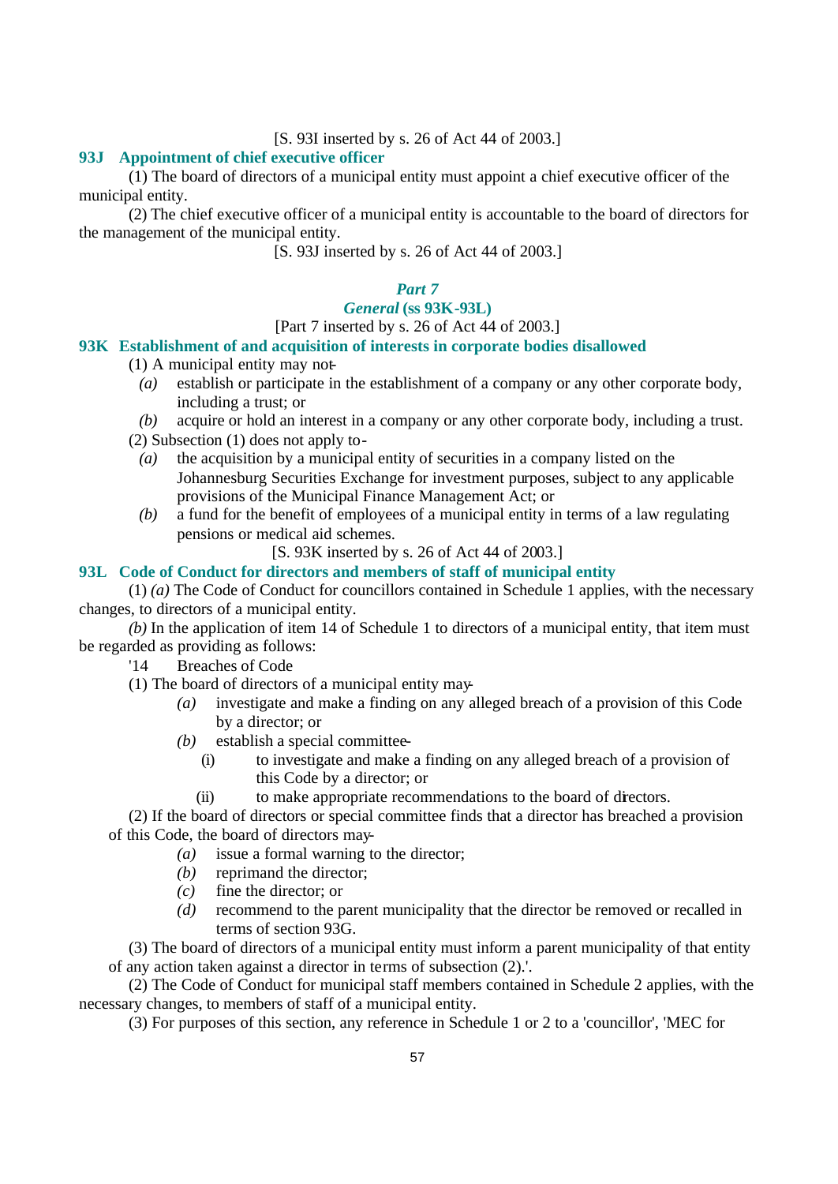[S. 93I inserted by s. 26 of Act 44 of 2003.]

### 93J Appointment of chief executive officer

(1) The board of directors of a municipal entity must appoint a chief executive officer of the municipal entity.

(2) The chief executive officer of a municipal entity is accountable to the board of directors for the management of the municipal entity.

[S. 93J inserted by s. 26 of Act 44 of 2003.]

## *Part 7*

## *General* (ss 93K-93L)

[Part 7 inserted by s. 26 of Act 44 of 2003.]

### 93K Establishment of and acquisition of interests in corporate bodies disallowed

(1) A municipal entity may not-

*(a)* establish or participate in the establishment of a company or any other corporate body, including a trust; or

*(b)* acquire or hold an interest in a company or any other corporate body, including a trust.

(2) Subsection (1) does not apply to-

*(a)* the acquisition by a municipal entity of securities in a company listed on the Johannesburg Securities Exchange for investment purposes, subject to any applicable provisions of the Municipal Finance Management Act; or

*(b)* a fund for the benefit of employees of a municipal entity in terms of a law regulating pensions or medical aid schemes.

[S. 93K inserted by s. 26 of Act 44 of 2003.]

### 93L Code of Conduct for directors and members of staff of municipal entity

(1) *(a)* The Code of Conduct for councillors contained in Schedule 1 applies, with the necessary changes, to directors of a municipal entity.

*(b)* In the application of item 14 of Schedule 1 to directors of a municipal entity, that item must be regarded as providing as follows:

'14 Breaches of Code

(1) The board of directors of a municipal entity may-

*(a)* investigate and make a finding on any alleged breach of a provision of this Code by a director; or

*(b)* establish a special committee-

(i) to investigate and make a finding on any alleged breach of a provision of this Code by a director; or

(ii) to make appropriate recommendations to the board of directors.

(2) If the board of directors or special committee finds that a director has breached a provision of this Code, the board of directors may-

*(a)* issue a formal warning to the director;

*(b)* reprimand the director;

*(c)* fine the director; or

*(d)* recommend to the parent municipality that the director be removed or recalled in terms of section 93G.

(3) The board of directors of a municipal entity must inform a parent municipality of that entity of any action taken against a director in terms of subsection (2).'.

(2) The Code of Conduct for municipal staff members contained in Schedule 2 applies, with the necessary changes, to members of staff of a municipal entity.

(3) For purposes of this section, any reference in Schedule 1 or 2 to a 'councillor', 'MEC for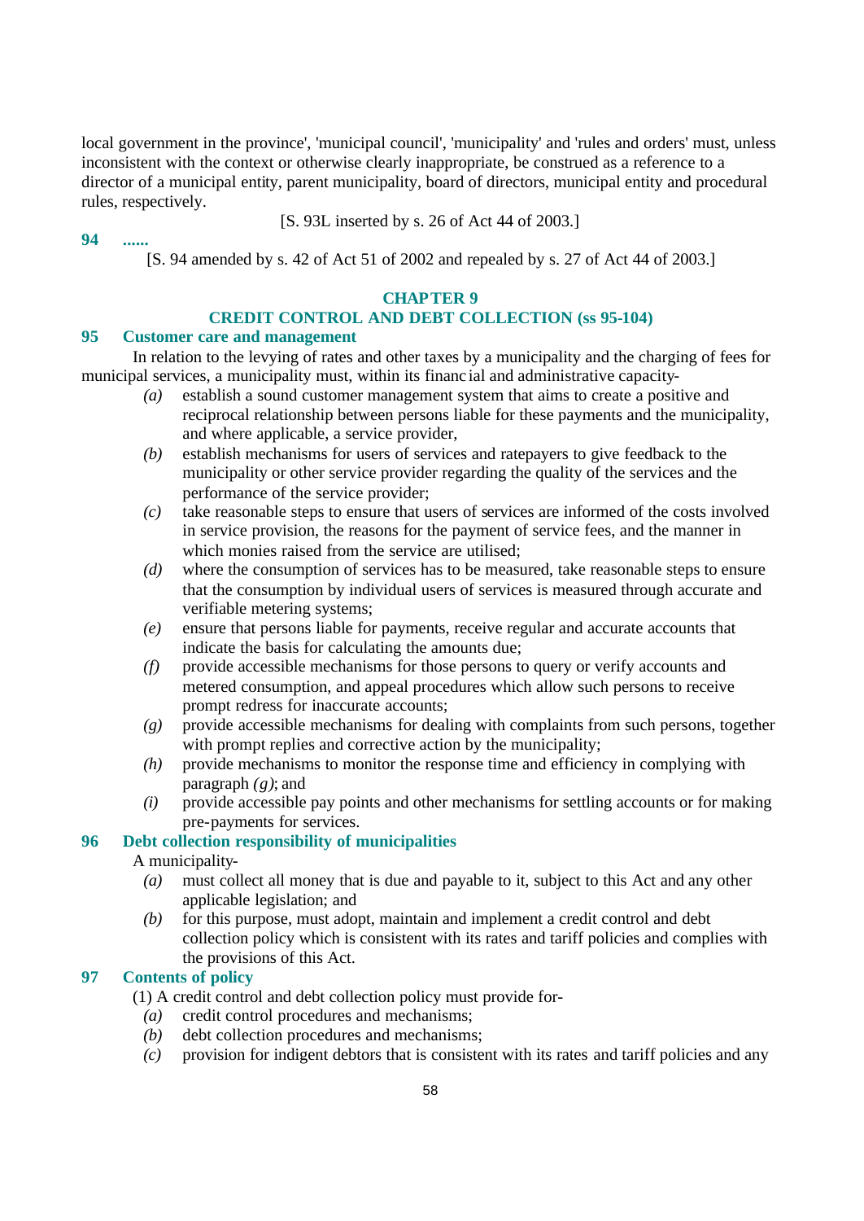local government in the province', 'municipal council', 'municipality' and 'rules and orders' must, unless inconsistent with the context or otherwise clearly inappropriate, be construed as a reference to a director of a municipal entity, parent municipality, board of directors, municipal entity and procedural rules, respectively.

[S. 93L inserted by s. 26 of Act 44 of 2003.]

**94 ......**

[S. 94 amended by s. 42 of Act 51 of 2002 and repealed by s. 27 of Act 44 of 2003.]

## CHAPTER 9
## CREDIT CONTROL AND DEBT COLLECTION (ss 95-104)

### 95 Customer care and management

In relation to the levying of rates and other taxes by a municipality and the charging of fees for municipal services, a municipality must, within its financial and administrative capacity-

*(a)* establish a sound customer management system that aims to create a positive and reciprocal relationship between persons liable for these payments and the municipality, and where applicable, a service provider,

*(b)* establish mechanisms for users of services and ratepayers to give feedback to the municipality or other service provider regarding the quality of the services and the performance of the service provider;

*(c)* take reasonable steps to ensure that users of services are informed of the costs involved in service provision, the reasons for the payment of service fees, and the manner in which monies raised from the service are utilised;

*(d)* where the consumption of services has to be measured, take reasonable steps to ensure that the consumption by individual users of services is measured through accurate and verifiable metering systems;

*(e)* ensure that persons liable for payments, receive regular and accurate accounts that indicate the basis for calculating the amounts due;

*(f)* provide accessible mechanisms for those persons to query or verify accounts and metered consumption, and appeal procedures which allow such persons to receive prompt redress for inaccurate accounts;

*(g)* provide accessible mechanisms for dealing with complaints from such persons, together with prompt replies and corrective action by the municipality;

*(h)* provide mechanisms to monitor the response time and efficiency in complying with paragraph *(g)*; and

*(i)* provide accessible pay points and other mechanisms for settling accounts or for making pre-payments for services.

### 96 Debt collection responsibility of municipalities

A municipality-

*(a)* must collect all money that is due and payable to it, subject to this Act and any other applicable legislation; and

*(b)* for this purpose, must adopt, maintain and implement a credit control and debt collection policy which is consistent with its rates and tariff policies and complies with the provisions of this Act.

### 97 Contents of policy

(1) A credit control and debt collection policy must provide for-

*(a)* credit control procedures and mechanisms;

*(b)* debt collection procedures and mechanisms;

*(c)* provision for indigent debtors that is consistent with its rates and tariff policies and any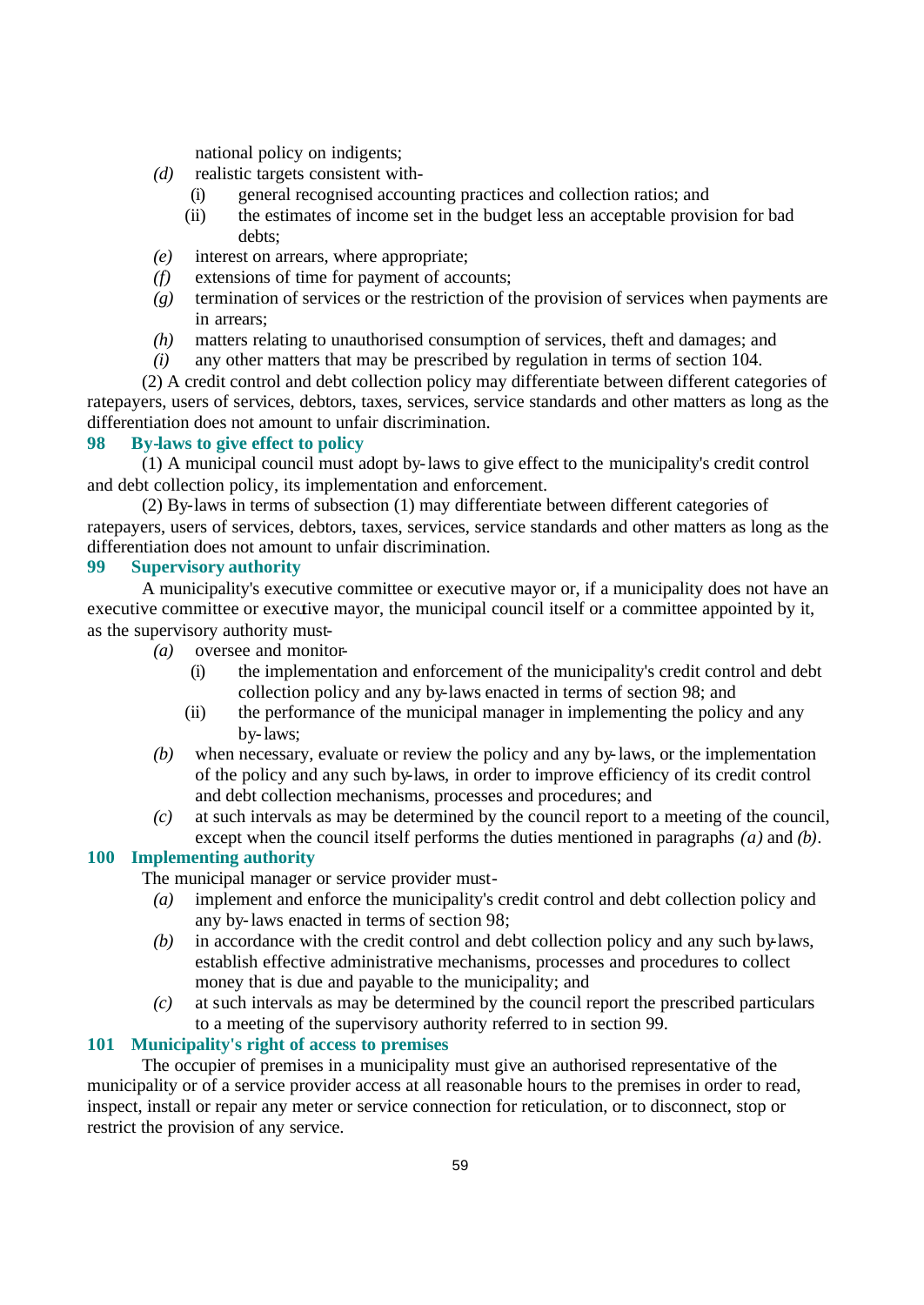national policy on indigents;

*(d)* realistic targets consistent with-

(i) general recognised accounting practices and collection ratios; and

(ii) the estimates of income set in the budget less an acceptable provision for bad debts;

*(e)* interest on arrears, where appropriate;

*(f)* extensions of time for payment of accounts;

*(g)* termination of services or the restriction of the provision of services when payments are in arrears;

*(h)* matters relating to unauthorised consumption of services, theft and damages; and

*(i)* any other matters that may be prescribed by regulation in terms of section 104.

(2) A credit control and debt collection policy may differentiate between different categories of ratepayers, users of services, debtors, taxes, services, service standards and other matters as long as the differentiation does not amount to unfair discrimination.

### 98 By-laws to give effect to policy

(1) A municipal council must adopt by-laws to give effect to the municipality's credit control and debt collection policy, its implementation and enforcement.

(2) By-laws in terms of subsection (1) may differentiate between different categories of ratepayers, users of services, debtors, taxes, services, service standards and other matters as long as the differentiation does not amount to unfair discrimination.

### 99 Supervisory authority

A municipality's executive committee or executive mayor or, if a municipality does not have an executive committee or executive mayor, the municipal council itself or a committee appointed by it, as the supervisory authority must-

*(a)* oversee and monitor-

(i) the implementation and enforcement of the municipality's credit control and debt collection policy and any by-laws enacted in terms of section 98; and

(ii) the performance of the municipal manager in implementing the policy and any by-laws;

*(b)* when necessary, evaluate or review the policy and any by-laws, or the implementation of the policy and any such by-laws, in order to improve efficiency of its credit control and debt collection mechanisms, processes and procedures; and

*(c)* at such intervals as may be determined by the council report to a meeting of the council, except when the council itself performs the duties mentioned in paragraphs *(a)* and *(b)*.

### 100 Implementing authority

The municipal manager or service provider must-

*(a)* implement and enforce the municipality's credit control and debt collection policy and any by-laws enacted in terms of section 98;

*(b)* in accordance with the credit control and debt collection policy and any such by-laws, establish effective administrative mechanisms, processes and procedures to collect money that is due and payable to the municipality; and

*(c)* at such intervals as may be determined by the council report the prescribed particulars to a meeting of the supervisory authority referred to in section 99.

### 101 Municipality's right of access to premises

The occupier of premises in a municipality must give an authorised representative of the municipality or of a service provider access at all reasonable hours to the premises in order to read, inspect, install or repair any meter or service connection for reticulation, or to disconnect, stop or restrict the provision of any service.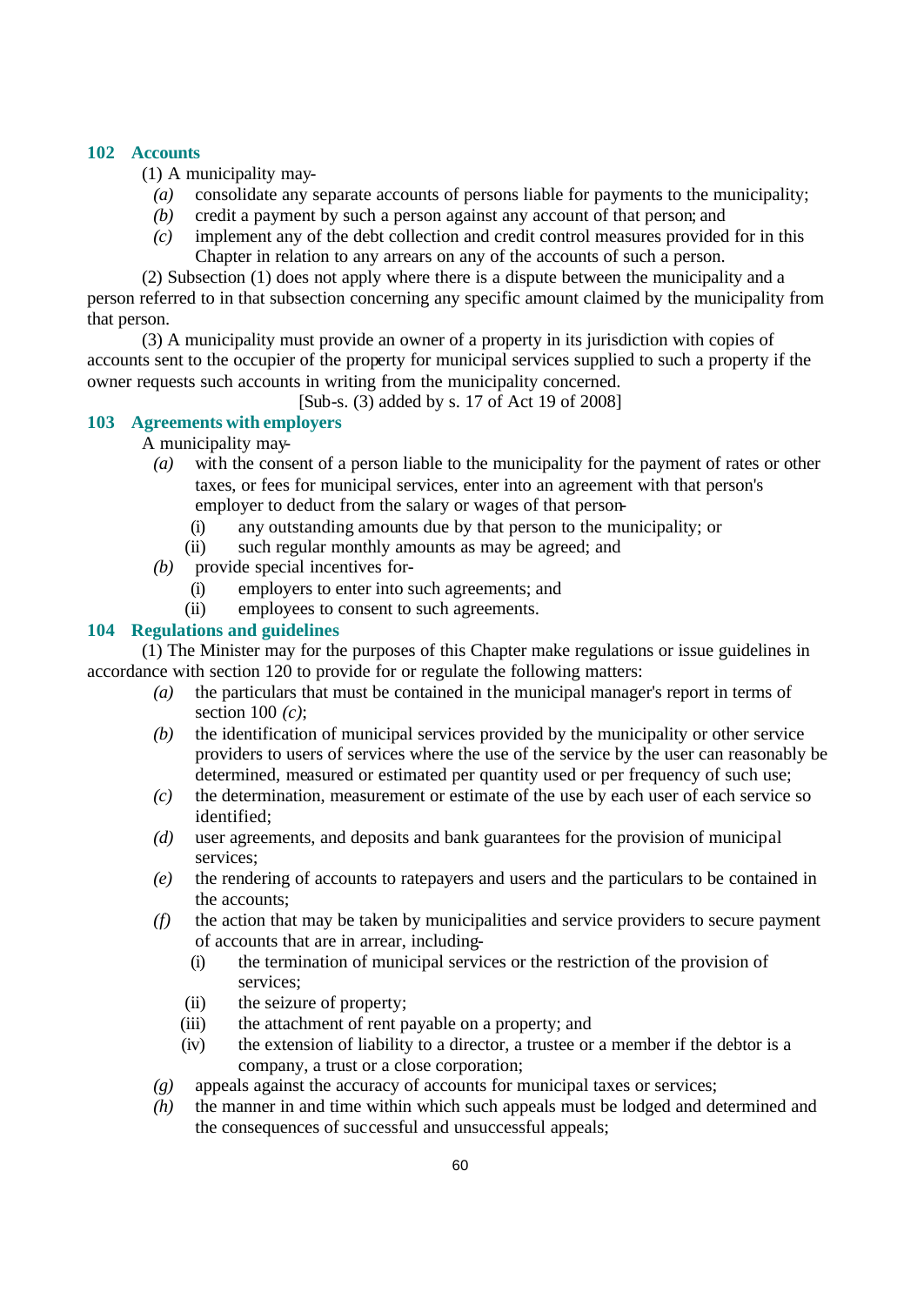### 102 Accounts

(1) A municipality may-

*(a)* consolidate any separate accounts of persons liable for payments to the municipality;

*(b)* credit a payment by such a person against any account of that person; and

*(c)* implement any of the debt collection and credit control measures provided for in this Chapter in relation to any arrears on any of the accounts of such a person.

(2) Subsection (1) does not apply where there is a dispute between the municipality and a person referred to in that subsection concerning any specific amount claimed by the municipality from that person.

(3) A municipality must provide an owner of a property in its jurisdiction with copies of accounts sent to the occupier of the property for municipal services supplied to such a property if the owner requests such accounts in writing from the municipality concerned.

[Sub-s. (3) added by s. 17 of Act 19 of 2008]

### 103 Agreements with employers

A municipality may-

*(a)* with the consent of a person liable to the municipality for the payment of rates or other taxes, or fees for municipal services, enter into an agreement with that person's employer to deduct from the salary or wages of that person-

(i) any outstanding amounts due by that person to the municipality; or

(ii) such regular monthly amounts as may be agreed; and

*(b)* provide special incentives for-

(i) employers to enter into such agreements; and

(ii) employees to consent to such agreements.

### 104 Regulations and guidelines

(1) The Minister may for the purposes of this Chapter make regulations or issue guidelines in accordance with section 120 to provide for or regulate the following matters:

*(a)* the particulars that must be contained in the municipal manager's report in terms of section 100 *(c)*;

*(b)* the identification of municipal services provided by the municipality or other service providers to users of services where the use of the service by the user can reasonably be determined, measured or estimated per quantity used or per frequency of such use;

*(c)* the determination, measurement or estimate of the use by each user of each service so identified;

*(d)* user agreements, and deposits and bank guarantees for the provision of municipal services;

*(e)* the rendering of accounts to ratepayers and users and the particulars to be contained in the accounts;

*(f)* the action that may be taken by municipalities and service providers to secure payment of accounts that are in arrear, including-

(i) the termination of municipal services or the restriction of the provision of services;

(ii) the seizure of property;

(iii) the attachment of rent payable on a property; and

(iv) the extension of liability to a director, a trustee or a member if the debtor is a company, a trust or a close corporation;

*(g)* appeals against the accuracy of accounts for municipal taxes or services;

*(h)* the manner in and time within which such appeals must be lodged and determined and the consequences of successful and unsuccessful appeals;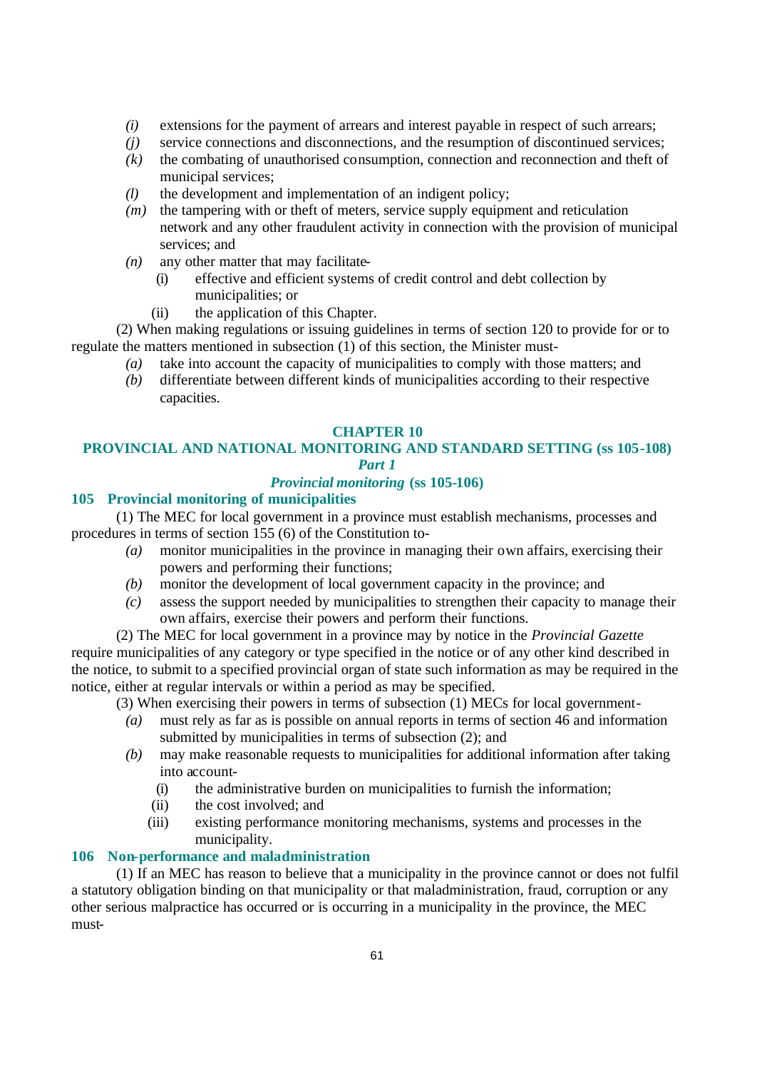*(i)* extensions for the payment of arrears and interest payable in respect of such arrears;
*(j)* service connections and disconnections, and the resumption of discontinued services;
*(k)* the combating of unauthorised consumption, connection and reconnection and theft of municipal services;
*(l)* the development and implementation of an indigent policy;
*(m)* the tampering with or theft of meters, service supply equipment and reticulation network and any other fraudulent activity in connection with the provision of municipal services; and
*(n)* any other matter that may facilitate-
  (i) effective and efficient systems of credit control and debt collection by municipalities; or
  (ii) the application of this Chapter.

(2) When making regulations or issuing guidelines in terms of section 120 to provide for or to regulate the matters mentioned in subsection (1) of this section, the Minister must-
*(a)* take into account the capacity of municipalities to comply with those matters; and
*(b)* differentiate between different kinds of municipalities according to their respective capacities.

## CHAPTER 10
## PROVINCIAL AND NATIONAL MONITORING AND STANDARD SETTING (ss 105-108)
### *Part 1*
### *Provincial monitoring* (ss 105-106)

### 105 Provincial monitoring of municipalities

(1) The MEC for local government in a province must establish mechanisms, processes and procedures in terms of section 155 (6) of the Constitution to-
*(a)* monitor municipalities in the province in managing their own affairs, exercising their powers and performing their functions;
*(b)* monitor the development of local government capacity in the province; and
*(c)* assess the support needed by municipalities to strengthen their capacity to manage their own affairs, exercise their powers and perform their functions.

(2) The MEC for local government in a province may by notice in the *Provincial Gazette* require municipalities of any category or type specified in the notice or of any other kind described in the notice, to submit to a specified provincial organ of state such information as may be required in the notice, either at regular intervals or within a period as may be specified.

(3) When exercising their powers in terms of subsection (1) MECs for local government-
*(a)* must rely as far as is possible on annual reports in terms of section 46 and information submitted by municipalities in terms of subsection (2); and
*(b)* may make reasonable requests to municipalities for additional information after taking into account-
  (i) the administrative burden on municipalities to furnish the information;
  (ii) the cost involved; and
  (iii) existing performance monitoring mechanisms, systems and processes in the municipality.

### 106 Non-performance and maladministration

(1) If an MEC has reason to believe that a municipality in the province cannot or does not fulfil a statutory obligation binding on that municipality or that maladministration, fraud, corruption or any other serious malpractice has occurred or is occurring in a municipality in the province, the MEC must-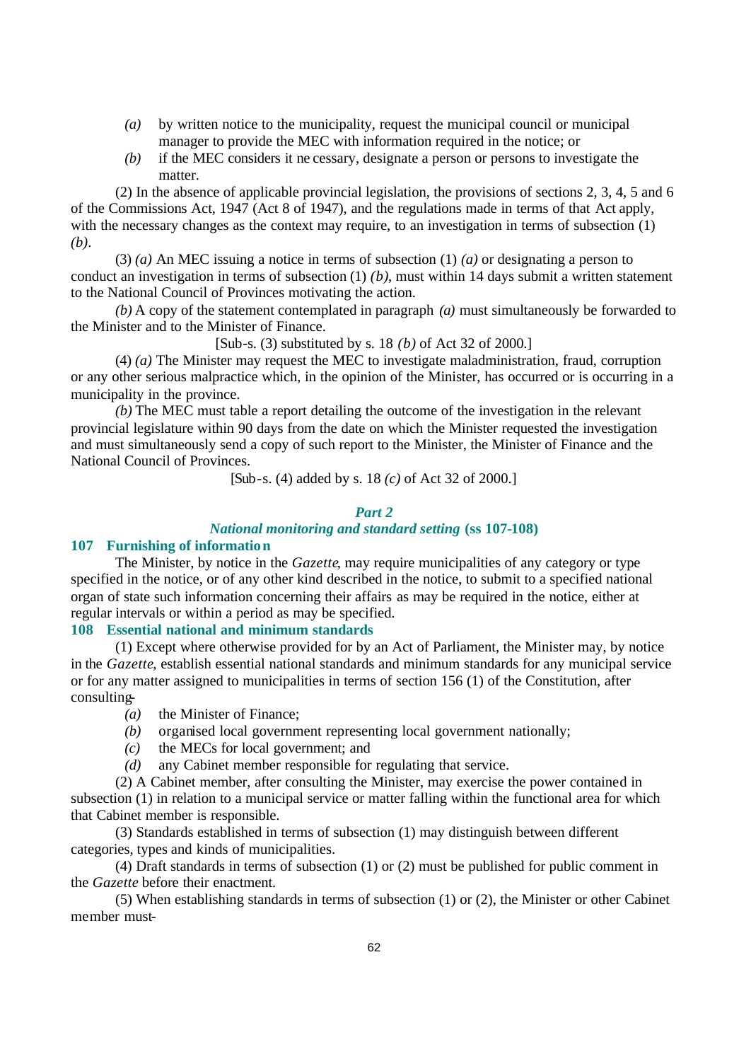- *(a)* by written notice to the municipality, request the municipal council or municipal manager to provide the MEC with information required in the notice; or
- *(b)* if the MEC considers it necessary, designate a person or persons to investigate the matter.

(2) In the absence of applicable provincial legislation, the provisions of sections 2, 3, 4, 5 and 6 of the Commissions Act, 1947 (Act 8 of 1947), and the regulations made in terms of that Act apply, with the necessary changes as the context may require, to an investigation in terms of subsection (1) *(b)*.

(3) *(a)* An MEC issuing a notice in terms of subsection (1) *(a)* or designating a person to conduct an investigation in terms of subsection (1) *(b)*, must within 14 days submit a written statement to the National Council of Provinces motivating the action.

*(b)* A copy of the statement contemplated in paragraph *(a)* must simultaneously be forwarded to the Minister and to the Minister of Finance.

[Sub-s. (3) substituted by s. 18 *(b)* of Act 32 of 2000.]

(4) *(a)* The Minister may request the MEC to investigate maladministration, fraud, corruption or any other serious malpractice which, in the opinion of the Minister, has occurred or is occurring in a municipality in the province.

*(b)* The MEC must table a report detailing the outcome of the investigation in the relevant provincial legislature within 90 days from the date on which the Minister requested the investigation and must simultaneously send a copy of such report to the Minister, the Minister of Finance and the National Council of Provinces.

[Sub-s. (4) added by s. 18 *(c)* of Act 32 of 2000.]

## *Part 2*

## *National monitoring and standard setting* (ss 107-108)

### 107 Furnishing of information

The Minister, by notice in the *Gazette*, may require municipalities of any category or type specified in the notice, or of any other kind described in the notice, to submit to a specified national organ of state such information concerning their affairs as may be required in the notice, either at regular intervals or within a period as may be specified.

### 108 Essential national and minimum standards

(1) Except where otherwise provided for by an Act of Parliament, the Minister may, by notice in the *Gazette*, establish essential national standards and minimum standards for any municipal service or for any matter assigned to municipalities in terms of section 156 (1) of the Constitution, after consulting-

- *(a)* the Minister of Finance;
- *(b)* organised local government representing local government nationally;
- *(c)* the MECs for local government; and
- *(d)* any Cabinet member responsible for regulating that service.

(2) A Cabinet member, after consulting the Minister, may exercise the power contained in subsection (1) in relation to a municipal service or matter falling within the functional area for which that Cabinet member is responsible.

(3) Standards established in terms of subsection (1) may distinguish between different categories, types and kinds of municipalities.

(4) Draft standards in terms of subsection (1) or (2) must be published for public comment in the *Gazette* before their enactment.

(5) When establishing standards in terms of subsection (1) or (2), the Minister or other Cabinet member must-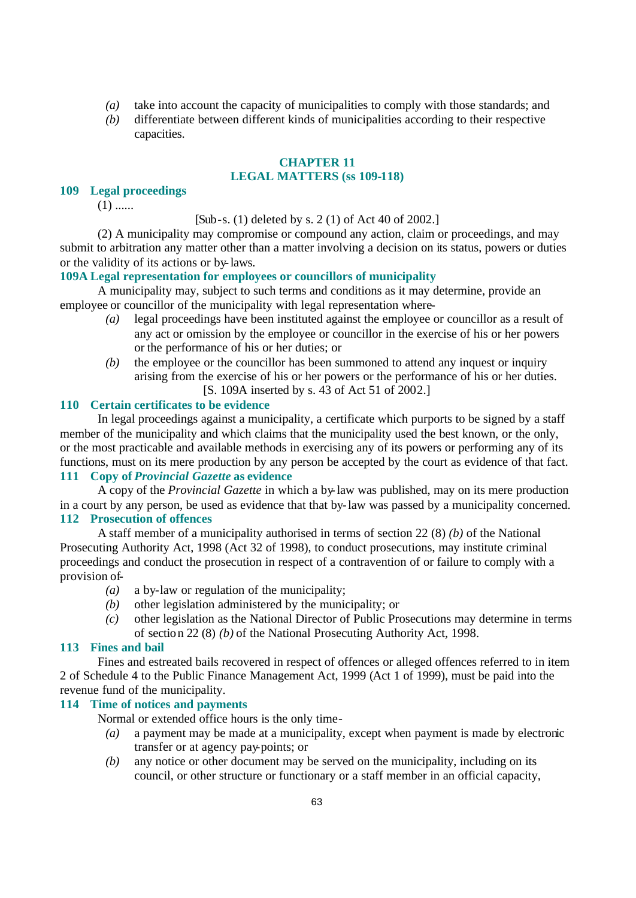*(a)* take into account the capacity of municipalities to comply with those standards; and

*(b)* differentiate between different kinds of municipalities according to their respective capacities.

## CHAPTER 11
## LEGAL MATTERS (ss 109-118)

### 109 Legal proceedings

(1) ......

[Sub-s. (1) deleted by s. 2 (1) of Act 40 of 2002.]

(2) A municipality may compromise or compound any action, claim or proceedings, and may submit to arbitration any matter other than a matter involving a decision on its status, powers or duties or the validity of its actions or by-laws.

### 109A Legal representation for employees or councillors of municipality

A municipality may, subject to such terms and conditions as it may determine, provide an employee or councillor of the municipality with legal representation where-

*(a)* legal proceedings have been instituted against the employee or councillor as a result of any act or omission by the employee or councillor in the exercise of his or her powers or the performance of his or her duties; or

*(b)* the employee or the councillor has been summoned to attend any inquest or inquiry arising from the exercise of his or her powers or the performance of his or her duties.

[S. 109A inserted by s. 43 of Act 51 of 2002.]

### 110 Certain certificates to be evidence

In legal proceedings against a municipality, a certificate which purports to be signed by a staff member of the municipality and which claims that the municipality used the best known, or the only, or the most practicable and available methods in exercising any of its powers or performing any of its functions, must on its mere production by any person be accepted by the court as evidence of that fact.

### 111 Copy of *Provincial Gazette* as evidence

A copy of the *Provincial Gazette* in which a by-law was published, may on its mere production in a court by any person, be used as evidence that that by-law was passed by a municipality concerned.

### 112 Prosecution of offences

A staff member of a municipality authorised in terms of section 22 (8) *(b)* of the National Prosecuting Authority Act, 1998 (Act 32 of 1998), to conduct prosecutions, may institute criminal proceedings and conduct the prosecution in respect of a contravention of or failure to comply with a provision of-

*(a)* a by-law or regulation of the municipality;

*(b)* other legislation administered by the municipality; or

*(c)* other legislation as the National Director of Public Prosecutions may determine in terms of section 22 (8) *(b)* of the National Prosecuting Authority Act, 1998.

### 113 Fines and bail

Fines and estreated bails recovered in respect of offences or alleged offences referred to in item 2 of Schedule 4 to the Public Finance Management Act, 1999 (Act 1 of 1999), must be paid into the revenue fund of the municipality.

### 114 Time of notices and payments

Normal or extended office hours is the only time-

*(a)* a payment may be made at a municipality, except when payment is made by electronic transfer or at agency pay-points; or

*(b)* any notice or other document may be served on the municipality, including on its council, or other structure or functionary or a staff member in an official capacity,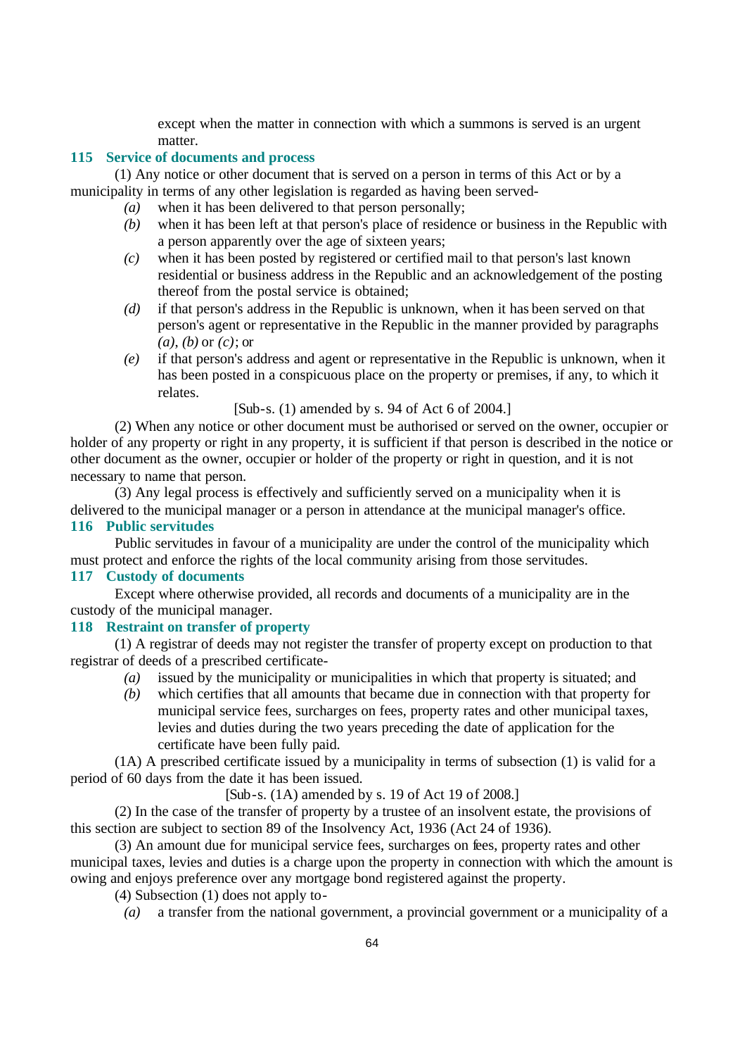except when the matter in connection with which a summons is served is an urgent matter.

### 115 Service of documents and process

(1) Any notice or other document that is served on a person in terms of this Act or by a municipality in terms of any other legislation is regarded as having been served-

*(a)* when it has been delivered to that person personally;

*(b)* when it has been left at that person's place of residence or business in the Republic with a person apparently over the age of sixteen years;

*(c)* when it has been posted by registered or certified mail to that person's last known residential or business address in the Republic and an acknowledgement of the posting thereof from the postal service is obtained;

*(d)* if that person's address in the Republic is unknown, when it has been served on that person's agent or representative in the Republic in the manner provided by paragraphs *(a)*, *(b)* or *(c)*; or

*(e)* if that person's address and agent or representative in the Republic is unknown, when it has been posted in a conspicuous place on the property or premises, if any, to which it relates.

[Sub-s. (1) amended by s. 94 of Act 6 of 2004.]

(2) When any notice or other document must be authorised or served on the owner, occupier or holder of any property or right in any property, it is sufficient if that person is described in the notice or other document as the owner, occupier or holder of the property or right in question, and it is not necessary to name that person.

(3) Any legal process is effectively and sufficiently served on a municipality when it is delivered to the municipal manager or a person in attendance at the municipal manager's office.

### 116 Public servitudes

Public servitudes in favour of a municipality are under the control of the municipality which must protect and enforce the rights of the local community arising from those servitudes.

### 117 Custody of documents

Except where otherwise provided, all records and documents of a municipality are in the custody of the municipal manager.

### 118 Restraint on transfer of property

(1) A registrar of deeds may not register the transfer of property except on production to that registrar of deeds of a prescribed certificate-

*(a)* issued by the municipality or municipalities in which that property is situated; and

*(b)* which certifies that all amounts that became due in connection with that property for municipal service fees, surcharges on fees, property rates and other municipal taxes, levies and duties during the two years preceding the date of application for the certificate have been fully paid.

(1A) A prescribed certificate issued by a municipality in terms of subsection (1) is valid for a period of 60 days from the date it has been issued.

[Sub-s. (1A) amended by s. 19 of Act 19 of 2008.]

(2) In the case of the transfer of property by a trustee of an insolvent estate, the provisions of this section are subject to section 89 of the Insolvency Act, 1936 (Act 24 of 1936).

(3) An amount due for municipal service fees, surcharges on fees, property rates and other municipal taxes, levies and duties is a charge upon the property in connection with which the amount is owing and enjoys preference over any mortgage bond registered against the property.

(4) Subsection (1) does not apply to-

*(a)* a transfer from the national government, a provincial government or a municipality of a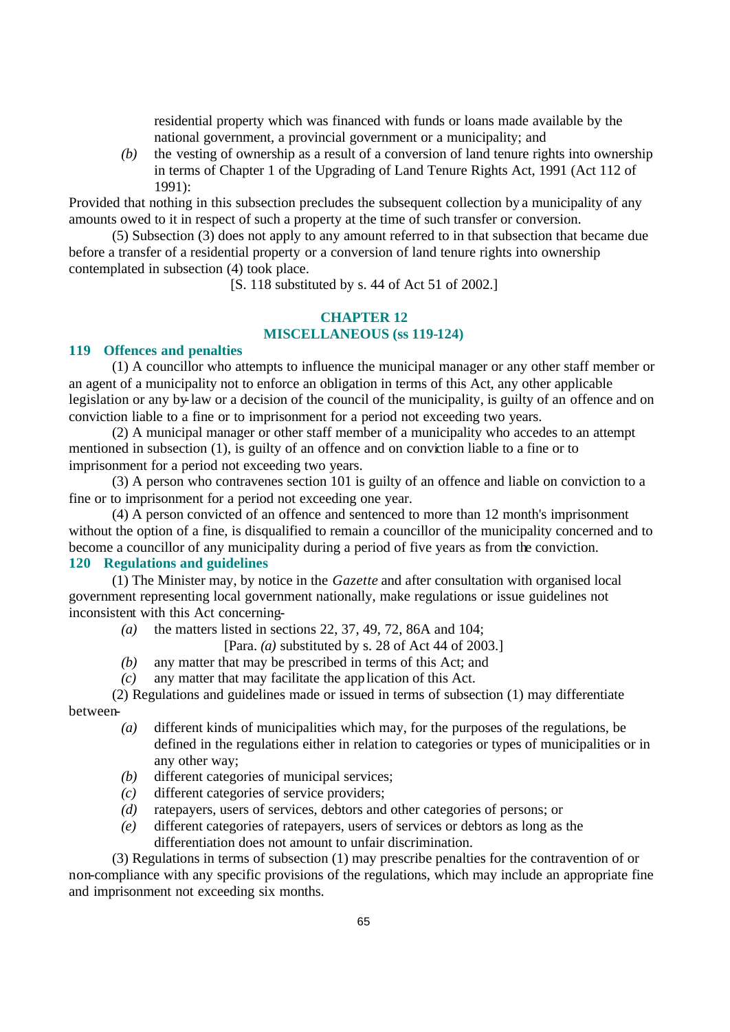residential property which was financed with funds or loans made available by the national government, a provincial government or a municipality; and

*(b)* the vesting of ownership as a result of a conversion of land tenure rights into ownership in terms of Chapter 1 of the Upgrading of Land Tenure Rights Act, 1991 (Act 112 of 1991):

Provided that nothing in this subsection precludes the subsequent collection by a municipality of any amounts owed to it in respect of such a property at the time of such transfer or conversion.

(5) Subsection (3) does not apply to any amount referred to in that subsection that became due before a transfer of a residential property or a conversion of land tenure rights into ownership contemplated in subsection (4) took place.

[S. 118 substituted by s. 44 of Act 51 of 2002.]

## CHAPTER 12
## MISCELLANEOUS (ss 119-124)

### 119 Offences and penalties

(1) A councillor who attempts to influence the municipal manager or any other staff member or an agent of a municipality not to enforce an obligation in terms of this Act, any other applicable legislation or any by-law or a decision of the council of the municipality, is guilty of an offence and on conviction liable to a fine or to imprisonment for a period not exceeding two years.

(2) A municipal manager or other staff member of a municipality who accedes to an attempt mentioned in subsection (1), is guilty of an offence and on conviction liable to a fine or to imprisonment for a period not exceeding two years.

(3) A person who contravenes section 101 is guilty of an offence and liable on conviction to a fine or to imprisonment for a period not exceeding one year.

(4) A person convicted of an offence and sentenced to more than 12 month's imprisonment without the option of a fine, is disqualified to remain a councillor of the municipality concerned and to become a councillor of any municipality during a period of five years as from the conviction.

### 120 Regulations and guidelines

(1) The Minister may, by notice in the *Gazette* and after consultation with organised local government representing local government nationally, make regulations or issue guidelines not inconsistent with this Act concerning-

*(a)* the matters listed in sections 22, 37, 49, 72, 86A and 104;

[Para. *(a)* substituted by s. 28 of Act 44 of 2003.]

*(b)* any matter that may be prescribed in terms of this Act; and

*(c)* any matter that may facilitate the application of this Act.

(2) Regulations and guidelines made or issued in terms of subsection (1) may differentiate between-

*(a)* different kinds of municipalities which may, for the purposes of the regulations, be defined in the regulations either in relation to categories or types of municipalities or in any other way;

*(b)* different categories of municipal services;

*(c)* different categories of service providers;

*(d)* ratepayers, users of services, debtors and other categories of persons; or

*(e)* different categories of ratepayers, users of services or debtors as long as the differentiation does not amount to unfair discrimination.

(3) Regulations in terms of subsection (1) may prescribe penalties for the contravention of or non-compliance with any specific provisions of the regulations, which may include an appropriate fine and imprisonment not exceeding six months.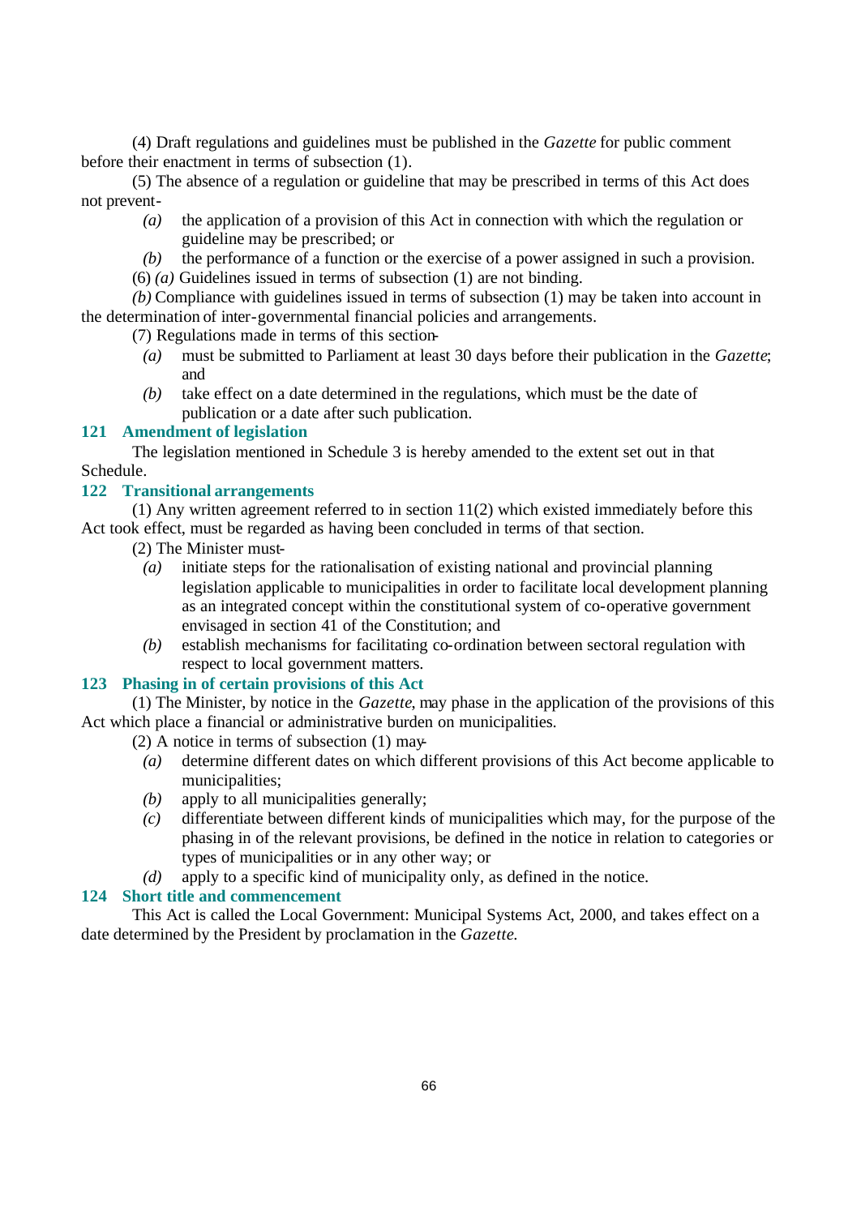(4) Draft regulations and guidelines must be published in the *Gazette* for public comment before their enactment in terms of subsection (1).

(5) The absence of a regulation or guideline that may be prescribed in terms of this Act does not prevent-

*(a)* the application of a provision of this Act in connection with which the regulation or guideline may be prescribed; or

*(b)* the performance of a function or the exercise of a power assigned in such a provision.

(6) *(a)* Guidelines issued in terms of subsection (1) are not binding.

*(b)* Compliance with guidelines issued in terms of subsection (1) may be taken into account in the determination of inter-governmental financial policies and arrangements.

(7) Regulations made in terms of this section-

*(a)* must be submitted to Parliament at least 30 days before their publication in the *Gazette*; and

*(b)* take effect on a date determined in the regulations, which must be the date of publication or a date after such publication.

### 121 Amendment of legislation

The legislation mentioned in Schedule 3 is hereby amended to the extent set out in that Schedule.

### 122 Transitional arrangements

(1) Any written agreement referred to in section 11(2) which existed immediately before this Act took effect, must be regarded as having been concluded in terms of that section.

(2) The Minister must-

*(a)* initiate steps for the rationalisation of existing national and provincial planning legislation applicable to municipalities in order to facilitate local development planning as an integrated concept within the constitutional system of co-operative government envisaged in section 41 of the Constitution; and

*(b)* establish mechanisms for facilitating co-ordination between sectoral regulation with respect to local government matters.

### 123 Phasing in of certain provisions of this Act

(1) The Minister, by notice in the *Gazette*, may phase in the application of the provisions of this Act which place a financial or administrative burden on municipalities.

(2) A notice in terms of subsection (1) may-

*(a)* determine different dates on which different provisions of this Act become applicable to municipalities;

*(b)* apply to all municipalities generally;

*(c)* differentiate between different kinds of municipalities which may, for the purpose of the phasing in of the relevant provisions, be defined in the notice in relation to categories or types of municipalities or in any other way; or

*(d)* apply to a specific kind of municipality only, as defined in the notice.

### 124 Short title and commencement

This Act is called the Local Government: Municipal Systems Act, 2000, and takes effect on a date determined by the President by proclamation in the *Gazette*.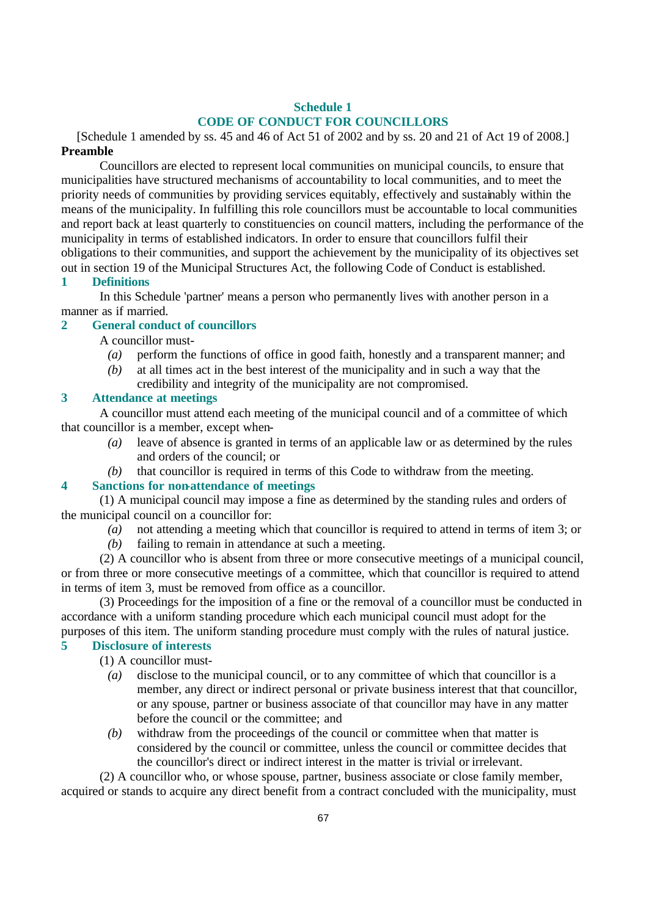## Schedule 1
## CODE OF CONDUCT FOR COUNCILLORS

[Schedule 1 amended by ss. 45 and 46 of Act 51 of 2002 and by ss. 20 and 21 of Act 19 of 2008.]

**Preamble**

Councillors are elected to represent local communities on municipal councils, to ensure that municipalities have structured mechanisms of accountability to local communities, and to meet the priority needs of communities by providing services equitably, effectively and sustainably within the means of the municipality. In fulfilling this role councillors must be accountable to local communities and report back at least quarterly to constituencies on council matters, including the performance of the municipality in terms of established indicators. In order to ensure that councillors fulfil their obligations to their communities, and support the achievement by the municipality of its objectives set out in section 19 of the Municipal Structures Act, the following Code of Conduct is established.

### 1 Definitions

In this Schedule 'partner' means a person who permanently lives with another person in a manner as if married.

### 2 General conduct of councillors

A councillor must-

*(a)* perform the functions of office in good faith, honestly and a transparent manner; and

*(b)* at all times act in the best interest of the municipality and in such a way that the credibility and integrity of the municipality are not compromised.

### 3 Attendance at meetings

A councillor must attend each meeting of the municipal council and of a committee of which that councillor is a member, except when-

*(a)* leave of absence is granted in terms of an applicable law or as determined by the rules and orders of the council; or

*(b)* that councillor is required in terms of this Code to withdraw from the meeting.

### 4 Sanctions for non-attendance of meetings

(1) A municipal council may impose a fine as determined by the standing rules and orders of the municipal council on a councillor for:

*(a)* not attending a meeting which that councillor is required to attend in terms of item 3; or

*(b)* failing to remain in attendance at such a meeting.

(2) A councillor who is absent from three or more consecutive meetings of a municipal council, or from three or more consecutive meetings of a committee, which that councillor is required to attend in terms of item 3, must be removed from office as a councillor.

(3) Proceedings for the imposition of a fine or the removal of a councillor must be conducted in accordance with a uniform standing procedure which each municipal council must adopt for the purposes of this item. The uniform standing procedure must comply with the rules of natural justice.

### 5 Disclosure of interests

(1) A councillor must-

*(a)* disclose to the municipal council, or to any committee of which that councillor is a member, any direct or indirect personal or private business interest that that councillor, or any spouse, partner or business associate of that councillor may have in any matter before the council or the committee; and

*(b)* withdraw from the proceedings of the council or committee when that matter is considered by the council or committee, unless the council or committee decides that the councillor's direct or indirect interest in the matter is trivial or irrelevant.

(2) A councillor who, or whose spouse, partner, business associate or close family member, acquired or stands to acquire any direct benefit from a contract concluded with the municipality, must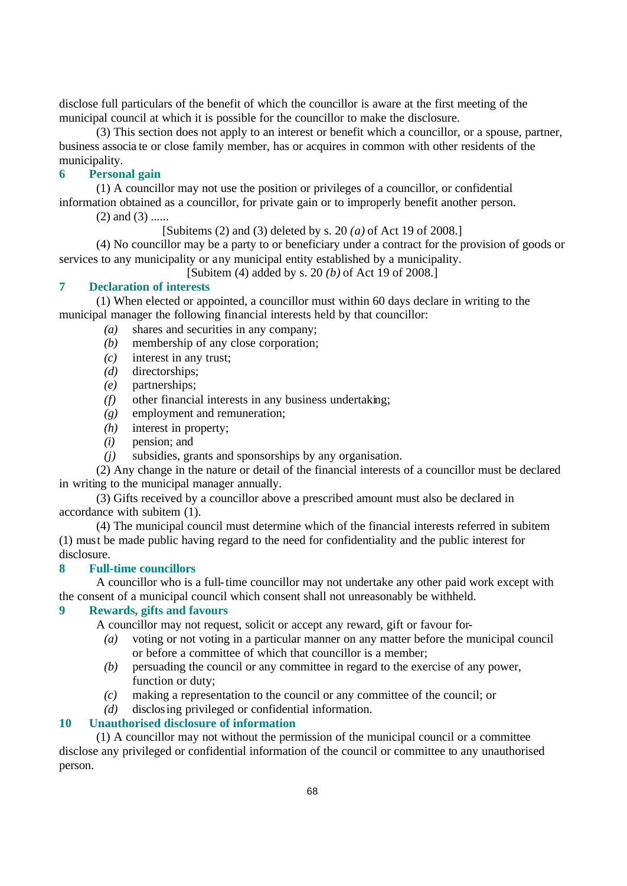disclose full particulars of the benefit of which the councillor is aware at the first meeting of the municipal council at which it is possible for the councillor to make the disclosure.

(3) This section does not apply to an interest or benefit which a councillor, or a spouse, partner, business associate or close family member, has or acquires in common with other residents of the municipality.

### 6 Personal gain

(1) A councillor may not use the position or privileges of a councillor, or confidential information obtained as a councillor, for private gain or to improperly benefit another person.

(2) and (3) ......

[Subitems (2) and (3) deleted by s. 20 *(a)* of Act 19 of 2008.]

(4) No councillor may be a party to or beneficiary under a contract for the provision of goods or services to any municipality or any municipal entity established by a municipality.

[Subitem (4) added by s. 20 *(b)* of Act 19 of 2008.]

### 7 Declaration of interests

(1) When elected or appointed, a councillor must within 60 days declare in writing to the municipal manager the following financial interests held by that councillor:

*(a)* shares and securities in any company;
*(b)* membership of any close corporation;
*(c)* interest in any trust;
*(d)* directorships;
*(e)* partnerships;
*(f)* other financial interests in any business undertaking;
*(g)* employment and remuneration;
*(h)* interest in property;
*(i)* pension; and
*(j)* subsidies, grants and sponsorships by any organisation.

(2) Any change in the nature or detail of the financial interests of a councillor must be declared in writing to the municipal manager annually.

(3) Gifts received by a councillor above a prescribed amount must also be declared in accordance with subitem (1).

(4) The municipal council must determine which of the financial interests referred in subitem (1) must be made public having regard to the need for confidentiality and the public interest for disclosure.

### 8 Full-time councillors

A councillor who is a full-time councillor may not undertake any other paid work except with the consent of a municipal council which consent shall not unreasonably be withheld.

### 9 Rewards, gifts and favours

A councillor may not request, solicit or accept any reward, gift or favour for-

*(a)* voting or not voting in a particular manner on any matter before the municipal council or before a committee of which that councillor is a member;
*(b)* persuading the council or any committee in regard to the exercise of any power, function or duty;
*(c)* making a representation to the council or any committee of the council; or
*(d)* disclosing privileged or confidential information.

### 10 Unauthorised disclosure of information

(1) A councillor may not without the permission of the municipal council or a committee disclose any privileged or confidential information of the council or committee to any unauthorised person.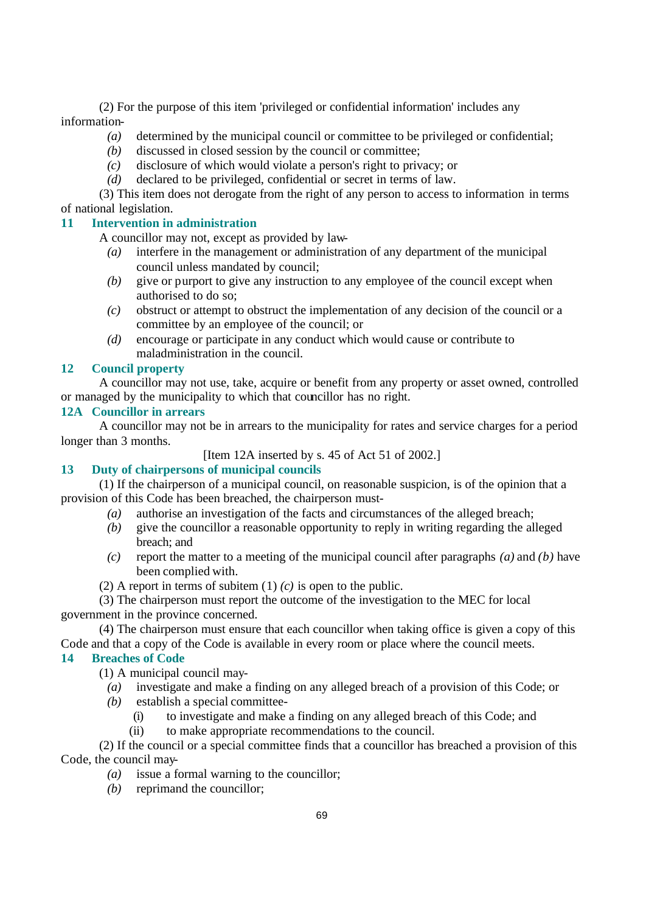(2) For the purpose of this item 'privileged or confidential information' includes any information-

*(a)* determined by the municipal council or committee to be privileged or confidential;
*(b)* discussed in closed session by the council or committee;
*(c)* disclosure of which would violate a person's right to privacy; or
*(d)* declared to be privileged, confidential or secret in terms of law.

(3) This item does not derogate from the right of any person to access to information in terms of national legislation.

### 11 Intervention in administration

A councillor may not, except as provided by law-

*(a)* interfere in the management or administration of any department of the municipal council unless mandated by council;
*(b)* give or purport to give any instruction to any employee of the council except when authorised to do so;
*(c)* obstruct or attempt to obstruct the implementation of any decision of the council or a committee by an employee of the council; or
*(d)* encourage or participate in any conduct which would cause or contribute to maladministration in the council.

### 12 Council property

A councillor may not use, take, acquire or benefit from any property or asset owned, controlled or managed by the municipality to which that councillor has no right.

### 12A Councillor in arrears

A councillor may not be in arrears to the municipality for rates and service charges for a period longer than 3 months.

[Item 12A inserted by s. 45 of Act 51 of 2002.]

### 13 Duty of chairpersons of municipal councils

(1) If the chairperson of a municipal council, on reasonable suspicion, is of the opinion that a provision of this Code has been breached, the chairperson must-

*(a)* authorise an investigation of the facts and circumstances of the alleged breach;
*(b)* give the councillor a reasonable opportunity to reply in writing regarding the alleged breach; and
*(c)* report the matter to a meeting of the municipal council after paragraphs *(a)* and *(b)* have been complied with.

(2) A report in terms of subitem (1) *(c)* is open to the public.

(3) The chairperson must report the outcome of the investigation to the MEC for local government in the province concerned.

(4) The chairperson must ensure that each councillor when taking office is given a copy of this Code and that a copy of the Code is available in every room or place where the council meets.

### 14 Breaches of Code

(1) A municipal council may-

*(a)* investigate and make a finding on any alleged breach of a provision of this Code; or
*(b)* establish a special committee-
  (i) to investigate and make a finding on any alleged breach of this Code; and
  (ii) to make appropriate recommendations to the council.

(2) If the council or a special committee finds that a councillor has breached a provision of this Code, the council may-

*(a)* issue a formal warning to the councillor;
*(b)* reprimand the councillor;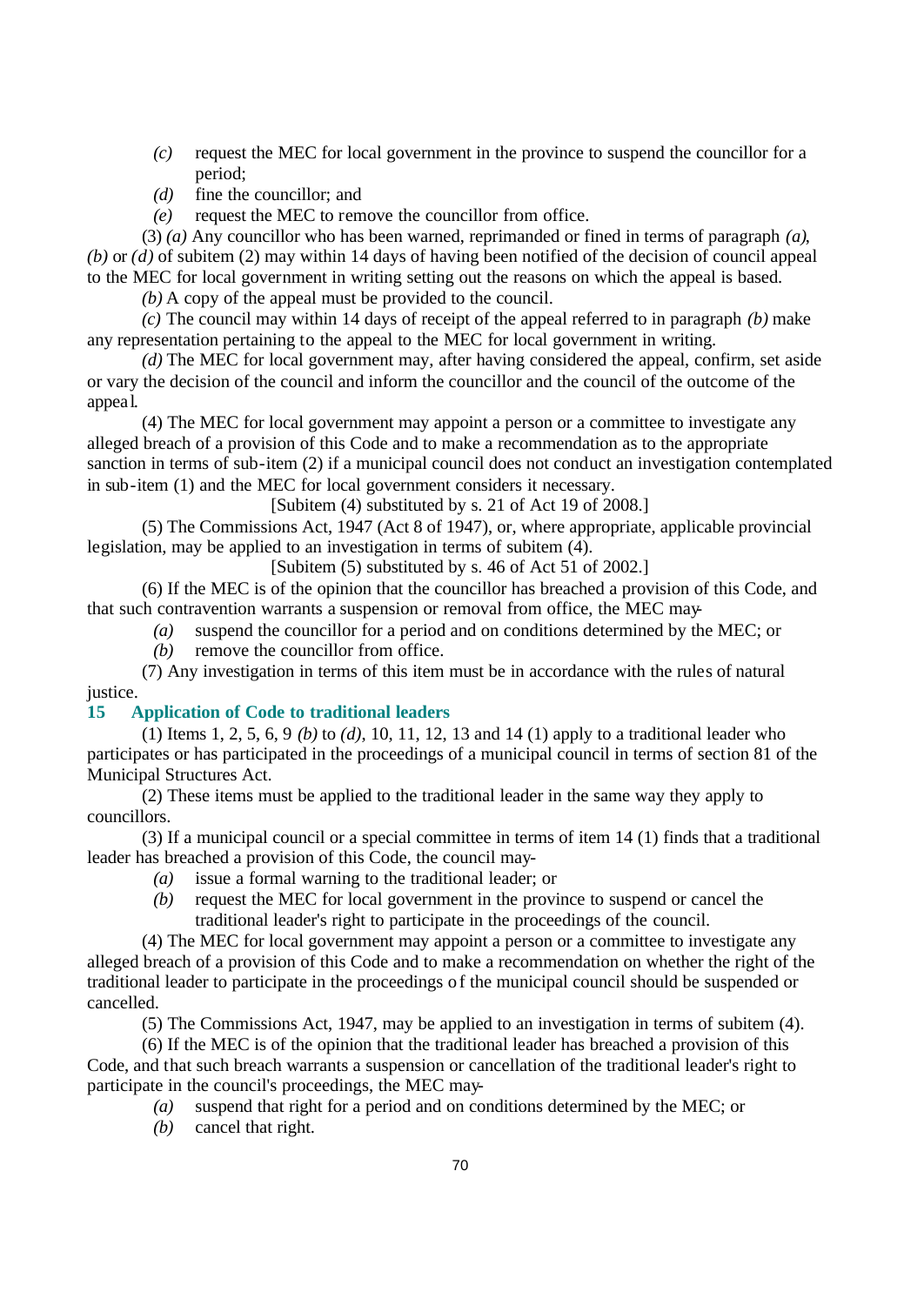*(c)* request the MEC for local government in the province to suspend the councillor for a period;

*(d)* fine the councillor; and

*(e)* request the MEC to remove the councillor from office.

(3) *(a)* Any councillor who has been warned, reprimanded or fined in terms of paragraph *(a)*, *(b)* or *(d)* of subitem (2) may within 14 days of having been notified of the decision of council appeal to the MEC for local government in writing setting out the reasons on which the appeal is based.

*(b)* A copy of the appeal must be provided to the council.

*(c)* The council may within 14 days of receipt of the appeal referred to in paragraph *(b)* make any representation pertaining to the appeal to the MEC for local government in writing.

*(d)* The MEC for local government may, after having considered the appeal, confirm, set aside or vary the decision of the council and inform the councillor and the council of the outcome of the appeal.

(4) The MEC for local government may appoint a person or a committee to investigate any alleged breach of a provision of this Code and to make a recommendation as to the appropriate sanction in terms of sub-item (2) if a municipal council does not conduct an investigation contemplated in sub-item (1) and the MEC for local government considers it necessary.

[Subitem (4) substituted by s. 21 of Act 19 of 2008.]

(5) The Commissions Act, 1947 (Act 8 of 1947), or, where appropriate, applicable provincial legislation, may be applied to an investigation in terms of subitem (4).

[Subitem (5) substituted by s. 46 of Act 51 of 2002.]

(6) If the MEC is of the opinion that the councillor has breached a provision of this Code, and that such contravention warrants a suspension or removal from office, the MEC may-

*(a)* suspend the councillor for a period and on conditions determined by the MEC; or

*(b)* remove the councillor from office.

(7) Any investigation in terms of this item must be in accordance with the rules of natural justice.

### 15 Application of Code to traditional leaders

(1) Items 1, 2, 5, 6, 9 *(b)* to *(d)*, 10, 11, 12, 13 and 14 (1) apply to a traditional leader who participates or has participated in the proceedings of a municipal council in terms of section 81 of the Municipal Structures Act.

(2) These items must be applied to the traditional leader in the same way they apply to councillors.

(3) If a municipal council or a special committee in terms of item 14 (1) finds that a traditional leader has breached a provision of this Code, the council may-

*(a)* issue a formal warning to the traditional leader; or

*(b)* request the MEC for local government in the province to suspend or cancel the traditional leader's right to participate in the proceedings of the council.

(4) The MEC for local government may appoint a person or a committee to investigate any alleged breach of a provision of this Code and to make a recommendation on whether the right of the traditional leader to participate in the proceedings of the municipal council should be suspended or cancelled.

(5) The Commissions Act, 1947, may be applied to an investigation in terms of subitem (4).

(6) If the MEC is of the opinion that the traditional leader has breached a provision of this Code, and that such breach warrants a suspension or cancellation of the traditional leader's right to participate in the council's proceedings, the MEC may-

*(a)* suspend that right for a period and on conditions determined by the MEC; or

*(b)* cancel that right.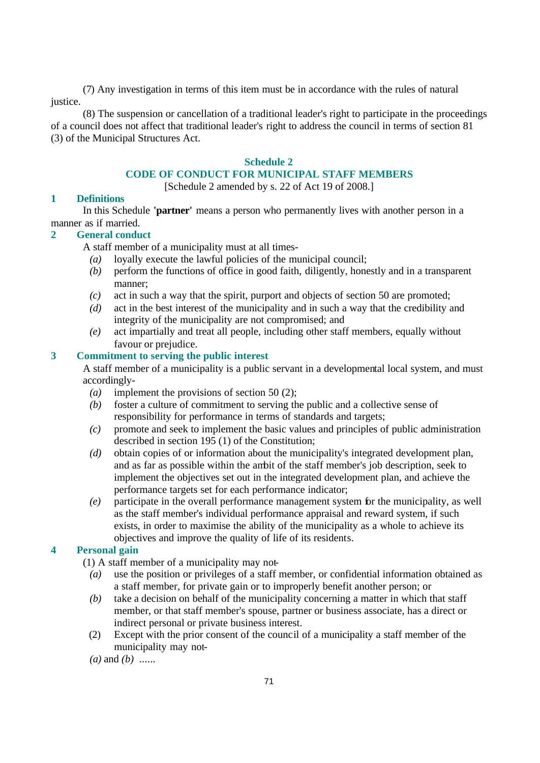(7) Any investigation in terms of this item must be in accordance with the rules of natural justice.

(8) The suspension or cancellation of a traditional leader's right to participate in the proceedings of a council does not affect that traditional leader's right to address the council in terms of section 81 (3) of the Municipal Structures Act.

## Schedule 2
## CODE OF CONDUCT FOR MUNICIPAL STAFF MEMBERS

[Schedule 2 amended by s. 22 of Act 19 of 2008.]

### 1 Definitions

In this Schedule **'partner'** means a person who permanently lives with another person in a manner as if married.

### 2 General conduct

A staff member of a municipality must at all times-

*(a)* loyally execute the lawful policies of the municipal council;

*(b)* perform the functions of office in good faith, diligently, honestly and in a transparent manner;

*(c)* act in such a way that the spirit, purport and objects of section 50 are promoted;

*(d)* act in the best interest of the municipality and in such a way that the credibility and integrity of the municipality are not compromised; and

*(e)* act impartially and treat all people, including other staff members, equally without favour or prejudice.

### 3 Commitment to serving the public interest

A staff member of a municipality is a public servant in a developmental local system, and must accordingly-

*(a)* implement the provisions of section 50 (2);

*(b)* foster a culture of commitment to serving the public and a collective sense of responsibility for performance in terms of standards and targets;

*(c)* promote and seek to implement the basic values and principles of public administration described in section 195 (1) of the Constitution;

*(d)* obtain copies of or information about the municipality's integrated development plan, and as far as possible within the ambit of the staff member's job description, seek to implement the objectives set out in the integrated development plan, and achieve the performance targets set for each performance indicator;

*(e)* participate in the overall performance management system for the municipality, as well as the staff member's individual performance appraisal and reward system, if such exists, in order to maximise the ability of the municipality as a whole to achieve its objectives and improve the quality of life of its residents.

### 4 Personal gain

(1) A staff member of a municipality may not-

*(a)* use the position or privileges of a staff member, or confidential information obtained as a staff member, for private gain or to improperly benefit another person; or

*(b)* take a decision on behalf of the municipality concerning a matter in which that staff member, or that staff member's spouse, partner or business associate, has a direct or indirect personal or private business interest.

(2) Except with the prior consent of the council of a municipality a staff member of the municipality may not-

*(a)* and *(b)* ......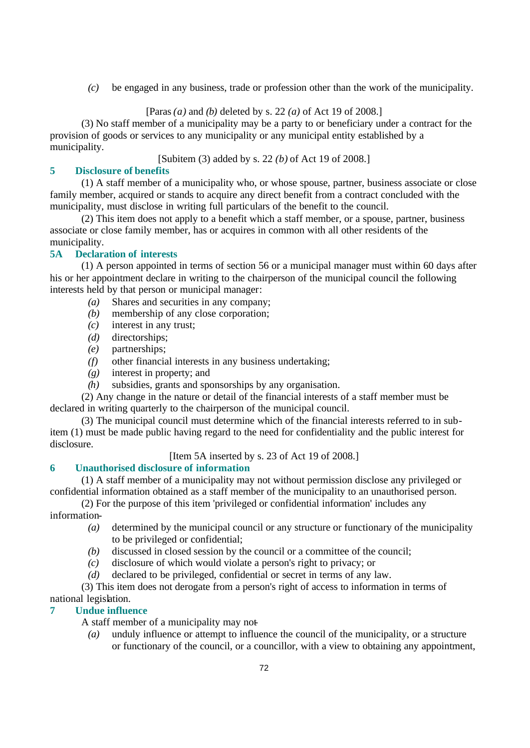*(c)* be engaged in any business, trade or profession other than the work of the municipality.

[Paras *(a)* and *(b)* deleted by s. 22 *(a)* of Act 19 of 2008.]

(3) No staff member of a municipality may be a party to or beneficiary under a contract for the provision of goods or services to any municipality or any municipal entity established by a municipality.

[Subitem (3) added by s. 22 *(b)* of Act 19 of 2008.]

### 5 Disclosure of benefits

(1) A staff member of a municipality who, or whose spouse, partner, business associate or close family member, acquired or stands to acquire any direct benefit from a contract concluded with the municipality, must disclose in writing full particulars of the benefit to the council.

(2) This item does not apply to a benefit which a staff member, or a spouse, partner, business associate or close family member, has or acquires in common with all other residents of the municipality.

### 5A Declaration of interests

(1) A person appointed in terms of section 56 or a municipal manager must within 60 days after his or her appointment declare in writing to the chairperson of the municipal council the following interests held by that person or municipal manager:

*(a)* Shares and securities in any company;
*(b)* membership of any close corporation;
*(c)* interest in any trust;
*(d)* directorships;
*(e)* partnerships;
*(f)* other financial interests in any business undertaking;
*(g)* interest in property; and
*(h)* subsidies, grants and sponsorships by any organisation.

(2) Any change in the nature or detail of the financial interests of a staff member must be declared in writing quarterly to the chairperson of the municipal council.

(3) The municipal council must determine which of the financial interests referred to in sub-item (1) must be made public having regard to the need for confidentiality and the public interest for disclosure.

[Item 5A inserted by s. 23 of Act 19 of 2008.]

### 6 Unauthorised disclosure of information

(1) A staff member of a municipality may not without permission disclose any privileged or confidential information obtained as a staff member of the municipality to an unauthorised person.

(2) For the purpose of this item 'privileged or confidential information' includes any information-

*(a)* determined by the municipal council or any structure or functionary of the municipality to be privileged or confidential;
*(b)* discussed in closed session by the council or a committee of the council;
*(c)* disclosure of which would violate a person's right to privacy; or
*(d)* declared to be privileged, confidential or secret in terms of any law.

(3) This item does not derogate from a person's right of access to information in terms of national legislation.

### 7 Undue influence

A staff member of a municipality may not-

*(a)* unduly influence or attempt to influence the council of the municipality, or a structure or functionary of the council, or a councillor, with a view to obtaining any appointment,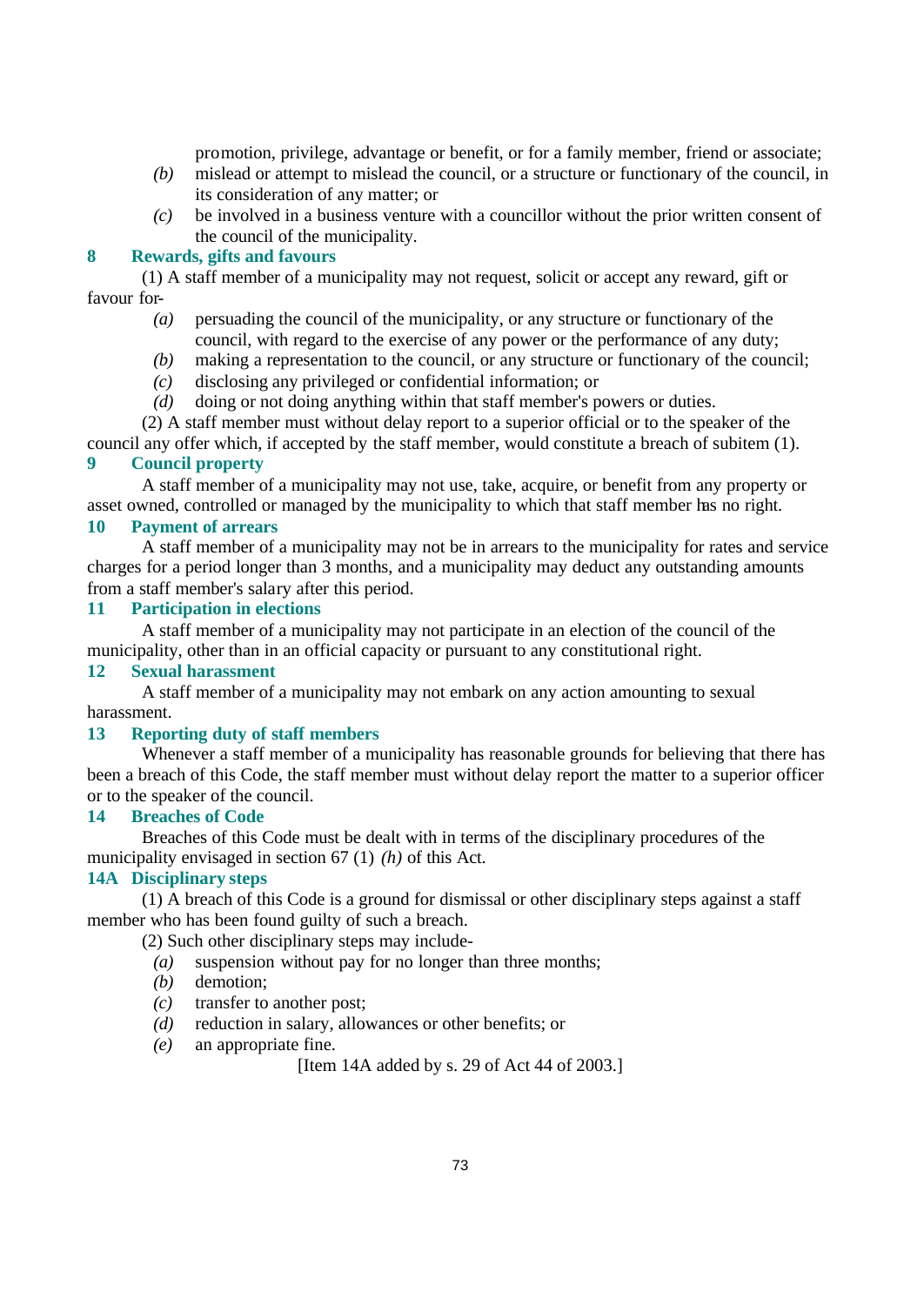promotion, privilege, advantage or benefit, or for a family member, friend or associate;

*(b)* mislead or attempt to mislead the council, or a structure or functionary of the council, in its consideration of any matter; or

*(c)* be involved in a business venture with a councillor without the prior written consent of the council of the municipality.

### 8 Rewards, gifts and favours

(1) A staff member of a municipality may not request, solicit or accept any reward, gift or favour for-

*(a)* persuading the council of the municipality, or any structure or functionary of the council, with regard to the exercise of any power or the performance of any duty;

*(b)* making a representation to the council, or any structure or functionary of the council;

*(c)* disclosing any privileged or confidential information; or

*(d)* doing or not doing anything within that staff member's powers or duties.

(2) A staff member must without delay report to a superior official or to the speaker of the council any offer which, if accepted by the staff member, would constitute a breach of subitem (1).

### 9 Council property

A staff member of a municipality may not use, take, acquire, or benefit from any property or asset owned, controlled or managed by the municipality to which that staff member has no right.

### 10 Payment of arrears

A staff member of a municipality may not be in arrears to the municipality for rates and service charges for a period longer than 3 months, and a municipality may deduct any outstanding amounts from a staff member's salary after this period.

### 11 Participation in elections

A staff member of a municipality may not participate in an election of the council of the municipality, other than in an official capacity or pursuant to any constitutional right.

### 12 Sexual harassment

A staff member of a municipality may not embark on any action amounting to sexual harassment.

### 13 Reporting duty of staff members

Whenever a staff member of a municipality has reasonable grounds for believing that there has been a breach of this Code, the staff member must without delay report the matter to a superior officer or to the speaker of the council.

### 14 Breaches of Code

Breaches of this Code must be dealt with in terms of the disciplinary procedures of the municipality envisaged in section 67 (1) *(h)* of this Act.

### 14A Disciplinary steps

(1) A breach of this Code is a ground for dismissal or other disciplinary steps against a staff member who has been found guilty of such a breach.

(2) Such other disciplinary steps may include-

*(a)* suspension without pay for no longer than three months;

*(b)* demotion;

*(c)* transfer to another post;

*(d)* reduction in salary, allowances or other benefits; or

*(e)* an appropriate fine.

[Item 14A added by s. 29 of Act 44 of 2003.]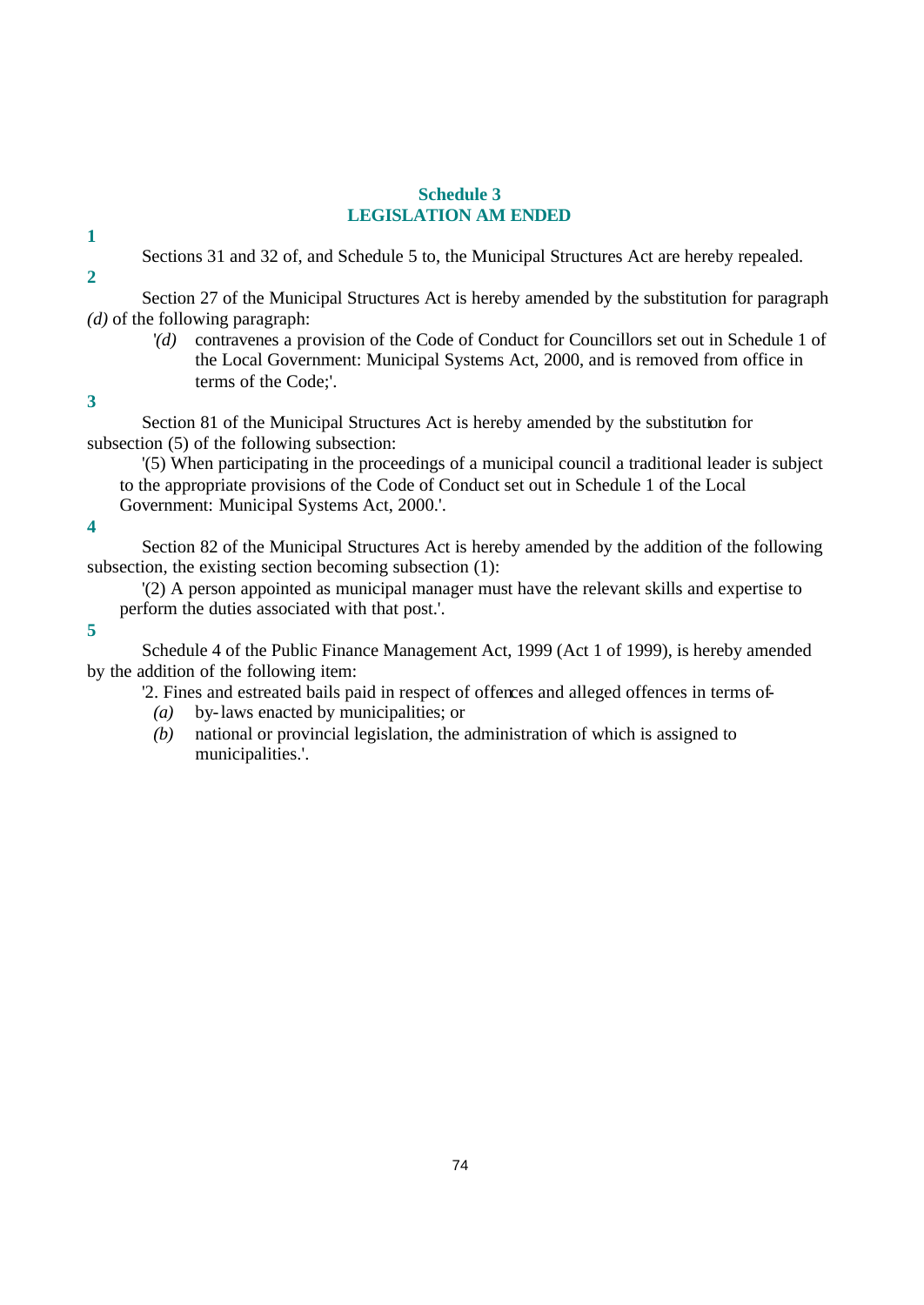## Schedule 3
## LEGISLATION AM ENDED

**1**

Sections 31 and 32 of, and Schedule 5 to, the Municipal Structures Act are hereby repealed.

**2**

Section 27 of the Municipal Structures Act is hereby amended by the substitution for paragraph *(d)* of the following paragraph:

'*(d)* contravenes a provision of the Code of Conduct for Councillors set out in Schedule 1 of the Local Government: Municipal Systems Act, 2000, and is removed from office in terms of the Code;'.

**3**

Section 81 of the Municipal Structures Act is hereby amended by the substitution for subsection (5) of the following subsection:

'(5) When participating in the proceedings of a municipal council a traditional leader is subject to the appropriate provisions of the Code of Conduct set out in Schedule 1 of the Local Government: Municipal Systems Act, 2000.'.

**4**

Section 82 of the Municipal Structures Act is hereby amended by the addition of the following subsection, the existing section becoming subsection (1):

'(2) A person appointed as municipal manager must have the relevant skills and expertise to perform the duties associated with that post.'.

**5**

Schedule 4 of the Public Finance Management Act, 1999 (Act 1 of 1999), is hereby amended by the addition of the following item:

'2. Fines and estreated bails paid in respect of offences and alleged offences in terms of-

*(a)* by-laws enacted by municipalities; or

*(b)* national or provincial legislation, the administration of which is assigned to municipalities.'.